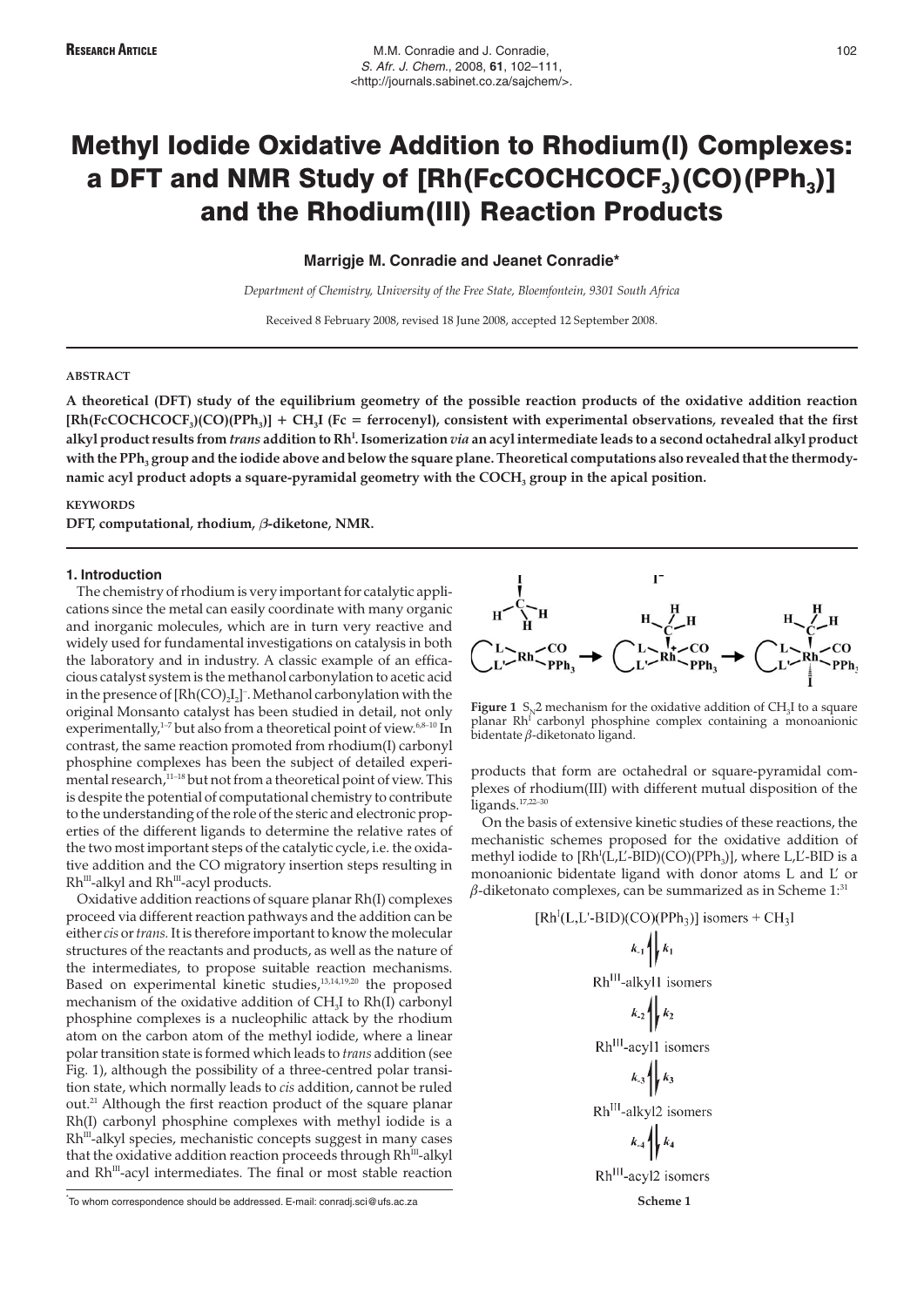# Methyl Iodide Oxidative Addition to Rhodium(I) Complexes: a DFT and NMR Study of $[Rh(FcCOCHCOCF_3)(CO)(PPh_3)]$ and the Rhodium(III) Reaction Products

**Marrigje M. Conradie and Jeanet Conradie***

*Department of Chemistry, University of the Free State, Bloemfontein, 9301 South Africa*

Received 8 February 2008, revised 18 June 2008, accepted 12 September 2008.

## ABSTRACT

**A theoretical (DFT) study of the equilibrium geometry of the possible reaction products of the oxidative addition reaction $[Rh(FcCOCHCOCF_3)(CO)(PPh_3)]$ + $CH_3I$ (Fc = ferrocenyl), consistent with experimental observations, revealed that the first alkyl product results from *trans* addition to $Rh^I$. Isomerization *via* an acyl intermediate leads to a second octahedral alkyl product with the $PPh_3$ group and the iodide above and below the square plane. Theoretical computations also revealed that the thermodynamic acyl product adopts a square-pyramidal geometry with the $COCH_3$ group in the apical position.**

## KEYWORDS

**DFT, computational, rhodium, β-diketone, NMR.**

## 1. Introduction

The chemistry of rhodium is very important for catalytic applications since the metal can easily coordinate with many organic and inorganic molecules, which are in turn very reactive and widely used for fundamental investigations on catalysis in both the laboratory and in industry. A classic example of an efficacious catalyst system is the methanol carbonylation to acetic acid in the presence of $[Rh(CO)_2I_2]^-$. Methanol carbonylation with the original Monsanto catalyst has been studied in detail, not only experimentally,[1–7] but also from a theoretical point of view.[6,8–10] In contrast, the same reaction promoted from rhodium(I) carbonyl phosphine complexes has been the subject of detailed experimental research,[11–18] but not from a theoretical point of view. This is despite the potential of computational chemistry to contribute to the understanding of the role of the steric and electronic properties of the different ligands to determine the relative rates of the two most important steps of the catalytic cycle, i.e. the oxidative addition and the CO migratory insertion steps resulting in $Rh^{III}$-alkyl and $Rh^{III}$-acyl products.

Oxidative addition reactions of square planar Rh(I) complexes proceed via different reaction pathways and the addition can be either *cis* or *trans*. It is therefore important to know the molecular structures of the reactants and products, as well as the nature of the intermediates, to propose suitable reaction mechanisms. Based on experimental kinetic studies,[13,14,19,20] the proposed mechanism of the oxidative addition of $CH_3I$ to Rh(I) carbonyl phosphine complexes is a nucleophilic attack by the rhodium atom on the carbon atom of the methyl iodide, where a linear polar transition state is formed which leads to *trans* addition (see Fig. 1), although the possibility of a three-centred polar transition state, which normally leads to *cis* addition, cannot be ruled out.[21] Although the first reaction product of the square planar Rh(I) carbonyl phosphine complexes with methyl iodide is a $Rh^{III}$-alkyl species, mechanistic concepts suggest in many cases that the oxidative addition reaction proceeds through $Rh^{III}$-alkyl and $Rh^{III}$-acyl intermediates. The final or most stable reaction products that form are octahedral or square-pyramidal complexes of rhodium(III) with different mutual disposition of the ligands.[17,22–30]

**Figure 1** $S_N2$ mechanism for the oxidative addition of $CH_3I$ to a square planar $Rh^I$ carbonyl phosphine complex containing a monoanionic bidentate β-diketonato ligand.

On the basis of extensive kinetic studies of these reactions, the mechanistic schemes proposed for the oxidative addition of methyl iodide to $[Rh^I(L,L'\text{-}BID)(CO)(PPh_3)]$, where L,L'-BID is a monoanionic bidentate ligand with donor atoms L and L' or β-diketonato complexes, can be summarized as in Scheme 1:[31]

$$[Rh^I(L,L'\text{-}BID)(CO)(PPh_3)] \text{ isomers} + CH_3I$$
$$k_{-1} \upharpoonleft\downharpoonright k_1$$
$$Rh^{III}\text{-alkyl1 isomers}$$
$$k_{-2} \upharpoonleft\downharpoonright k_2$$
$$Rh^{III}\text{-acyl1 isomers}$$
$$k_{-3} \upharpoonleft\downharpoonright k_3$$
$$Rh^{III}\text{-alkyl2 isomers}$$
$$k_{-4} \upharpoonleft\downharpoonright k_4$$
$$Rh^{III}\text{-acyl2 isomers}$$

**Scheme 1**

*To whom correspondence should be addressed. E-mail: conradj.sci@ufs.ac.za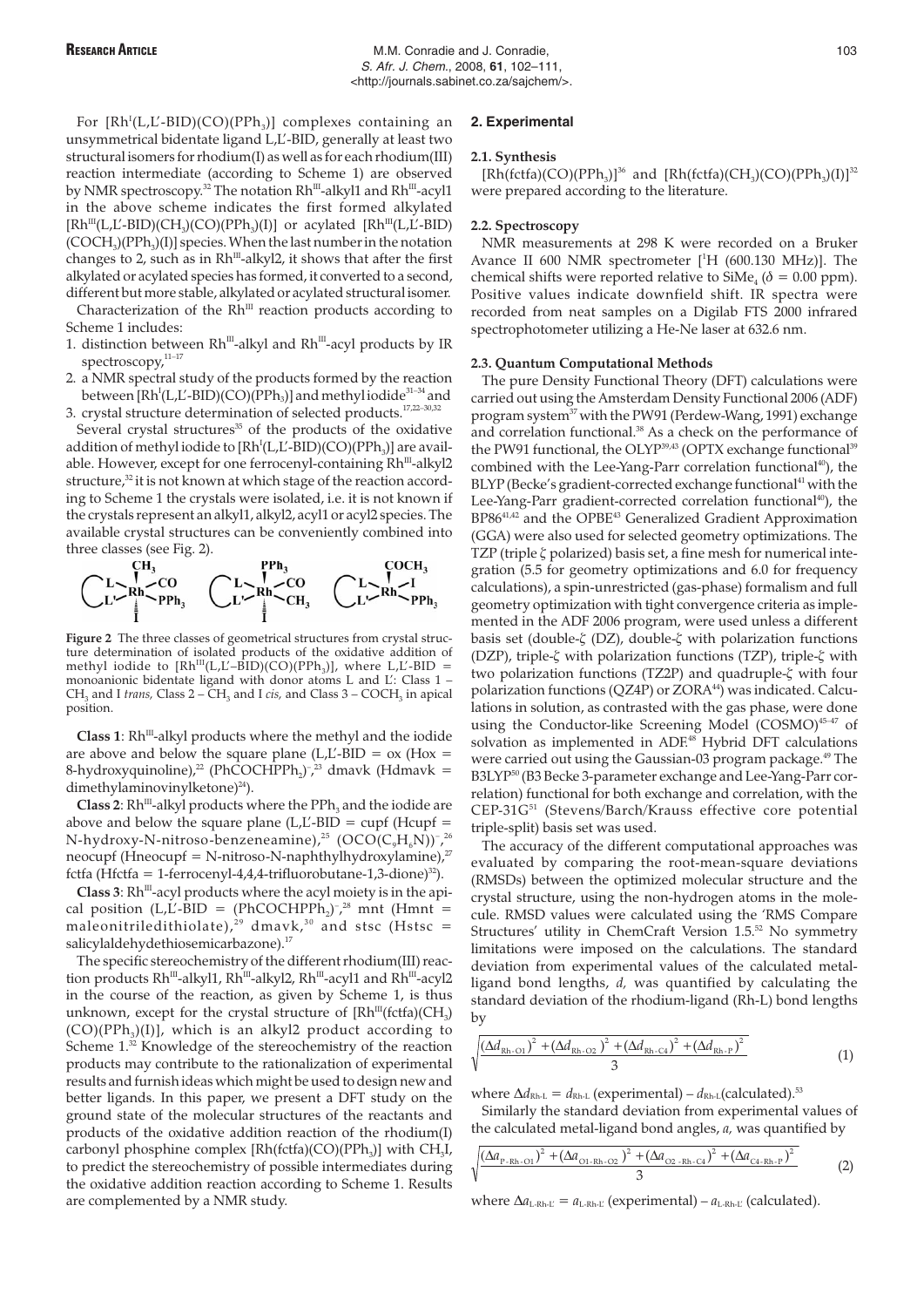For $[Rh^{I}(L,L'-BID)(CO)(PPh_3)]$ complexes containing an unsymmetrical bidentate ligand L,L'-BID, generally at least two structural isomers for rhodium(I) as well as for each rhodium(III) reaction intermediate (according to Scheme 1) are observed by NMR spectroscopy.[32] The notation $Rh^{III}$-alkyl1 and $Rh^{III}$-acyl1 in the above scheme indicates the first formed alkylated $[Rh^{III}(L,L'-BID)(CH_3)(CO)(PPh_3)(I)]$ or acylated $[Rh^{III}(L,L'-BID)(COCH_3)(PPh_3)(I)]$ species. When the last number in the notation changes to 2, such as in $Rh^{III}$-alkyl2, it shows that after the first alkylated or acylated species has formed, it converted to a second, different but more stable, alkylated or acylated structural isomer.

Characterization of the $Rh^{III}$ reaction products according to Scheme 1 includes:

1. distinction between $Rh^{III}$-alkyl and $Rh^{III}$-acyl products by IR spectroscopy,[11–17]
2. a NMR spectral study of the products formed by the reaction between $[Rh^{I}(L,L'-BID)(CO)(PPh_3)]$ and methyl iodide[31–34] and
3. crystal structure determination of selected products.[17,22–30,32]

Several crystal structures[35] of the products of the oxidative addition of methyl iodide to $[Rh^{I}(L,L'-BID)(CO)(PPh_3)]$ are available. However, except for one ferrocenyl-containing $Rh^{III}$-alkyl2 structure,[32] it is not known at which stage of the reaction according to Scheme 1 the crystals were isolated, i.e. it is not known if the crystals represent an alkyl1, alkyl2, acyl1 or acyl2 species. The available crystal structures can be conveniently combined into three classes (see Fig. 2).

**Figure 2** The three classes of geometrical structures from crystal structure determination of isolated products of the oxidative addition of methyl iodide to $[Rh^{III}(L,L'-BID)(CO)(PPh_3)]$, where L,L'-BID = monoanionic bidentate ligand with donor atoms L and L': Class 1 – $CH_3$ and I *trans,* Class 2 – $CH_3$ and I *cis,* and Class 3 – $COCH_3$ in apical position.

**Class 1**: $Rh^{III}$-alkyl products where the methyl and the iodide are above and below the square plane (L,L'-BID = ox (Hox = 8-hydroxyquinoline),[22] $(PhCOCHPPh_2)^-$,[23] dmavk (Hdmavk = dimethylaminovinylketone)[24]).

**Class 2**: $Rh^{III}$-alkyl products where the $PPh_3$ and the iodide are above and below the square plane (L,L'-BID = cupf (Hcupf = N-hydroxy-N-nitroso-benzeneamine),[25] $(OCO(C_9H_6N))^-$,[26] neocupf = N-nitroso-N-naphthylhydroxylamine),[27] fctfa (Hfctfa = 1-ferrocenyl-4,4,4-trifluorobutane-1,3-dione)[32]).

**Class 3**: $Rh^{III}$-acyl products where the acyl moiety is in the apical position (L,L'-BID = $(PhCOCHPPh_2)^-$,[28] mnt (Hmnt = maleonitriledithiolate),[29] dmavk,[30] and stsc (Hstsc = salicylaldehydethiosemicarbazone).[17]

The specific stereochemistry of the different rhodium(III) reaction products $Rh^{III}$-alkyl1, $Rh^{III}$-alkyl2, $Rh^{III}$-acyl1 and $Rh^{III}$-acyl2 in the course of the reaction, as given by Scheme 1, is thus unknown, except for the crystal structure of $[Rh^{III}(fctfa)(CH_3)(CO)(PPh_3)(I)]$, which is an alkyl2 product according to Scheme 1.[32] Knowledge of the stereochemistry of the reaction products may contribute to the rationalization of experimental results and furnish ideas which might be used to design new and better ligands. In this paper, we present a DFT study on the ground state of the molecular structures of the reactants and products of the oxidative addition reaction of the rhodium(I) carbonyl phosphine complex $[Rh(fctfa)(CO)(PPh_3)]$ with $CH_3I$, to predict the stereochemistry of possible intermediates during the oxidative addition reaction according to Scheme 1. Results are complemented by a NMR study.

## 2. Experimental

### 2.1. Synthesis

$[Rh(fctfa)(CO)(PPh_3)]$[36] and $[Rh(fctfa)(CH_3)(CO)(PPh_3)(I)]$[32] were prepared according to the literature.

### 2.2. Spectroscopy

NMR measurements at 298 K were recorded on a Bruker Avance II 600 NMR spectrometer [$^1$H (600.130 MHz)]. The chemical shifts were reported relative to $SiMe_4$ ($\delta$ = 0.00 ppm). Positive values indicate downfield shift. IR spectra were recorded from neat samples on a Digilab FTS 2000 infrared spectrophotometer utilizing a He-Ne laser at 632.6 nm.

### 2.3. Quantum Computational Methods

The pure Density Functional Theory (DFT) calculations were carried out using the Amsterdam Density Functional 2006 (ADF) program system[37] with the PW91 (Perdew-Wang, 1991) exchange and correlation functional.[38] As a check on the performance of the PW91 functional, the OLYP[39,43] (OPTX exchange functional[39] combined with the Lee-Yang-Parr correlation functional[40]), the BLYP (Becke's gradient-corrected exchange functional[41] with the Lee-Yang-Parr gradient-corrected correlation functional[40]), the BP86[41,42] and the OPBE[43] Generalized Gradient Approximation (GGA) were also used for selected geometry optimizations. The TZP (triple $\zeta$ polarized) basis set, a fine mesh for numerical integration (5.5 for geometry optimizations and 6.0 for frequency calculations), a spin-unrestricted (gas-phase) formalism and full geometry optimization with tight convergence criteria as implemented in the ADF 2006 program, were used unless a different basis set (double-$\zeta$ (DZ), double-$\zeta$ with polarization functions (DZP), triple-$\zeta$ with polarization functions (TZP), triple-$\zeta$ with two polarization functions (TZ2P) and quadruple-$\zeta$ with four polarization functions (QZ4P) or ZORA[44]) was indicated. Calculations in solution, as contrasted with the gas phase, were done using the Conductor-like Screening Model (COSMO)[45–47] of solvation as implemented in ADF.[48] Hybrid DFT calculations were carried out using the Gaussian-03 program package.[49] The B3LYP[50] (B3 Becke 3-parameter exchange and Lee-Yang-Parr correlation) functional for both exchange and correlation, with the CEP-31G[51] (Stevens/Barch/Krauss effective core potential triple-split) basis set was used.

The accuracy of the different computational approaches was evaluated by comparing the root-mean-square deviations (RMSDs) between the optimized molecular structure and the crystal structure, using the non-hydrogen atoms in the molecule. RMSD values were calculated using the 'RMS Compare Structures' utility in ChemCraft Version 1.5.[52] No symmetry limitations were imposed on the calculations. The standard deviation from experimental values of the calculated metal-ligand bond lengths, *d,* was quantified by calculating the standard deviation of the rhodium-ligand (Rh-L) bond lengths by

$$\sqrt{\frac{(\Delta d_{Rh-O1})^2 + (\Delta d_{Rh-O2})^2 + (\Delta d_{Rh-C4})^2 + (\Delta d_{Rh-P})^2}{3}} \tag{1}$$

where $\Delta d_{Rh-L} = d_{Rh-L}$ (experimental) – $d_{Rh-L}$(calculated).[53]

Similarly the standard deviation from experimental values of the calculated metal-ligand bond angles, *a,* was quantified by

$$\sqrt{\frac{(\Delta a_{P-Rh-O1})^2 + (\Delta a_{O1-Rh-O2})^2 + (\Delta a_{O2-Rh-C4})^2 + (\Delta a_{C4-Rh-P})^2}{3}} \tag{2}$$

where $\Delta a_{L-Rh-L'} = a_{L-Rh-L'}$ (experimental) – $a_{L-Rh-L'}$ (calculated).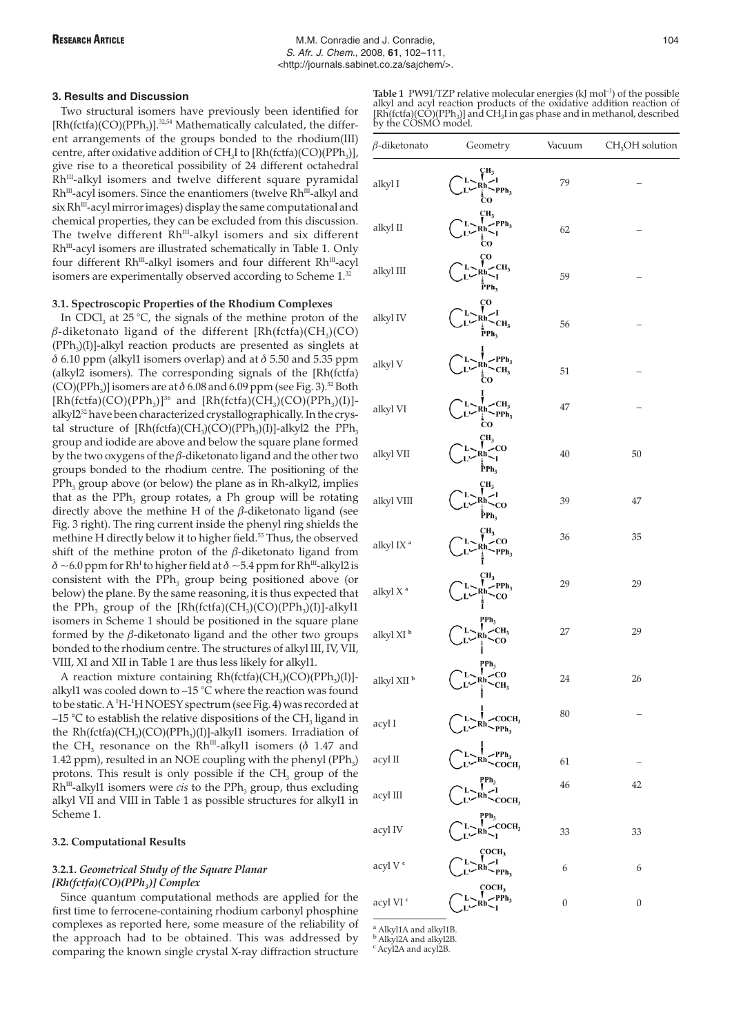## 3. Results and Discussion

Two structural isomers have previously been identified for $[Rh(fctfa)(CO)(PPh_3)]$.[32,54] Mathematically calculated, the different arrangements of the groups bonded to the rhodium(III) centre, after oxidative addition of $CH_3I$ to $[Rh(fctfa)(CO)(PPh_3)]$, give rise to a theoretical possibility of 24 different octahedral $Rh^{III}$-alkyl isomers and twelve different square pyramidal $Rh^{III}$-acyl isomers. Since the enantiomers (twelve $Rh^{III}$-alkyl and six $Rh^{III}$-acyl mirror images) display the same computational and chemical properties, they can be excluded from this discussion. The twelve different $Rh^{III}$-alkyl isomers and six different $Rh^{III}$-acyl isomers are illustrated schematically in Table 1. Only four different $Rh^{III}$-alkyl isomers and four different $Rh^{III}$-acyl isomers are experimentally observed according to Scheme 1.[32]

### 3.1. Spectroscopic Properties of the Rhodium Complexes

In $CDCl_3$ at 25 °C, the signals of the methine proton of the $\beta$-diketonato ligand of the different $[Rh(fctfa)(CH_3)(CO)(PPh_3)(I)]$-alkyl reaction products are presented as singlets at $\delta$ 6.10 ppm (alkyl1 isomers overlap) and at $\delta$ 5.50 and 5.35 ppm (alkyl2 isomers). The corresponding signals of the $[Rh(fctfa)(CO)(PPh_3)]$ isomers are at $\delta$ 6.08 and 6.09 ppm (see Fig. 3).[32] Both $[Rh(fctfa)(CO)(PPh_3)]$[36] and $[Rh(fctfa)(CH_3)(CO)(PPh_3)(I)]$-alkyl2[32] have been characterized crystallographically. In the crystal structure of $[Rh(fctfa)(CH_3)(CO)(PPh_3)(I)]$-alkyl2 the $PPh_3$ group and iodide are above and below the square plane formed by the two oxygens of the $\beta$-diketonato ligand and the other two groups bonded to the rhodium centre. The positioning of the $PPh_3$ group above (or below) the plane as in Rh-alkyl2, implies that as the $PPh_3$ group rotates, a Ph group will be rotating directly above the methine H of the $\beta$-diketonato ligand (see Fig. 3 right). The ring current inside the phenyl ring shields the methine H directly below it to higher field.[55] Thus, the observed shift of the methine proton of the $\beta$-diketonato ligand from $\delta$ ~6.0 ppm for $Rh^{I}$ to higher field at $\delta$ ~5.4 ppm for $Rh^{III}$-alkyl2 is consistent with the $PPh_3$ group being positioned above (or below) the plane. By the same reasoning, it is thus expected that the $PPh_3$ group of the $[Rh(fctfa)(CH_3)(CO)(PPh_3)(I)]$-alkyl1 isomers in Scheme 1 should be positioned in the square plane formed by the $\beta$-diketonato ligand and the other two groups bonded to the rhodium centre. The structures of alkyl III, IV, VII, VIII, XI and XII in Table 1 are thus less likely for alkyl1.

A reaction mixture containing $Rh(fctfa)(CH_3)(CO)(PPh_3)(I)]$-alkyl1 was cooled down to –15 °C where the reaction was found to be static. A $^1H$-$^1H$ NOESY spectrum (see Fig. 4) was recorded at –15 °C to establish the relative dispositions of the $CH_3$ ligand in the $Rh(fctfa)(CH_3)(CO)(PPh_3)(I)]$-alkyl1 isomers. Irradiation of the $CH_3$ resonance on the $Rh^{III}$-alkyl1 isomers ($\delta$ 1.47 and 1.42 ppm), resulted in an NOE coupling with the phenyl ($PPh_3$) protons. This result is only possible if the $CH_3$ group of the $Rh^{III}$-alkyl1 isomers were *cis* to the $PPh_3$ group, thus excluding alkyl VII and VIII in Table 1 as possible structures for alkyl1 in Scheme 1.

### 3.2. Computational Results

#### 3.2.1. *Geometrical Study of the Square Planar [Rh(fctfa)(CO)(PPh₃)] Complex*

Since quantum computational methods are applied for the first time to ferrocene-containing rhodium carbonyl phosphine complexes as reported here, some measure of the reliability of the approach had to be obtained. This was addressed by comparing the known single crystal X-ray diffraction structure

**Table 1** PW91/TZP relative molecular energies (kJ mol⁻¹) of the possible alkyl and acyl reaction products of the oxidative addition reaction of $[Rh(fctfa)(CO)(PPh_3)]$ and $CH_3I$ in gas phase and in methanol, described by the COSMO model.

| $\beta$-diketonato | Geometry | Vacuum | $CH_3OH$ solution |
|---|---|---|---|
| alkyl I | axial: $CH_3$ (top), CO (bottom); equatorial: I, $PPh_3$ | 79 | – |
| alkyl II | axial: $CH_3$ (top), CO (bottom); equatorial: $PPh_3$, I | 62 | – |
| alkyl III | axial: CO (top), $PPh_3$ (bottom); equatorial: $CH_3$, I | 59 | – |
| alkyl IV | axial: CO (top), $PPh_3$ (bottom); equatorial: I, $CH_3$ | 56 | – |
| alkyl V | axial: I (top), CO (bottom); equatorial: $PPh_3$, $CH_3$ | 51 | – |
| alkyl VI | axial: I (top), CO (bottom); equatorial: $CH_3$, $PPh_3$ | 47 | – |
| alkyl VII | axial: $CH_3$ (top), $PPh_3$ (bottom); equatorial: CO, I | 40 | 50 |
| alkyl VIII | axial: $CH_3$ (top), $PPh_3$ (bottom); equatorial: I, CO | 39 | 47 |
| alkyl IX [a] | axial: $CH_3$ (top), I (bottom); equatorial: CO, $PPh_3$ | 36 | 35 |
| alkyl X [a] | axial: $CH_3$ (top), I (bottom); equatorial: $PPh_3$, CO | 29 | 29 |
| alkyl XI [b] | axial: $PPh_3$ (top), I (bottom); equatorial: $CH_3$, CO | 27 | 29 |
| alkyl XII [b] | axial: $PPh_3$ (top), I (bottom); equatorial: CO, $CH_3$ | 24 | 26 |
| acyl I | apical: I; basal: $COCH_3$, $PPh_3$ | 80 | – |
| acyl II | apical: I; basal: $PPh_3$, $COCH_3$ | 61 | – |
| acyl III | apical: $PPh_3$; basal: I, $COCH_3$ | 46 | 42 |
| acyl IV | apical: $PPh_3$; basal: $COCH_3$, I | 33 | 33 |
| acyl V [c] | apical: $COCH_3$; basal: I, $PPh_3$ | 6 | 6 |
| acyl VI [c] | apical: $COCH_3$; basal: $PPh_3$, I | 0 | 0 |

[a] Alkyl1A and alkyl1B.
[b] Alkyl2A and alkyl2B.
[c] Acyl2A and acyl2B.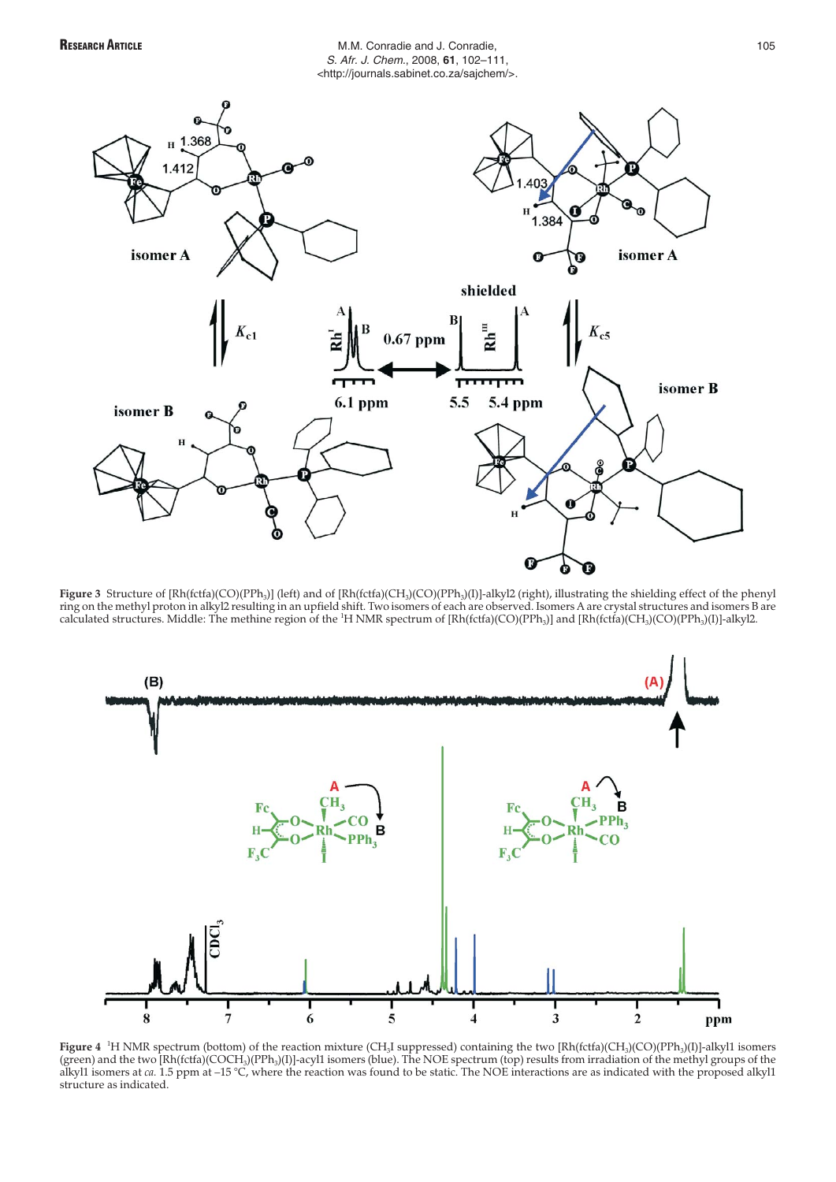**Figure 3** Structure of [Rh(fctfa)(CO)($PPh_3$)] (left) and of [Rh(fctfa)($CH_3$)(CO)($PPh_3$)(I)]-alkyl2 (right), illustrating the shielding effect of the phenyl ring on the methyl proton in alkyl2 resulting in an upfield shift. Two isomers of each are observed. Isomers A are crystal structures and isomers B are calculated structures. Middle: The methine region of the $^1$H NMR spectrum of [Rh(fctfa)(CO)($PPh_3$)] and [Rh(fctfa)($CH_3$)(CO)($PPh_3$)(I)]-alkyl2.

**Figure 4** $^1$H NMR spectrum (bottom) of the reaction mixture ($CH_3I$ suppressed) containing the two [Rh(fctfa)($CH_3$)(CO)($PPh_3$)(I)]-alkyl1 isomers (green) and the two [Rh(fctfa)($COCH_3$)($PPh_3$)(I)]-acyl1 isomers (blue). The NOE spectrum (top) results from irradiation of the methyl groups of the alkyl1 isomers at *ca.* 1.5 ppm at –15 °C, where the reaction was found to be static. The NOE interactions are as indicated with the proposed alkyl1 structure as indicated.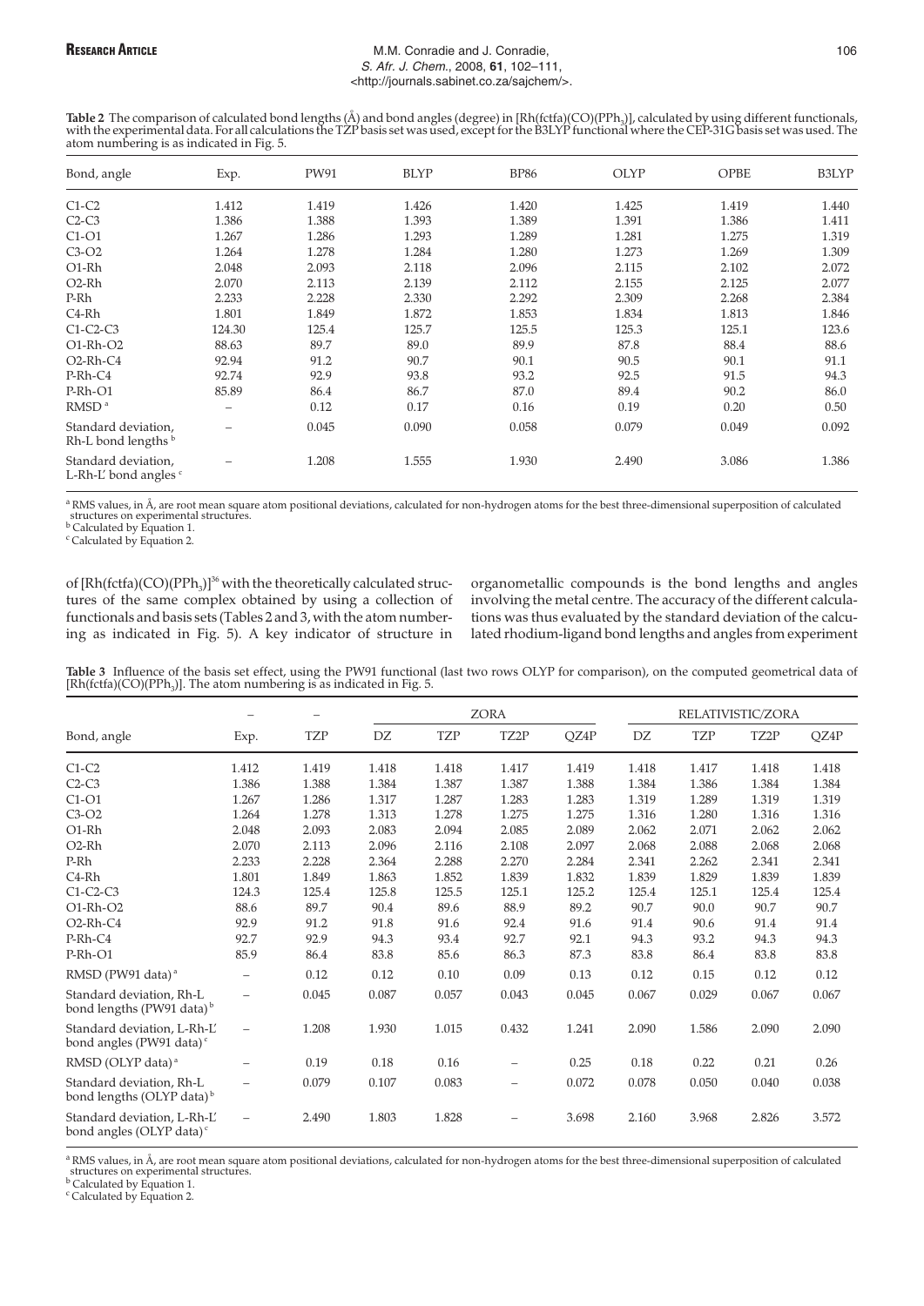**Table 2** The comparison of calculated bond lengths (Å) and bond angles (degree) in $[Rh(fctfa)(CO)(PPh_3)]$, calculated by using different functionals, with the experimental data. For all calculations the TZP basis set was used, except for the B3LYP functional where the CEP-31G basis set was used. The atom numbering is as indicated in Fig. 5.

| Bond, angle | Exp. | PW91 | BLYP | BP86 | OLYP | OPBE | B3LYP |
|---|---|---|---|---|---|---|---|
| C1-C2 | 1.412 | 1.419 | 1.426 | 1.420 | 1.425 | 1.419 | 1.440 |
| C2-C3 | 1.386 | 1.388 | 1.393 | 1.389 | 1.391 | 1.386 | 1.411 |
| C1-O1 | 1.267 | 1.286 | 1.293 | 1.289 | 1.281 | 1.275 | 1.319 |
| C3-O2 | 1.264 | 1.278 | 1.284 | 1.280 | 1.273 | 1.269 | 1.309 |
| O1-Rh | 2.048 | 2.093 | 2.118 | 2.096 | 2.115 | 2.102 | 2.072 |
| O2-Rh | 2.070 | 2.113 | 2.139 | 2.112 | 2.155 | 2.125 | 2.077 |
| P-Rh | 2.233 | 2.228 | 2.330 | 2.292 | 2.309 | 2.268 | 2.384 |
| C4-Rh | 1.801 | 1.849 | 1.872 | 1.853 | 1.834 | 1.813 | 1.846 |
| C1-C2-C3 | 124.30 | 125.4 | 125.7 | 125.5 | 125.3 | 125.1 | 123.6 |
| O1-Rh-O2 | 88.63 | 89.7 | 89.0 | 89.9 | 87.8 | 88.4 | 88.6 |
| O2-Rh-C4 | 92.94 | 91.2 | 90.7 | 90.1 | 90.5 | 90.1 | 91.1 |
| P-Rh-C4 | 92.74 | 92.9 | 93.8 | 93.2 | 92.5 | 91.5 | 94.3 |
| P-Rh-O1 | 85.89 | 86.4 | 86.7 | 87.0 | 89.4 | 90.2 | 86.0 |
| RMSD [a] | – | 0.12 | 0.17 | 0.16 | 0.19 | 0.20 | 0.50 |
| Standard deviation, Rh-L bond lengths [b] | – | 0.045 | 0.090 | 0.058 | 0.079 | 0.049 | 0.092 |
| Standard deviation, L-Rh-L′ bond angles [c] | – | 1.208 | 1.555 | 1.930 | 2.490 | 3.086 | 1.386 |

[a] RMS values, in Å, are root mean square atom positional deviations, calculated for non-hydrogen atoms for the best three-dimensional superposition of calculated structures on experimental structures.
[b] Calculated by Equation 1.
[c] Calculated by Equation 2.

of $[Rh(fctfa)(CO)(PPh_3)]$[36] with the theoretically calculated structures of the same complex obtained by using a collection of functionals and basis sets (Tables 2 and 3, with the atom numbering as indicated in Fig. 5). A key indicator of structure in organometallic compounds is the bond lengths and angles involving the metal centre. The accuracy of the different calculations was thus evaluated by the standard deviation of the calculated rhodium-ligand bond lengths and angles from experiment

**Table 3** Influence of the basis set effect, using the PW91 functional (last two rows OLYP for comparison), on the computed geometrical data of $[Rh(fctfa)(CO)(PPh_3)]$. The atom numbering is as indicated in Fig. 5.

| | – | – | ZORA | | | | RELATIVISTIC/ZORA | | | |
|---|---|---|---|---|---|---|---|---|---|---|
| Bond, angle | Exp. | TZP | DZ | TZP | TZ2P | QZ4P | DZ | TZP | TZ2P | QZ4P |
| C1-C2 | 1.412 | 1.419 | 1.418 | 1.418 | 1.417 | 1.419 | 1.418 | 1.417 | 1.418 | 1.418 |
| C2-C3 | 1.386 | 1.388 | 1.384 | 1.387 | 1.387 | 1.388 | 1.384 | 1.386 | 1.384 | 1.384 |
| C1-O1 | 1.267 | 1.286 | 1.317 | 1.287 | 1.283 | 1.283 | 1.319 | 1.289 | 1.319 | 1.319 |
| C3-O2 | 1.264 | 1.278 | 1.313 | 1.278 | 1.275 | 1.275 | 1.316 | 1.280 | 1.316 | 1.316 |
| O1-Rh | 2.048 | 2.093 | 2.083 | 2.094 | 2.085 | 2.089 | 2.062 | 2.071 | 2.062 | 2.062 |
| O2-Rh | 2.070 | 2.113 | 2.096 | 2.116 | 2.108 | 2.097 | 2.068 | 2.088 | 2.068 | 2.068 |
| P-Rh | 2.233 | 2.228 | 2.364 | 2.288 | 2.270 | 2.284 | 2.341 | 2.262 | 2.341 | 2.341 |
| C4-Rh | 1.801 | 1.849 | 1.863 | 1.852 | 1.839 | 1.832 | 1.839 | 1.829 | 1.839 | 1.839 |
| C1-C2-C3 | 124.3 | 125.4 | 125.8 | 125.5 | 125.1 | 125.2 | 125.4 | 125.1 | 125.4 | 125.4 |
| O1-Rh-O2 | 88.6 | 89.7 | 90.4 | 89.6 | 88.9 | 89.2 | 90.7 | 90.0 | 90.7 | 90.7 |
| O2-Rh-C4 | 92.9 | 91.2 | 91.8 | 91.6 | 92.4 | 91.6 | 91.4 | 90.6 | 91.4 | 91.4 |
| P-Rh-C4 | 92.7 | 92.9 | 94.3 | 93.4 | 92.7 | 92.1 | 94.3 | 93.2 | 94.3 | 94.3 |
| P-Rh-O1 | 85.9 | 86.4 | 83.8 | 85.6 | 86.3 | 87.3 | 83.8 | 86.4 | 83.8 | 83.8 |
| RMSD (PW91 data) [a] | – | 0.12 | 0.12 | 0.10 | 0.09 | 0.13 | 0.12 | 0.15 | 0.12 | 0.12 |
| Standard deviation, Rh-L bond lengths (PW91 data) [b] | – | 0.045 | 0.087 | 0.057 | 0.043 | 0.045 | 0.067 | 0.029 | 0.067 | 0.067 |
| Standard deviation, L-Rh-L′ bond angles (PW91 data) [c] | – | 1.208 | 1.930 | 1.015 | 0.432 | 1.241 | 2.090 | 1.586 | 2.090 | 2.090 |
| RMSD (OLYP data) [a] | – | 0.19 | 0.18 | 0.16 | – | 0.25 | 0.18 | 0.22 | 0.21 | 0.26 |
| Standard deviation, Rh-L bond lengths (OLYP data) [b] | – | 0.079 | 0.107 | 0.083 | – | 0.072 | 0.078 | 0.050 | 0.040 | 0.038 |
| Standard deviation, L-Rh-L′ bond angles (OLYP data) [c] | – | 2.490 | 1.803 | 1.828 | – | 3.698 | 2.160 | 3.968 | 2.826 | 3.572 |

[a] RMS values, in Å, are root mean square atom positional deviations, calculated for non-hydrogen atoms for the best three-dimensional superposition of calculated structures on experimental structures.
[b] Calculated by Equation 1.
[c] Calculated by Equation 2.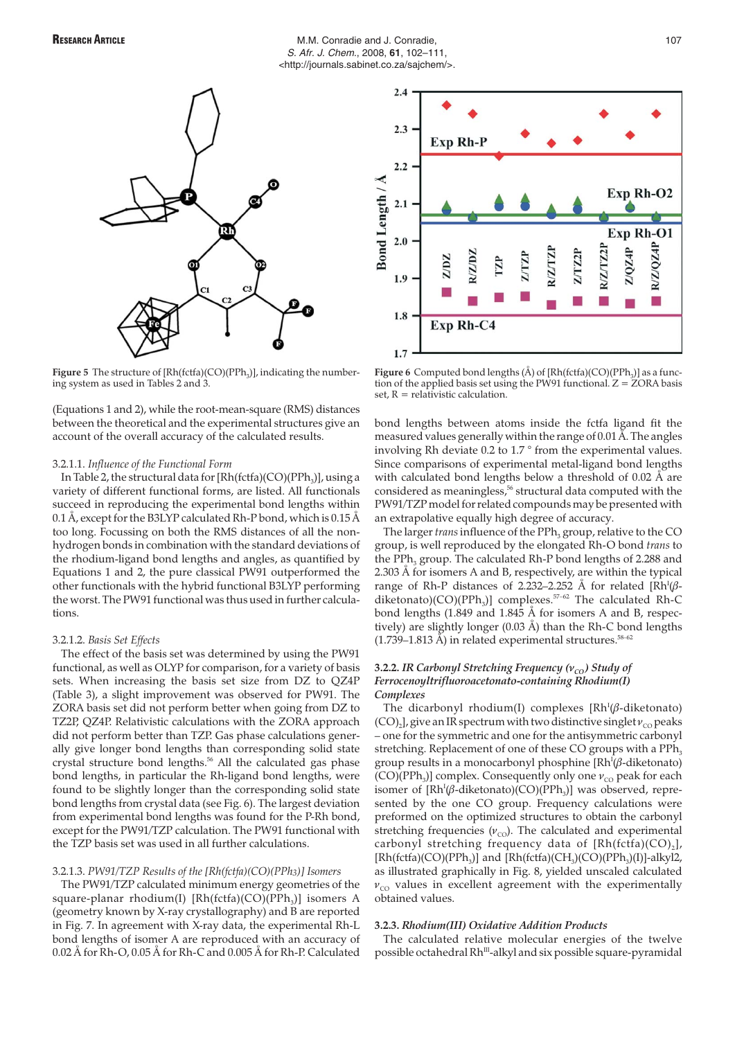Figure 5 The structure of [Rh(fctfa)(CO)($PPh_3$)], indicating the numbering system as used in Tables 2 and 3.

Figure 6 Computed bond lengths (Å) of [Rh(fctfa)(CO)($PPh_3$)] as a function of the applied basis set using the PW91 functional. Z = ZORA basis set, R = relativistic calculation.

(Equations 1 and 2), while the root-mean-square (RMS) distances between the theoretical and the experimental structures give an account of the overall accuracy of the calculated results.

3.2.1.1. *Influence of the Functional Form*

In Table 2, the structural data for [Rh(fctfa)(CO)($PPh_3$)], using a variety of different functional forms, are listed. All functionals succeed in reproducing the experimental bond lengths within 0.1 Å, except for the B3LYP calculated Rh-P bond, which is 0.15 Å too long. Focussing on both the RMS distances of all the non-hydrogen bonds in combination with the standard deviations of the rhodium-ligand bond lengths and angles, as quantified by Equations 1 and 2, the pure classical PW91 outperformed the other functionals with the hybrid functional B3LYP performing the worst. The PW91 functional was thus used in further calculations.

3.2.1.2. *Basis Set Effects*

The effect of the basis set was determined by using the PW91 functional, as well as OLYP for comparison, for a variety of basis sets. When increasing the basis set size from DZ to QZ4P (Table 3), a slight improvement was observed for PW91. The ZORA basis set did not perform better when going from DZ to TZ2P, QZ4P. Relativistic calculations with the ZORA approach did not perform better than TZP. Gas phase calculations generally give longer bond lengths than corresponding solid state crystal structure bond lengths.[56] All the calculated gas phase bond lengths, in particular the Rh-ligand bond lengths, were found to be slightly longer than the corresponding solid state bond lengths from crystal data (see Fig. 6). The largest deviation from experimental bond lengths was found for the P-Rh bond, except for the PW91/TZP calculation. The PW91 functional with the TZP basis set was used in all further calculations.

3.2.1.3. *PW91/TZP Results of the [Rh(fctfa)(CO)(PPh3)] Isomers*

The PW91/TZP calculated minimum energy geometries of the square-planar rhodium(I) [Rh(fctfa)(CO)($PPh_3$)] isomers A (geometry known by X-ray crystallography) and B are reported in Fig. 7. In agreement with X-ray data, the experimental Rh-L bond lengths of isomer A are reproduced with an accuracy of 0.02 Å for Rh-O, 0.05 Å for Rh-C and 0.005 Å for Rh-P. Calculated bond lengths between atoms inside the fctfa ligand fit the measured values generally within the range of 0.01 Å. The angles involving Rh deviate 0.2 to 1.7 ° from the experimental values. Since comparisons of experimental metal-ligand bond lengths with calculated bond lengths below a threshold of 0.02 Å are considered as meaningless,[56] structural data computed with the PW91/TZP model for related compounds may be presented with an extrapolative equally high degree of accuracy.

The larger *trans* influence of the $PPh_3$ group, relative to the CO group, is well reproduced by the elongated Rh-O bond *trans* to the $PPh_3$ group. The calculated Rh-P bond lengths of 2.288 and 2.303 Å for isomers A and B, respectively, are within the typical range of Rh-P distances of 2.232–2.252 Å for related [$Rh^I$($\beta$-diketonato)(CO)($PPh_3$)] complexes.[57–62] The calculated Rh-C bond lengths (1.849 and 1.845 Å for isomers A and B, respectively) are slightly longer (0.03 Å) than the Rh-C bond lengths (1.739–1.813 Å) in related experimental structures.[58–62]

### 3.2.2. *IR Carbonyl Stretching Frequency ($\nu_{CO}$) Study of Ferrocenoyltrifluoroacetonato-containing Rhodium(I) Complexes*

The dicarbonyl rhodium(I) complexes [$Rh^I$($\beta$-diketonato)$(CO)_2$], give an IR spectrum with two distinctive singlet $\nu_{CO}$ peaks – one for the symmetric and one for the antisymmetric carbonyl stretching. Replacement of one of these CO groups with a $PPh_3$ group results in a monocarbonyl phosphine [$Rh^I$($\beta$-diketonato)(CO)($PPh_3$)] complex. Consequently only one $\nu_{CO}$ peak for each isomer of [$Rh^I$($\beta$-diketonato)(CO)($PPh_3$)] was observed, represented by the one CO group. Frequency calculations were preformed on the optimized structures to obtain the carbonyl stretching frequencies ($\nu_{CO}$). The calculated and experimental carbonyl stretching frequency data of [Rh(fctfa)$(CO)_2$], [Rh(fctfa)(CO)($PPh_3$)] and [Rh(fctfa)($CH_3$)(CO)($PPh_3$)(I)]-alkyl2, as illustrated graphically in Fig. 8, yielded unscaled calculated $\nu_{CO}$ values in excellent agreement with the experimentally obtained values.

### 3.2.3. *Rhodium(III) Oxidative Addition Products*

The calculated relative molecular energies of the twelve possible octahedral $Rh^{III}$-alkyl and six possible square-pyramidal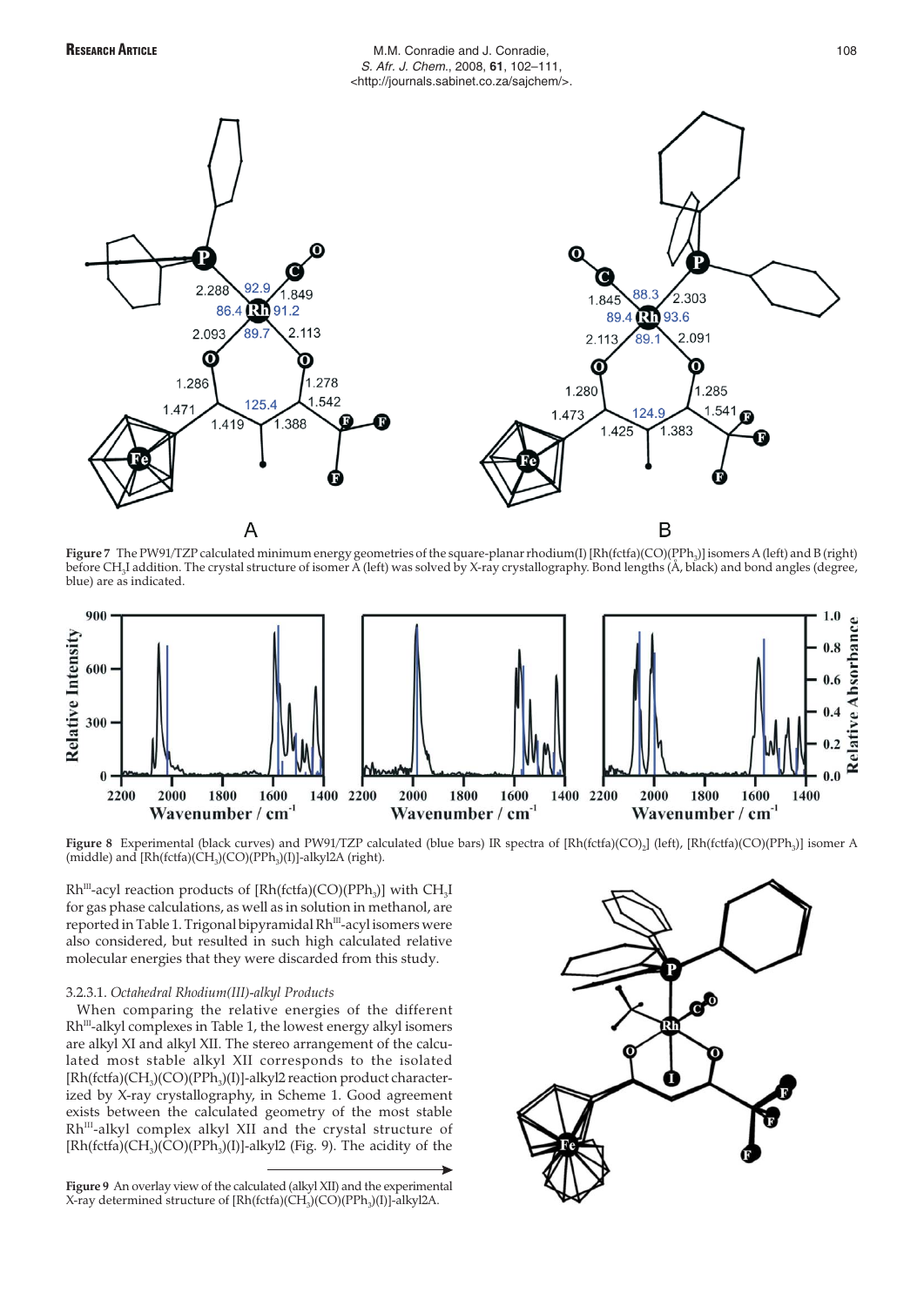**Figure 7** The PW91/TZP calculated minimum energy geometries of the square-planar rhodium(I) [Rh(fctfa)(CO)($PPh_3$)] isomers A (left) and B (right) before $CH_3I$ addition. The crystal structure of isomer A (left) was solved by X-ray crystallography. Bond lengths (Å, black) and bond angles (degree, blue) are as indicated.

**Figure 8** Experimental (black curves) and PW91/TZP calculated (blue bars) IR spectra of [Rh(fctfa)$(CO)_2$] (left), [Rh(fctfa)(CO)($PPh_3$)] isomer A (middle) and [Rh(fctfa)($CH_3$)(CO)($PPh_3$)(I)]-alkyl2A (right).

$Rh^{III}$-acyl reaction products of [Rh(fctfa)(CO)($PPh_3$)] with $CH_3I$ for gas phase calculations, as well as in solution in methanol, are reported in Table 1. Trigonal bipyramidal $Rh^{III}$-acyl isomers were also considered, but resulted in such high calculated relative molecular energies that they were discarded from this study.

#### 3.2.3.1. *Octahedral Rhodium(III)-alkyl Products*

When comparing the relative energies of the different $Rh^{III}$-alkyl complexes in Table 1, the lowest energy alkyl isomers are alkyl XI and alkyl XII. The stereo arrangement of the calculated most stable alkyl XII corresponds to the isolated [Rh(fctfa)($CH_3$)(CO)($PPh_3$)(I)]-alkyl2 reaction product characterized by X-ray crystallography, in Scheme 1. Good agreement exists between the calculated geometry of the most stable $Rh^{III}$-alkyl complex alkyl XII and the crystal structure of [Rh(fctfa)($CH_3$)(CO)($PPh_3$)(I)]-alkyl2 (Fig. 9). The acidity of the

**Figure 9** An overlay view of the calculated (alkyl XII) and the experimental X-ray determined structure of [Rh(fctfa)($CH_3$)(CO)($PPh_3$)(I)]-alkyl2A.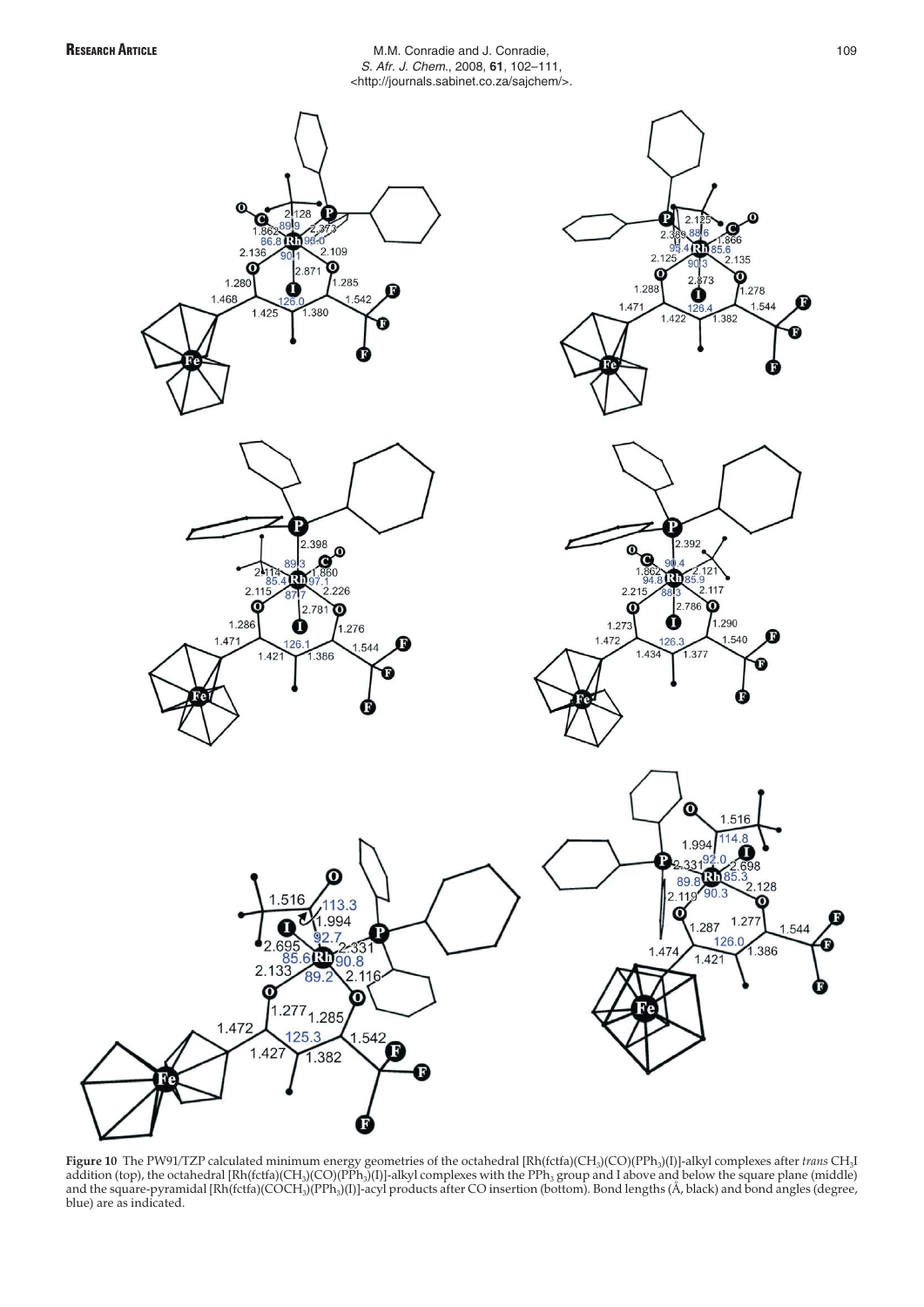**Figure 10** The PW91/TZP calculated minimum energy geometries of the octahedral $[Rh(fctfa)(CH_3)(CO)(PPh_3)(I)]$-alkyl complexes after *trans* $CH_3I$ addition (top), the octahedral $[Rh(fctfa)(CH_3)(CO)(PPh_3)(I)]$-alkyl complexes with the $PPh_3$ group and I above and below the square plane (middle) and the square-pyramidal $[Rh(fctfa)(COCH_3)(PPh_3)(I)]$-acyl products after CO insertion (bottom). Bond lengths (Å, black) and bond angles (degree, blue) are as indicated.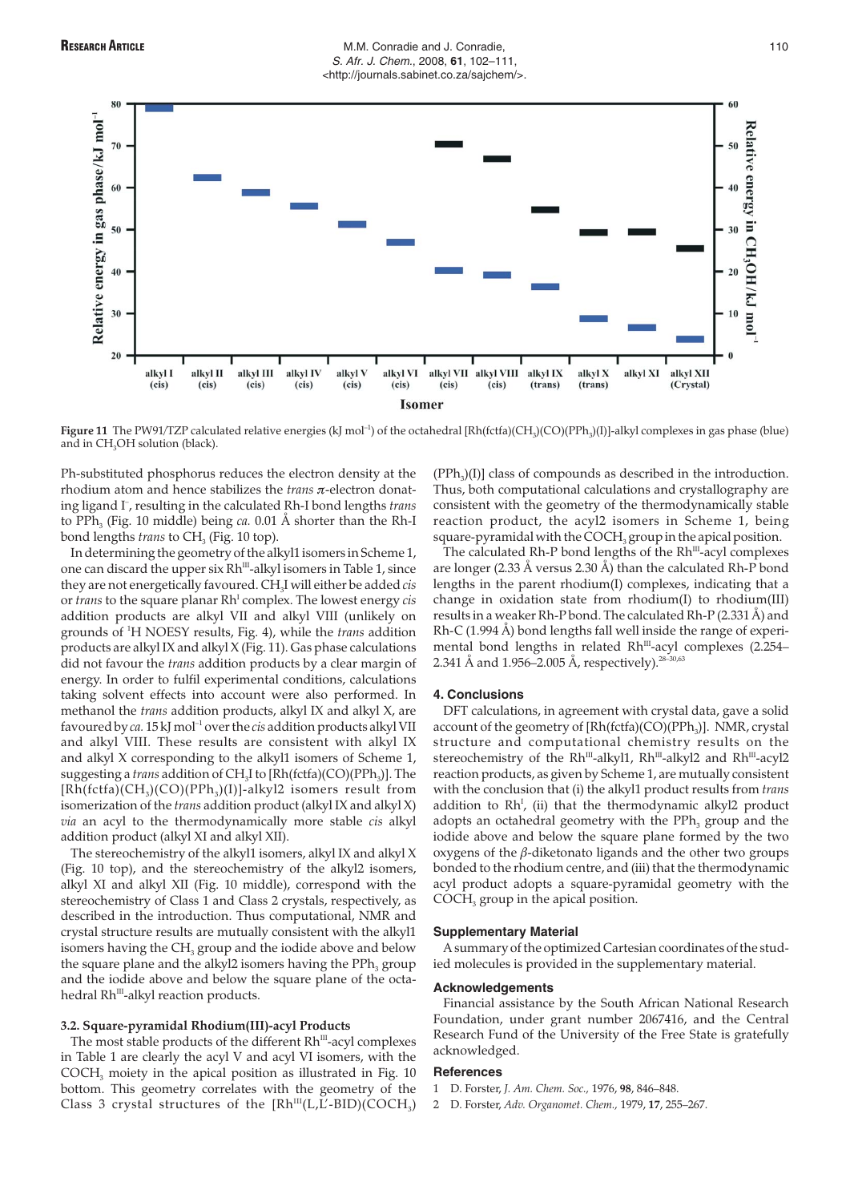Figure 11 The PW91/TZP calculated relative energies (kJ $mol^{-1}$) of the octahedral [Rh(fctfa)($CH_3$)(CO)($PPh_3$)(I)]-alkyl complexes in gas phase (blue) and in $CH_3OH$ solution (black).

Ph-substituted phosphorus reduces the electron density at the rhodium atom and hence stabilizes the *trans* π-electron donating ligand $I^-$, resulting in the calculated Rh-I bond lengths *trans* to $PPh_3$ (Fig. 10 middle) being *ca.* 0.01 Å shorter than the Rh-I bond lengths *trans* to $CH_3$ (Fig. 10 top).

In determining the geometry of the alkyl1 isomers in Scheme 1, one can discard the upper six $Rh^{III}$-alkyl isomers in Table 1, since they are not energetically favoured. $CH_3I$ will either be added *cis* or *trans* to the square planar $Rh^I$ complex. The lowest energy *cis* addition products are alkyl VII and alkyl VIII (unlikely on grounds of $^1H$ NOESY results, Fig. 4), while the *trans* addition products are alkyl IX and alkyl X (Fig. 11). Gas phase calculations did not favour the *trans* addition products by a clear margin of energy. In order to fulfil experimental conditions, calculations taking solvent effects into account were also performed. In methanol the *trans* addition products, alkyl IX and alkyl X, are favoured by *ca.* 15 kJ $mol^{-1}$ over the *cis* addition products alkyl VII and alkyl VIII. These results are consistent with alkyl IX and alkyl X corresponding to the alkyl1 isomers of Scheme 1, suggesting a *trans* addition of $CH_3I$ to [Rh(fctfa)(CO)($PPh_3$)]. The [Rh(fctfa)($CH_3$)(CO)($PPh_3$)(I)]-alkyl2 isomers result from isomerization of the *trans* addition product (alkyl IX and alkyl X) *via* an acyl to the thermodynamically more stable *cis* alkyl addition product (alkyl XI and alkyl XII).

The stereochemistry of the alkyl1 isomers, alkyl IX and alkyl X (Fig. 10 top), and the stereochemistry of the alkyl2 isomers, alkyl XI and alkyl XII (Fig. 10 middle), correspond with the stereochemistry of Class 1 and Class 2 crystals, respectively, as described in the introduction. Thus computational, NMR and crystal structure results are mutually consistent with the alkyl1 isomers having the $CH_3$ group and the iodide above and below the square plane and the alkyl2 isomers having the $PPh_3$ group and the iodide above and below the square plane of the octahedral $Rh^{III}$-alkyl reaction products.

### 3.2. Square-pyramidal Rhodium(III)-acyl Products

The most stable products of the different $Rh^{III}$-acyl complexes in Table 1 are clearly the acyl V and acyl VI isomers, with the $COCH_3$ moiety in the apical position as illustrated in Fig. 10 bottom. This geometry correlates with the geometry of the Class 3 crystal structures of the [$Rh^{III}$(L,L′-BID)($COCH_3$)($PPh_3$)(I)] class of compounds as described in the introduction. Thus, both computational calculations and crystallography are consistent with the geometry of the thermodynamically stable reaction product, the acyl2 isomers in Scheme 1, being square-pyramidal with the $COCH_3$ group in the apical position.

The calculated Rh-P bond lengths of the $Rh^{III}$-acyl complexes are longer (2.33 Å versus 2.30 Å) than the calculated Rh-P bond lengths in the parent rhodium(I) complexes, indicating that a change in oxidation state from rhodium(I) to rhodium(III) results in a weaker Rh-P bond. The calculated Rh-P (2.331 Å) and Rh-C (1.994 Å) bond lengths fall well inside the range of experimental bond lengths in related $Rh^{III}$-acyl complexes (2.254–2.341 Å and 1.956–2.005 Å, respectively).[28–30,63]

## 4. Conclusions

DFT calculations, in agreement with crystal data, gave a solid account of the geometry of [Rh(fctfa)(CO)($PPh_3$)]. NMR, crystal structure and computational chemistry results on the stereochemistry of the $Rh^{III}$-alkyl1, $Rh^{III}$-alkyl2 and $Rh^{III}$-acyl2 reaction products, as given by Scheme 1, are mutually consistent with the conclusion that (i) the alkyl1 product results from *trans* addition to $Rh^I$, (ii) that the thermodynamic alkyl2 product adopts an octahedral geometry with the $PPh_3$ group and the iodide above and below the square plane formed by the two oxygens of the β-diketonato ligands and the other two groups bonded to the rhodium centre, and (iii) that the thermodynamic acyl product adopts a square-pyramidal geometry with the $COCH_3$ group in the apical position.

## Supplementary Material

A summary of the optimized Cartesian coordinates of the studied molecules is provided in the supplementary material.

## Acknowledgements

Financial assistance by the South African National Research Foundation, under grant number 2067416, and the Central Research Fund of the University of the Free State is gratefully acknowledged.

## References

1 D. Forster, *J. Am. Chem. Soc.*, 1976, **98**, 846–848.
2 D. Forster, *Adv. Organomet. Chem.*, 1979, **17**, 255–267.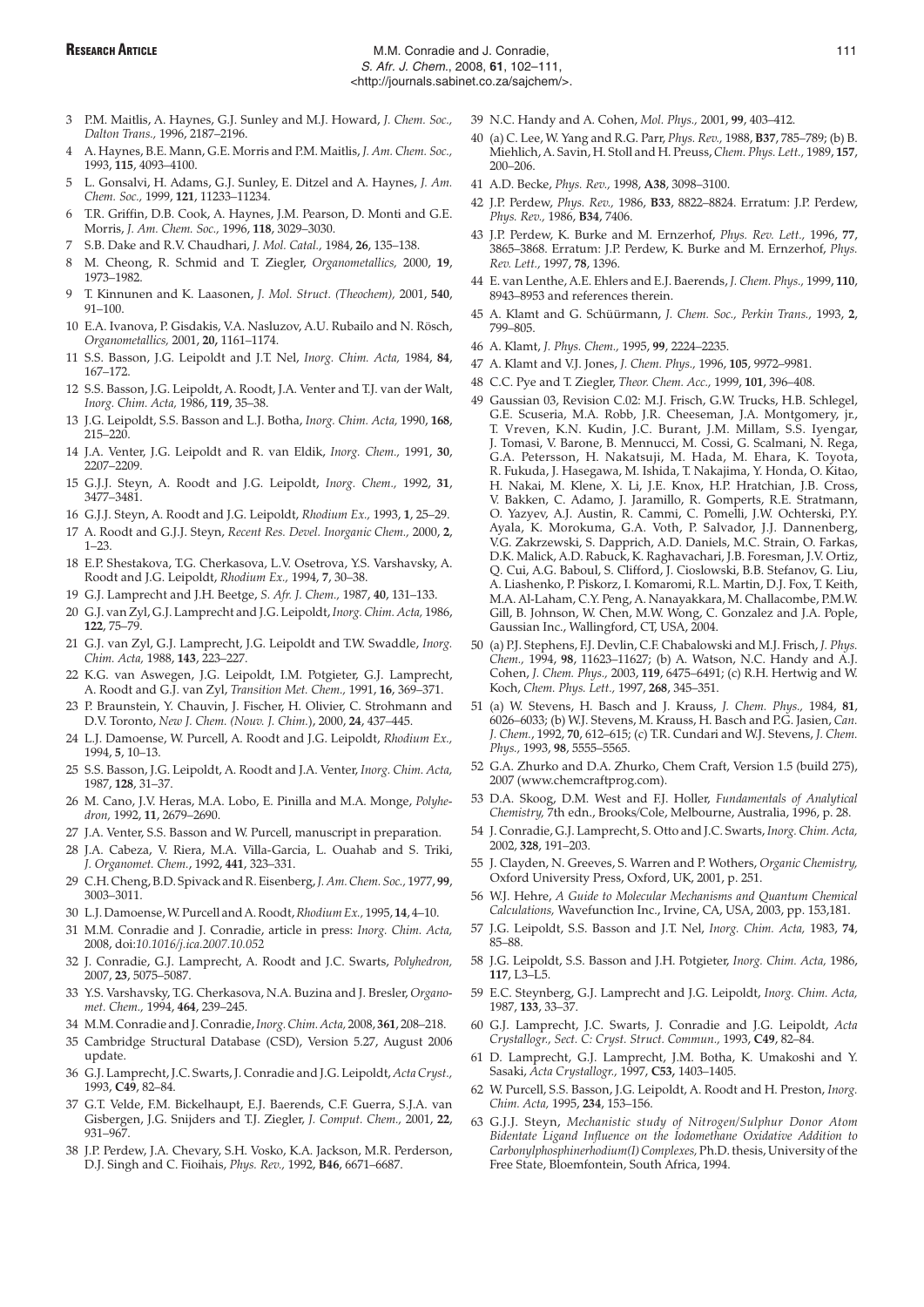3 P.M. Maitlis, A. Haynes, G.J. Sunley and M.J. Howard, *J. Chem. Soc., Dalton Trans.,* 1996, 2187–2196.

4 A. Haynes, B.E. Mann, G.E. Morris and P.M. Maitlis, *J. Am. Chem. Soc.,* 1993, **115**, 4093–4100.

5 L. Gonsalvi, H. Adams, G.J. Sunley, E. Ditzel and A. Haynes, *J. Am. Chem. Soc.,* 1999, **121**, 11233–11234.

6 T.R. Griffin, D.B. Cook, A. Haynes, J.M. Pearson, D. Monti and G.E. Morris, *J. Am. Chem. Soc.,* 1996, **118**, 3029–3030.

7 S.B. Dake and R.V. Chaudhari, *J. Mol. Catal.,* 1984, **26**, 135–138.

8 M. Cheong, R. Schmid and T. Ziegler, *Organometallics,* 2000, **19**, 1973–1982.

9 T. Kinnunen and K. Laasonen, *J. Mol. Struct. (Theochem),* 2001, **540**, 91–100.

10 E.A. Ivanova, P. Gisdakis, V.A. Nasluzov, A.U. Rubailo and N. Rösch, *Organometallics,* 2001, **20**, 1161–1174.

11 S.S. Basson, J.G. Leipoldt and J.T. Nel, *Inorg. Chim. Acta,* 1984, **84**, 167–172.

12 S.S. Basson, J.G. Leipoldt, A. Roodt, J.A. Venter and T.J. van der Walt, *Inorg. Chim. Acta,* 1986, **119**, 35–38.

13 J.G. Leipoldt, S.S. Basson and L.J. Botha, *Inorg. Chim. Acta,* 1990, **168**, 215–220.

14 J.A. Venter, J.G. Leipoldt and R. van Eldik, *Inorg. Chem.,* 1991, **30**, 2207–2209.

15 G.J.J. Steyn, A. Roodt and J.G. Leipoldt, *Inorg. Chem.,* 1992, **31**, 3477–3481.

16 G.J.J. Steyn, A. Roodt and J.G. Leipoldt, *Rhodium Ex.,* 1993, **1**, 25–29.

17 A. Roodt and G.J.J. Steyn, *Recent Res. Devel. Inorganic Chem.,* 2000, **2**, 1–23.

18 E.P. Shestakova, T.G. Cherkasova, L.V. Osetrova, Y.S. Varshavsky, A. Roodt and J.G. Leipoldt, *Rhodium Ex.,* 1994, **7**, 30–38.

19 G.J. Lamprecht and J.H. Beetge, *S. Afr. J. Chem.,* 1987, **40**, 131–133.

20 G.J. van Zyl, G.J. Lamprecht and J.G. Leipoldt, *Inorg. Chim. Acta,* 1986, **122**, 75–79.

21 G.J. van Zyl, G.J. Lamprecht, J.G. Leipoldt and T.W. Swaddle, *Inorg. Chim. Acta,* 1988, **143**, 223–227.

22 K.G. van Aswegen, J.G. Leipoldt, I.M. Potgieter, G.J. Lamprecht, A. Roodt and G.J. van Zyl, *Transition Met. Chem.,* 1991, **16**, 369–371.

23 P. Braunstein, Y. Chauvin, J. Fischer, H. Olivier, C. Strohmann and D.V. Toronto, *New J. Chem. (Nouv. J. Chim.*), 2000, **24**, 437–445.

24 L.J. Damoense, W. Purcell, A. Roodt and J.G. Leipoldt, *Rhodium Ex.,* 1994, **5**, 10–13.

25 S.S. Basson, J.G. Leipoldt, A. Roodt and J.A. Venter, *Inorg. Chim. Acta,* 1987, **128**, 31–37.

26 M. Cano, J.V. Heras, M.A. Lobo, E. Pinilla and M.A. Monge, *Polyhedron,* 1992, **11**, 2679–2690.

27 J.A. Venter, S.S. Basson and W. Purcell, manuscript in preparation.

28 J.A. Cabeza, V. Riera, M.A. Villa-Garcia, L. Ouahab and S. Triki, *J. Organomet. Chem.*, 1992, **441**, 323–331.

29 C.H. Cheng, B.D. Spivack and R. Eisenberg, *J. Am. Chem. Soc.,* 1977, **99**, 3003–3011.

30 L.J. Damoense, W. Purcell and A. Roodt, *Rhodium Ex.,* 1995, **14**, 4–10.

31 M.M. Conradie and J. Conradie, article in press: *Inorg. Chim. Acta,* 2008, doi:*10.1016/j.ica.2007.10.052*

32 J. Conradie, G.J. Lamprecht, A. Roodt and J.C. Swarts, *Polyhedron,* 2007, **23**, 5075–5087.

33 Y.S. Varshavsky, T.G. Cherkasova, N.A. Buzina and J. Bresler, *Organomet. Chem.,* 1994, **464**, 239–245.

34 M.M. Conradie and J. Conradie, *Inorg. Chim. Acta,* 2008, **361**, 208–218.

35 Cambridge Structural Database (CSD), Version 5.27, August 2006 update.

36 G.J. Lamprecht, J.C. Swarts, J. Conradie and J.G. Leipoldt, *Acta Cryst.,* 1993, **C49**, 82–84.

37 G.T. Velde, F.M. Bickelhaupt, E.J. Baerends, C.F. Guerra, S.J.A. van Gisbergen, J.G. Snijders and T.J. Ziegler, *J. Comput. Chem.,* 2001, **22**, 931–967.

38 J.P. Perdew, J.A. Chevary, S.H. Vosko, K.A. Jackson, M.R. Perderson, D.J. Singh and C. Fioihais, *Phys. Rev.,* 1992, **B46**, 6671–6687.

39 N.C. Handy and A. Cohen, *Mol. Phys.,* 2001, **99**, 403–412.

40 (a) C. Lee, W. Yang and R.G. Parr, *Phys. Rev.,* 1988, **B37**, 785–789; (b) B. Miehlich, A. Savin, H. Stoll and H. Preuss, *Chem. Phys. Lett.,* 1989, **157**, 200–206.

41 A.D. Becke, *Phys. Rev.,* 1998, **A38**, 3098–3100.

42 J.P. Perdew, *Phys. Rev.,* 1986, **B33**, 8822–8824. Erratum: J.P. Perdew, *Phys. Rev.,* 1986, **B34**, 7406.

43 J.P. Perdew, K. Burke and M. Ernzerhof, *Phys. Rev. Lett.,* 1996, **77**, 3865–3868. Erratum: J.P. Perdew, K. Burke and M. Ernzerhof, *Phys. Rev. Lett.,* 1997, **78**, 1396.

44 E. van Lenthe, A.E. Ehlers and E.J. Baerends, *J. Chem. Phys.,* 1999, **110**, 8943–8953 and references therein.

45 A. Klamt and G. Schüürmann, *J. Chem. Soc., Perkin Trans.,* 1993, **2**, 799–805.

46 A. Klamt, *J. Phys. Chem.,* 1995, **99**, 2224–2235.

47 A. Klamt and V.J. Jones, *J. Chem. Phys.,* 1996, **105**, 9972–9981.

48 C.C. Pye and T. Ziegler, *Theor. Chem. Acc.,* 1999, **101**, 396–408.

49 Gaussian 03, Revision C.02: M.J. Frisch, G.W. Trucks, H.B. Schlegel, G.E. Scuseria, M.A. Robb, J.R. Cheeseman, J.A. Montgomery, jr., T. Vreven, K.N. Kudin, J.C. Burant, J.M. Millam, S.S. Iyengar, J. Tomasi, V. Barone, B. Mennucci, M. Cossi, G. Scalmani, N. Rega, G.A. Petersson, H. Nakatsuji, M. Hada, M. Ehara, K. Toyota, R. Fukuda, J. Hasegawa, M. Ishida, T. Nakajima, Y. Honda, O. Kitao, H. Nakai, M. Klene, X. Li, J.E. Knox, H.P. Hratchian, J.B. Cross, V. Bakken, C. Adamo, J. Jaramillo, R. Gomperts, R.E. Stratmann, O. Yazyev, A.J. Austin, R. Cammi, C. Pomelli, J.W. Ochterski, P.Y. Ayala, K. Morokuma, G.A. Voth, P. Salvador, J.J. Dannenberg, V.G. Zakrzewski, S. Dapprich, A.D. Daniels, M.C. Strain, O. Farkas, D.K. Malick, A.D. Rabuck, K. Raghavachari, J.B. Foresman, J.V. Ortiz, Q. Cui, A.G. Baboul, S. Clifford, J. Cioslowski, B.B. Stefanov, G. Liu, A. Liashenko, P. Piskorz, I. Komaromi, R.L. Martin, D.J. Fox, T. Keith, M.A. Al-Laham, C.Y. Peng, A. Nanayakkara, M. Challacombe, P.M.W. Gill, B. Johnson, W. Chen, M.W. Wong, C. Gonzalez and J.A. Pople, Gaussian Inc., Wallingford, CT, USA, 2004.

50 (a) P.J. Stephens, F.J. Devlin, C.F. Chabalowski and M.J. Frisch, *J. Phys. Chem.,* 1994, **98**, 11623–11627; (b) A. Watson, N.C. Handy and A.J. Cohen, *J. Chem. Phys.,* 2003, **119**, 6475–6491; (c) R.H. Hertwig and W. Koch, *Chem. Phys. Lett.,* 1997, **268**, 345–351.

51 (a) W. Stevens, H. Basch and J. Krauss, *J. Chem. Phys.,* 1984, **81**, 6026–6033; (b) W.J. Stevens, M. Krauss, H. Basch and P.G. Jasien, *Can. J. Chem.*, 1992, **70**, 612–615; (c) T.R. Cundari and W.J. Stevens, *J. Chem. Phys.*, 1993, **98**, 5555–5565.

52 G.A. Zhurko and D.A. Zhurko, Chem Craft, Version 1.5 (build 275), 2007 (www.chemcraftprog.com).

53 D.A. Skoog, D.M. West and F.J. Holler, *Fundamentals of Analytical Chemistry,* 7th edn., Brooks/Cole, Melbourne, Australia, 1996, p. 28.

54 J. Conradie, G.J. Lamprecht, S. Otto and J.C. Swarts, *Inorg. Chim. Acta,* 2002, **328**, 191–203.

55 J. Clayden, N. Greeves, S. Warren and P. Wothers, *Organic Chemistry,* Oxford University Press, Oxford, UK, 2001, p. 251.

56 W.J. Hehre, *A Guide to Molecular Mechanisms and Quantum Chemical Calculations,* Wavefunction Inc., Irvine, CA, USA, 2003, pp. 153,181.

57 J.G. Leipoldt, S.S. Basson and J.T. Nel, *Inorg. Chim. Acta,* 1983, **74**, 85–88.

58 J.G. Leipoldt, S.S. Basson and J.H. Potgieter, *Inorg. Chim. Acta,* 1986, **117**, L3–L5.

59 E.C. Steynberg, G.J. Lamprecht and J.G. Leipoldt, *Inorg. Chim. Acta,* 1987, **133**, 33–37.

60 G.J. Lamprecht, J.C. Swarts, J. Conradie and J.G. Leipoldt, *Acta Crystallogr., Sect. C: Cryst. Struct. Commun.,* 1993, **C49**, 82–84.

61 D. Lamprecht, G.J. Lamprecht, J.M. Botha, K. Umakoshi and Y. Sasaki, *Acta Crystallogr.,* 1997, **C53,** 1403–1405.

62 W. Purcell, S.S. Basson, J.G. Leipoldt, A. Roodt and H. Preston, *Inorg. Chim. Acta,* 1995, **234**, 153–156.

63 G.J.J. Steyn, *Mechanistic study of Nitrogen/Sulphur Donor Atom Bidentate Ligand Influence on the Iodomethane Oxidative Addition to Carbonylphosphinerhodium(I) Complexes,* Ph.D. thesis, University of the Free State, Bloemfontein, South Africa, 1994.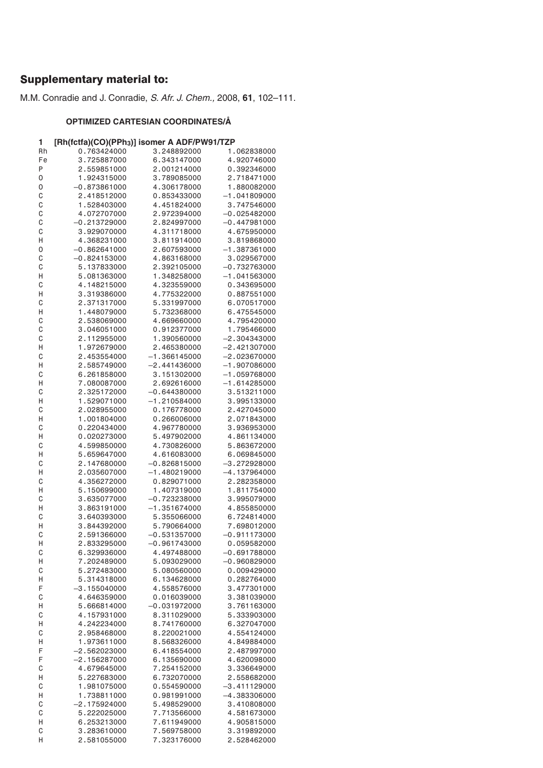## Supplementary material to:

M.M. Conradie and J. Conradie, *S. Afr. J. Chem.*, 2008, **61**, 102–111.

### OPTIMIZED CARTESIAN COORDINATES/Å

**1 [Rh(fctfa)(CO)($PPh_3$)] isomer A ADF/PW91/TZP**

| Atom | x | y | z |
|---|---|---|---|
| Rh | 0.763424000 | 3.248892000 | 1.062838000 |
| Fe | 3.725887000 | 6.343147000 | 4.920746000 |
| P | 2.559851000 | 2.001214000 | 0.392346000 |
| O | 1.924315000 | 3.789085000 | 2.718471000 |
| O | −0.873861000 | 4.306178000 | 1.880082000 |
| C | 2.418512000 | 0.853433000 | −1.041809000 |
| C | 1.528403000 | 4.451824000 | 3.747546000 |
| C | 4.072707000 | 2.972394000 | −0.025482000 |
| C | −0.213729000 | 2.824997000 | −0.447981000 |
| C | 3.929070000 | 4.311718000 | 4.675950000 |
| H | 4.368231000 | 3.811914000 | 3.819868000 |
| O | −0.862641000 | 2.607593000 | −1.387361000 |
| C | −0.824153000 | 4.863168000 | 3.029567000 |
| C | 5.137833000 | 2.392105000 | −0.732763000 |
| H | 5.081363000 | 1.348258000 | −1.041563000 |
| C | 4.148215000 | 4.323559000 | 0.343695000 |
| H | 3.319386000 | 4.775322000 | 0.887551000 |
| C | 2.371317000 | 5.331997000 | 6.070517000 |
| H | 1.448079000 | 5.732368000 | 6.475545000 |
| C | 2.538069000 | 4.669660000 | 4.795420000 |
| C | 3.046051000 | 0.912377000 | 1.795466000 |
| C | 2.112955000 | 1.390560000 | −2.304343000 |
| H | 1.972679000 | 2.465380000 | −2.421307000 |
| C | 2.453554000 | −1.366145000 | −2.023670000 |
| H | 2.585749000 | −2.441436000 | −1.907086000 |
| C | 6.261858000 | 3.151302000 | −1.059768000 |
| H | 7.080087000 | 2.692616000 | −1.614285000 |
| C | 2.325172000 | −0.644380000 | 3.513211000 |
| H | 1.529071000 | −1.210584000 | 3.995133000 |
| C | 2.028955000 | 0.176778000 | 2.427045000 |
| H | 1.001804000 | 0.266006000 | 2.071843000 |
| C | 0.220434000 | 4.967780000 | 3.936953000 |
| H | 0.020273000 | 5.497902000 | 4.861134000 |
| C | 4.599850000 | 4.730826000 | 5.863672000 |
| H | 5.659647000 | 4.616083000 | 6.069845000 |
| C | 2.147680000 | −0.826815000 | −3.272928000 |
| H | 2.035607000 | −1.480219000 | −4.137964000 |
| C | 4.356272000 | 0.829071000 | 2.282358000 |
| H | 5.150699000 | 1.407319000 | 1.811754000 |
| C | 3.635077000 | −0.723238000 | 3.995079000 |
| H | 3.863191000 | −1.351674000 | 4.855850000 |
| C | 3.640393000 | 5.355066000 | 6.724814000 |
| H | 3.844392000 | 5.790664000 | 7.698012000 |
| C | 2.591366000 | −0.531357000 | −0.911173000 |
| H | 2.833295000 | −0.961743000 | 0.059582000 |
| C | 6.329936000 | 4.497488000 | −0.691788000 |
| H | 7.202489000 | 5.093029000 | −0.960829000 |
| C | 5.272483000 | 5.080560000 | 0.009429000 |
| H | 5.314318000 | 6.134628000 | 0.282764000 |
| F | −3.155040000 | 4.558576000 | 3.477301000 |
| C | 4.646359000 | 0.016039000 | 3.381039000 |
| H | 5.666814000 | −0.031972000 | 3.761163000 |
| C | 4.157931000 | 8.311029000 | 5.333903000 |
| H | 4.242234000 | 8.741760000 | 6.327047000 |
| C | 2.958468000 | 8.220021000 | 4.554124000 |
| H | 1.973611000 | 8.568326000 | 4.849884000 |
| F | −2.562023000 | 6.418554000 | 2.487997000 |
| F | −2.156287000 | 6.135690000 | 4.620098000 |
| C | 4.679645000 | 7.254152000 | 3.336649000 |
| H | 5.227683000 | 6.732070000 | 2.558682000 |
| C | 1.981075000 | 0.554590000 | −3.411129000 |
| H | 1.738811000 | 0.981991000 | −4.383306000 |
| C | −2.175924000 | 5.498529000 | 3.410808000 |
| C | 5.222025000 | 7.713566000 | 4.581673000 |
| H | 6.253213000 | 7.611949000 | 4.905815000 |
| C | 3.283610000 | 7.569758000 | 3.319892000 |
| H | 2.581055000 | 7.323176000 | 2.528462000 |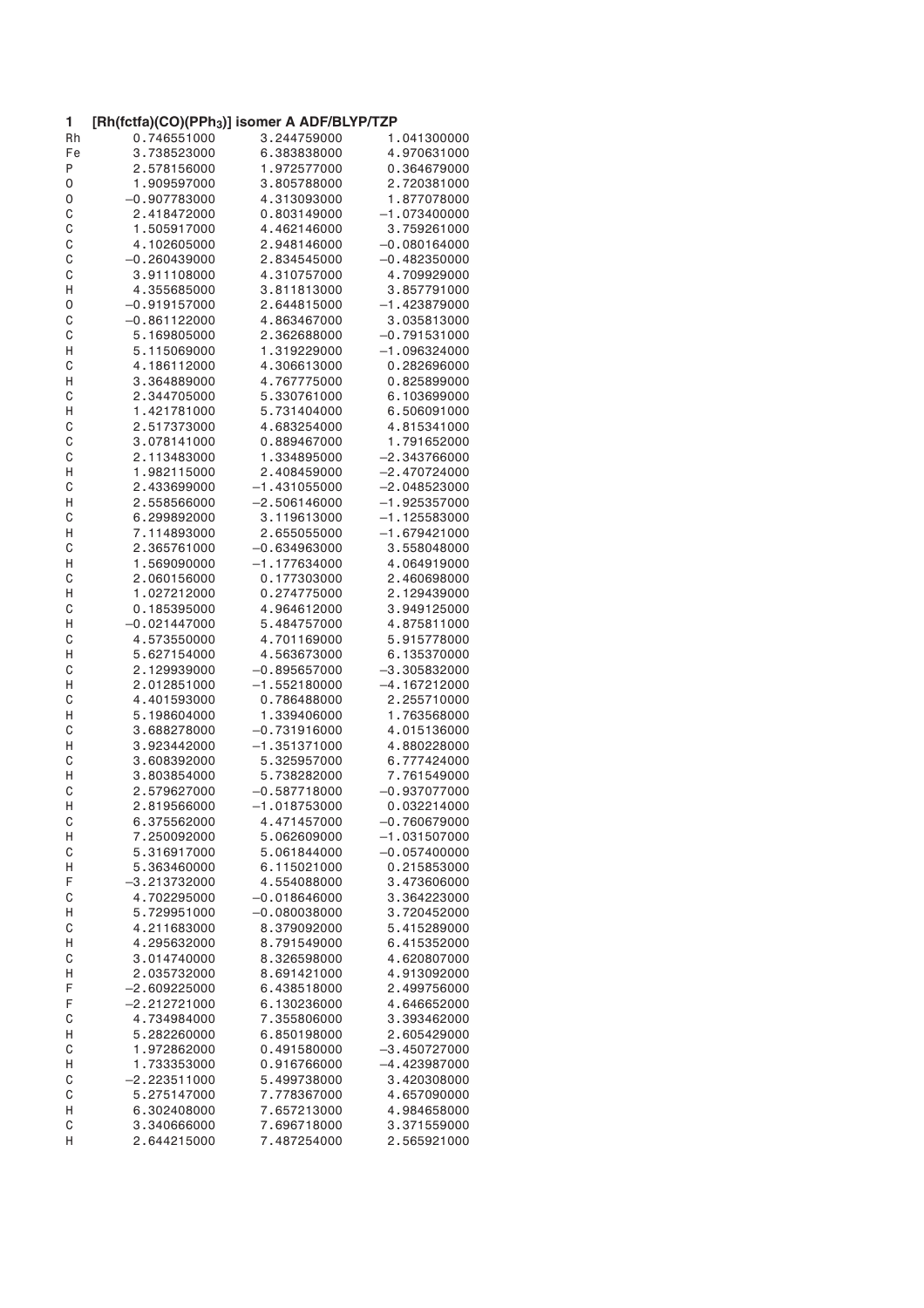**1 [Rh(fctfa)(CO)(PPh$_3$)] isomer A ADF/BLYP/TZP**

| | | | |
|---|---|---|---|
| Rh | 0.746551000 | 3.244759000 | 1.041300000 |
| Fe | 3.738523000 | 6.383838000 | 4.970631000 |
| P | 2.578156000 | 1.972577000 | 0.364679000 |
| O | 1.909597000 | 3.805788000 | 2.720381000 |
| O | −0.907783000 | 4.313093000 | 1.877078000 |
| C | 2.418472000 | 0.803149000 | −1.073400000 |
| C | 1.505917000 | 4.462146000 | 3.759261000 |
| C | 4.102605000 | 2.948146000 | −0.080164000 |
| C | −0.260439000 | 2.834545000 | −0.482350000 |
| C | 3.911108000 | 4.310757000 | 4.709929000 |
| H | 4.355685000 | 3.811813000 | 3.857791000 |
| O | −0.919157000 | 2.644815000 | −1.423879000 |
| C | −0.861122000 | 4.863467000 | 3.035813000 |
| C | 5.169805000 | 2.362688000 | −0.791531000 |
| H | 5.115069000 | 1.319229000 | −1.096324000 |
| C | 4.186112000 | 4.306613000 | 0.282696000 |
| H | 3.364889000 | 4.767775000 | 0.825899000 |
| C | 2.344705000 | 5.330761000 | 6.103699000 |
| H | 1.421781000 | 5.731404000 | 6.506091000 |
| C | 2.517373000 | 4.683254000 | 4.815341000 |
| C | 3.078141000 | 0.889467000 | 1.791652000 |
| C | 2.113483000 | 1.334895000 | −2.343766000 |
| H | 1.982115000 | 2.408459000 | −2.470724000 |
| C | 2.433699000 | −1.431055000 | −2.048523000 |
| H | 2.558566000 | −2.506146000 | −1.925357000 |
| C | 6.299892000 | 3.119613000 | −1.125583000 |
| H | 7.114893000 | 2.655055000 | −1.679421000 |
| C | 2.365761000 | −0.634963000 | 3.558048000 |
| H | 1.569090000 | −1.177634000 | 4.064919000 |
| C | 2.060156000 | 0.177303000 | 2.460698000 |
| H | 1.027212000 | 0.274775000 | 2.129439000 |
| C | 0.185395000 | 4.964612000 | 3.949125000 |
| H | −0.021447000 | 5.484757000 | 4.875811000 |
| C | 4.573550000 | 4.701169000 | 5.915778000 |
| H | 5.627154000 | 4.563673000 | 6.135370000 |
| C | 2.129939000 | −0.895657000 | −3.305832000 |
| H | 2.012851000 | −1.552180000 | −4.167212000 |
| C | 4.401593000 | 0.786488000 | 2.255710000 |
| H | 5.198604000 | 1.339406000 | 1.763568000 |
| C | 3.688278000 | −0.731916000 | 4.015136000 |
| H | 3.923442000 | −1.351371000 | 4.880228000 |
| C | 3.608392000 | 5.325957000 | 6.777424000 |
| H | 3.803854000 | 5.738282000 | 7.761549000 |
| C | 2.579627000 | −0.587718000 | −0.937077000 |
| H | 2.819566000 | −1.018753000 | 0.032214000 |
| C | 6.375562000 | 4.471457000 | −0.760679000 |
| H | 7.250092000 | 5.062609000 | −1.031507000 |
| C | 5.316917000 | 5.061844000 | −0.057400000 |
| H | 5.363460000 | 6.115021000 | 0.215853000 |
| F | −3.213732000 | 4.554088000 | 3.473606000 |
| C | 4.702295000 | −0.018646000 | 3.364223000 |
| H | 5.729951000 | −0.080038000 | 3.720452000 |
| C | 4.211683000 | 8.379092000 | 5.415289000 |
| H | 4.295632000 | 8.791549000 | 6.415352000 |
| C | 3.014740000 | 8.326598000 | 4.620807000 |
| H | 2.035732000 | 8.691421000 | 4.913092000 |
| F | −2.609225000 | 6.438518000 | 2.499756000 |
| F | −2.212721000 | 6.130236000 | 4.646652000 |
| C | 4.734984000 | 7.355806000 | 3.393462000 |
| H | 5.282260000 | 6.850198000 | 2.605429000 |
| C | 1.972862000 | 0.491580000 | −3.450727000 |
| H | 1.733353000 | 0.916766000 | −4.423987000 |
| C | −2.223511000 | 5.499738000 | 3.420308000 |
| C | 5.275147000 | 7.778367000 | 4.657090000 |
| H | 6.302408000 | 7.657213000 | 4.984658000 |
| C | 3.340666000 | 7.696718000 | 3.371559000 |
| H | 2.644215000 | 7.487254000 | 2.565921000 |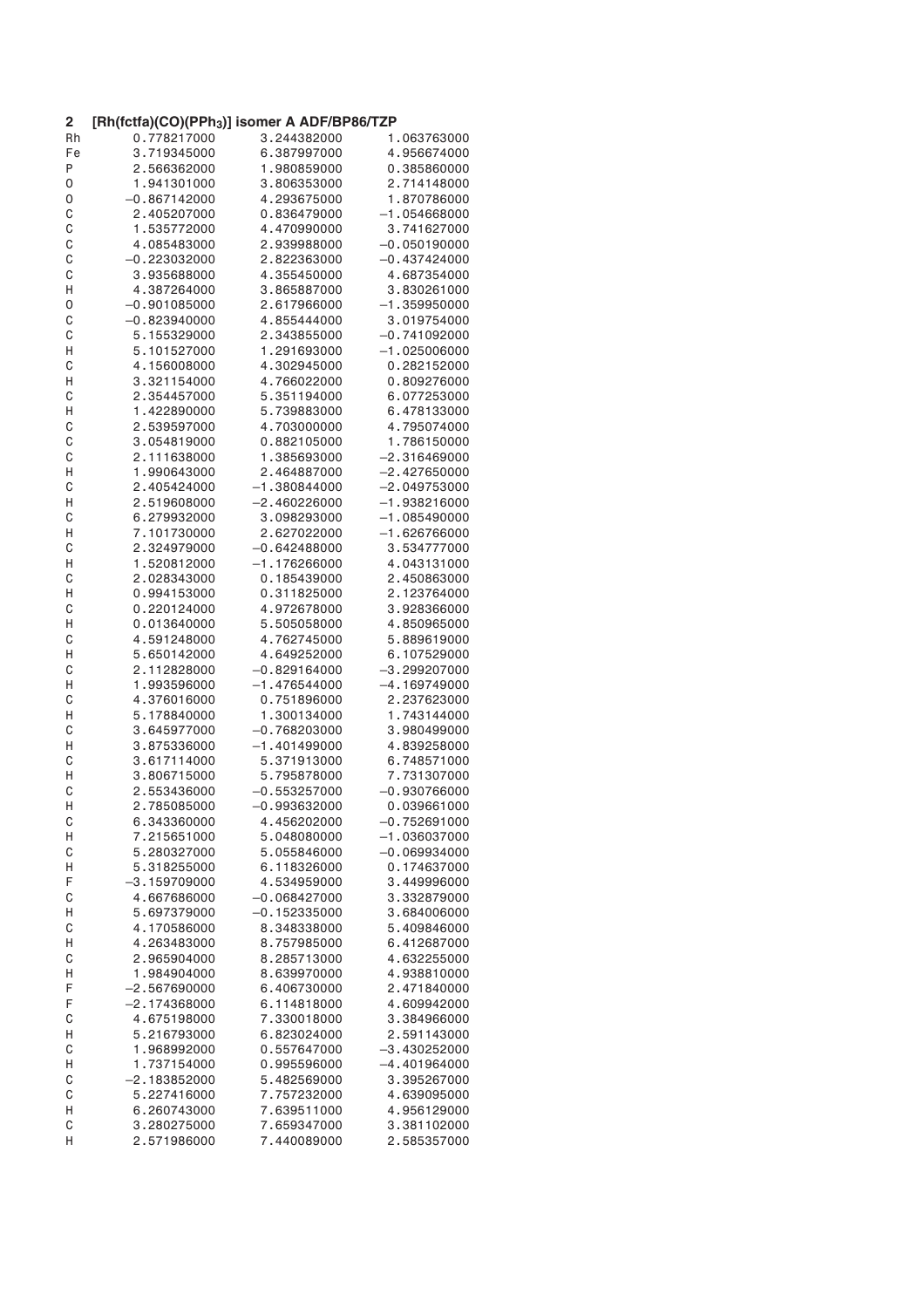**2 [Rh(fctfa)(CO)($PPh_3$)] isomer A ADF/BP86/TZP**

```
Rh     0.778217000    3.244382000    1.063763000
Fe     3.719345000    6.387997000    4.956674000
P      2.566362000    1.980859000    0.385860000
O      1.941301000    3.806353000    2.714148000
O     -0.867142000    4.293675000    1.870786000
C      2.405207000    0.836479000   -1.054668000
C      1.535772000    4.470990000    3.741627000
C      4.085483000    2.939988000   -0.050190000
C     -0.223032000    2.822363000   -0.437424000
C      3.935688000    4.355450000    4.687354000
H      4.387264000    3.865887000    3.830261000
O     -0.901085000    2.617966000   -1.359950000
C     -0.823940000    4.855444000    3.019754000
C      5.155329000    2.343855000   -0.741092000
H      5.101527000    1.291693000   -1.025006000
C      4.156008000    4.302945000    0.282152000
H      3.321154000    4.766022000    0.809276000
C      2.354457000    5.351194000    6.077253000
H      1.422890000    5.739883000    6.478133000
C      2.539597000    4.703000000    4.795074000
C      3.054819000    0.882105000    1.786150000
C      2.111638000    1.385693000   -2.316469000
H      1.990643000    2.464887000   -2.427650000
C      2.405424000   -1.380844000   -2.049753000
H      2.519608000   -2.460226000   -1.938216000
C      6.279932000    3.098293000   -1.085490000
H      7.101730000    2.627022000   -1.626766000
C      2.324979000   -0.642488000    3.534777000
H      1.520812000   -1.176266000    4.043131000
C      2.028343000    0.185439000    2.450863000
H      0.994153000    0.311825000    2.123764000
C      0.220124000    4.972678000    3.928366000
H      0.013640000    5.505058000    4.850965000
C      4.591248000    4.762745000    5.889619000
H      5.650142000    4.649252000    6.107529000
C      2.112828000   -0.829164000   -3.299207000
H      1.993596000   -1.476544000   -4.169749000
C      4.376016000    0.751896000    2.237623000
H      5.178840000    1.300134000    1.743144000
C      3.645977000   -0.768203000    3.980499000
H      3.875336000   -1.401499000    4.839258000
C      3.617114000    5.371913000    6.748571000
H      3.806715000    5.795878000    7.731307000
C      2.553436000   -0.553257000   -0.930766000
H      2.785085000   -0.993632000    0.039661000
C      6.343360000    4.456202000   -0.752691000
H      7.215651000    5.048080000   -1.036037000
C      5.280327000    5.055846000   -0.069934000
H      5.318255000    6.118326000    0.174637000
F     -3.159709000    4.534959000    3.449996000
C      4.667686000   -0.068427000    3.332879000
H      5.697379000   -0.152335000    3.684006000
C      4.170586000    8.348338000    5.409846000
H      4.263483000    8.757985000    6.412687000
C      2.965904000    8.285713000    4.632255000
H      1.984904000    8.639970000    4.938810000
F     -2.567690000    6.406730000    2.471840000
F     -2.174368000    6.114818000    4.609942000
C      4.675198000    7.330018000    3.384966000
H      5.216793000    6.823024000    2.591143000
C      1.968992000    0.557647000   -3.430252000
H      1.737154000    0.995596000   -4.401964000
C     -2.183852000    5.482569000    3.395267000
C      5.227416000    7.757232000    4.639095000
H      6.260743000    7.639511000    4.956129000
C      3.280275000    7.659347000    3.381102000
H      2.571986000    7.440089000    2.585357000
```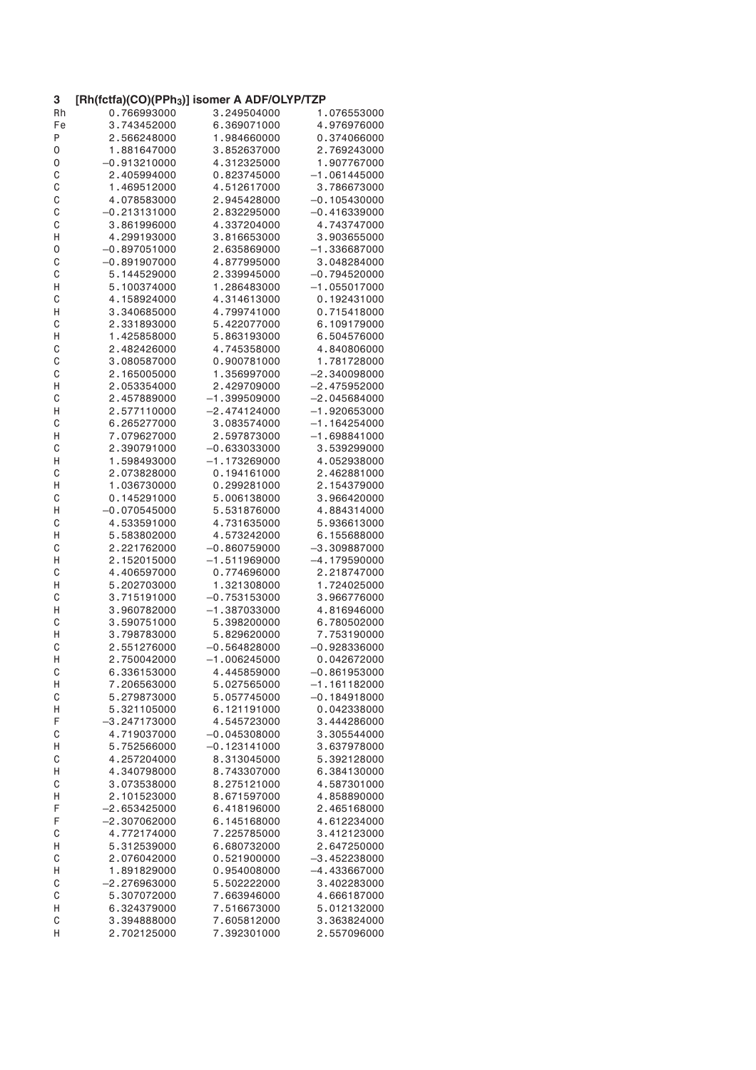**3 [Rh(fctfa)(CO)(PPh$_3$)] isomer A ADF/OLYP/TZP**

| | | | |
|---|---|---|---|
| Rh | 0.766993000 | 3.249504000 | 1.076553000 |
| Fe | 3.743452000 | 6.369071000 | 4.976976000 |
| P | 2.566248000 | 1.984660000 | 0.374066000 |
| O | 1.881647000 | 3.852637000 | 2.769243000 |
| O | −0.913210000 | 4.312325000 | 1.907767000 |
| C | 2.405994000 | 0.823745000 | −1.061445000 |
| C | 1.469512000 | 4.512617000 | 3.786673000 |
| C | 4.078583000 | 2.945428000 | −0.105430000 |
| C | −0.213131000 | 2.832295000 | −0.416339000 |
| C | 3.861996000 | 4.337204000 | 4.743747000 |
| H | 4.299193000 | 3.816653000 | 3.903655000 |
| O | −0.897051000 | 2.635869000 | −1.336687000 |
| C | −0.891907000 | 4.877995000 | 3.048284000 |
| C | 5.144529000 | 2.339945000 | −0.794520000 |
| H | 5.100374000 | 1.286483000 | −1.055017000 |
| C | 4.158924000 | 4.314613000 | 0.192431000 |
| H | 3.340685000 | 4.799741000 | 0.715418000 |
| C | 2.331893000 | 5.422077000 | 6.109179000 |
| H | 1.425858000 | 5.863193000 | 6.504576000 |
| C | 2.482426000 | 4.745358000 | 4.840806000 |
| C | 3.080587000 | 0.900781000 | 1.781728000 |
| C | 2.165005000 | 1.356997000 | −2.340098000 |
| H | 2.053354000 | 2.429709000 | −2.475952000 |
| C | 2.457889000 | −1.399509000 | −2.045684000 |
| H | 2.577110000 | −2.474124000 | −1.920653000 |
| C | 6.265277000 | 3.083574000 | −1.164254000 |
| H | 7.079627000 | 2.597873000 | −1.698841000 |
| C | 2.390791000 | −0.633033000 | 3.539299000 |
| H | 1.598493000 | −1.173269000 | 4.052938000 |
| C | 2.073828000 | 0.194161000 | 2.462881000 |
| H | 1.036730000 | 0.299281000 | 2.154379000 |
| C | 0.145291000 | 5.006138000 | 3.966420000 |
| H | −0.070545000 | 5.531876000 | 4.884314000 |
| C | 4.533591000 | 4.731635000 | 5.936613000 |
| H | 5.583802000 | 4.573242000 | 6.155688000 |
| C | 2.221762000 | −0.860759000 | −3.309887000 |
| H | 2.152015000 | −1.511969000 | −4.179590000 |
| C | 4.406597000 | 0.774696000 | 2.218747000 |
| H | 5.202703000 | 1.321308000 | 1.724025000 |
| C | 3.715191000 | −0.753153000 | 3.966776000 |
| H | 3.960782000 | −1.387033000 | 4.816946000 |
| C | 3.590751000 | 5.398200000 | 6.780502000 |
| H | 3.798783000 | 5.829620000 | 7.753190000 |
| C | 2.551276000 | −0.564828000 | −0.928336000 |
| H | 2.750042000 | −1.006245000 | 0.042672000 |
| C | 6.336153000 | 4.445859000 | −0.861953000 |
| H | 7.206563000 | 5.027565000 | −1.161182000 |
| C | 5.279873000 | 5.057745000 | −0.184918000 |
| H | 5.321105000 | 6.121191000 | 0.042338000 |
| F | −3.247173000 | 4.545723000 | 3.444286000 |
| C | 4.719037000 | −0.045308000 | 3.305544000 |
| H | 5.752566000 | −0.123141000 | 3.637978000 |
| C | 4.257204000 | 8.313045000 | 5.392128000 |
| H | 4.340798000 | 8.743307000 | 6.384130000 |
| C | 3.073538000 | 8.275121000 | 4.587301000 |
| H | 2.101523000 | 8.671597000 | 4.858890000 |
| F | −2.653425000 | 6.418196000 | 2.465168000 |
| F | −2.307062000 | 6.145168000 | 4.612234000 |
| C | 4.772174000 | 7.225785000 | 3.412123000 |
| H | 5.312539000 | 6.680732000 | 2.647250000 |
| C | 2.076042000 | 0.521900000 | −3.452238000 |
| H | 1.891829000 | 0.954008000 | −4.433667000 |
| C | −2.276963000 | 5.502222000 | 3.402283000 |
| C | 5.307072000 | 7.663946000 | 4.666187000 |
| H | 6.324379000 | 7.516673000 | 5.012132000 |
| C | 3.394888000 | 7.605812000 | 3.363824000 |
| H | 2.702125000 | 7.392301000 | 2.557096000 |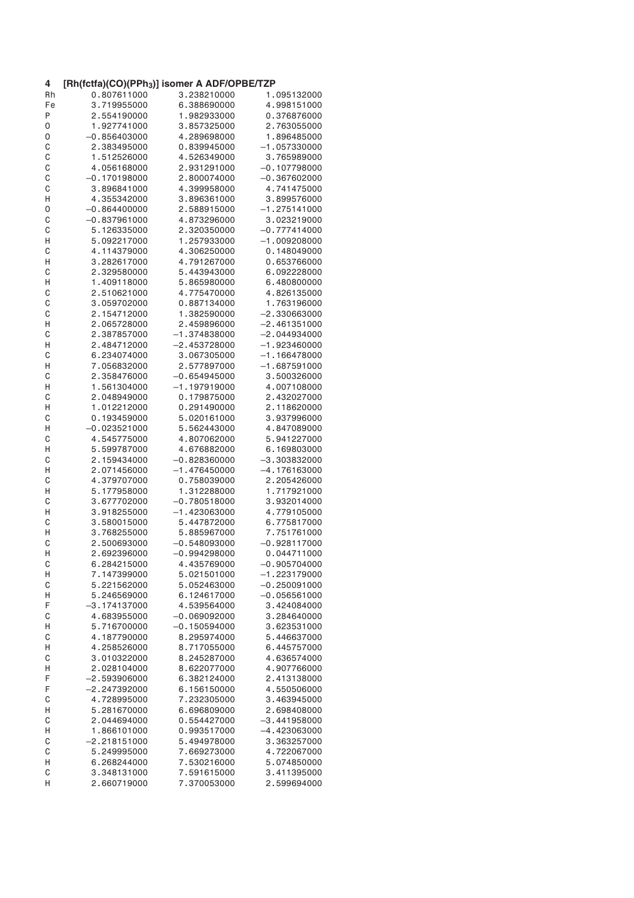**4 [Rh(fctfa)(CO)(PPh$_3$)] isomer A ADF/OPBE/TZP**

```
Rh      0.807611000     3.238210000     1.095132000
Fe      3.719955000     6.388690000     4.998151000
P       2.554190000     1.982933000     0.376876000
O       1.927741000     3.857325000     2.763055000
O      -0.856403000     4.289698000     1.896485000
C       2.383495000     0.839945000    -1.057330000
C       1.512526000     4.526349000     3.765989000
C       4.056168000     2.931291000    -0.107798000
C      -0.170198000     2.800074000    -0.367602000
C       3.896841000     4.399958000     4.741475000
H       4.355342000     3.896361000     3.899576000
O      -0.864400000     2.588915000    -1.275141000
C      -0.837961000     4.873296000     3.023219000
C       5.126335000     2.320350000    -0.777414000
H       5.092217000     1.257933000    -1.009208000
C       4.114379000     4.306250000     0.148049000
H       3.282617000     4.791267000     0.653766000
C       2.329580000     5.443943000     6.092228000
H       1.409118000     5.865980000     6.480800000
C       2.510621000     4.775470000     4.826135000
C       3.059702000     0.887134000     1.763196000
C       2.154712000     1.382590000    -2.330663000
H       2.065728000     2.459896000    -2.461351000
C       2.387857000    -1.374838000    -2.044934000
H       2.484712000    -2.453728000    -1.923460000
C       6.234074000     3.067305000    -1.166478000
H       7.056832000     2.577897000    -1.687591000
C       2.358476000    -0.654945000     3.500326000
H       1.561304000    -1.197919000     4.007108000
C       2.048949000     0.179875000     2.432027000
H       1.012212000     0.291490000     2.118620000
C       0.193459000     5.020161000     3.937996000
H      -0.023521000     5.562443000     4.847089000
C       4.545775000     4.807062000     5.941227000
H       5.599787000     4.676882000     6.169803000
C       2.159434000    -0.828360000    -3.303832000
H       2.071456000    -1.476450000    -4.176163000
C       4.379707000     0.758039000     2.205426000
H       5.177958000     1.312288000     1.717921000
C       3.677702000    -0.780518000     3.932014000
H       3.918255000    -1.423063000     4.779105000
C       3.580015000     5.447872000     6.775817000
H       3.768255000     5.885967000     7.751761000
C       2.500693000    -0.548093000    -0.928117000
H       2.692396000    -0.994298000     0.044711000
C       6.284215000     4.435769000    -0.905704000
H       7.147399000     5.021501000    -1.223179000
C       5.221562000     5.052463000    -0.250091000
H       5.246569000     6.124617000    -0.056561000
F      -3.174137000     4.539564000     3.424084000
C       4.683955000    -0.069092000     3.284640000
H       5.716700000    -0.150594000     3.623531000
C       4.187790000     8.295974000     5.446637000
H       4.258526000     8.717055000     6.445757000
C       3.010322000     8.245287000     4.636574000
H       2.028104000     8.622077000     4.907766000
F      -2.593906000     6.382124000     2.413138000
F      -2.247392000     6.156150000     4.550506000
C       4.728995000     7.232305000     3.463945000
H       5.281670000     6.696809000     2.698408000
C       2.044694000     0.554427000    -3.441958000
H       1.866101000     0.993517000    -4.423063000
C      -2.218151000     5.494978000     3.363257000
C       5.249995000     7.669273000     4.722067000
H       6.268244000     7.530216000     5.074850000
C       3.348131000     7.591615000     3.411395000
H       2.660719000     7.370053000     2.599694000
```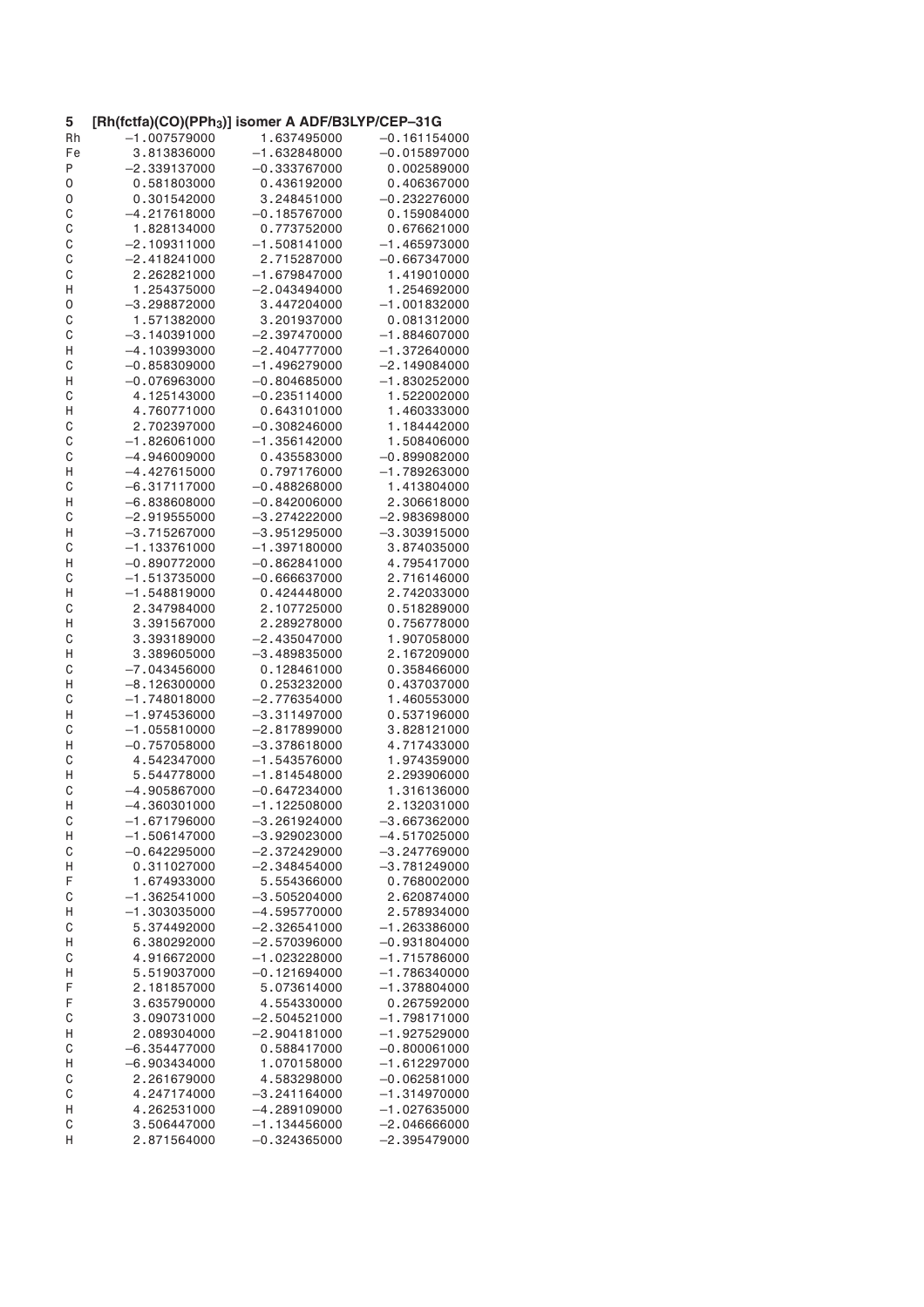**5 [Rh(fctfa)(CO)(PPh$_3$)] isomer A ADF/B3LYP/CEP–31G**

```
Rh     -1.007579000     1.637495000    -0.161154000
Fe      3.813836000    -1.632848000    -0.015897000
P      -2.339137000    -0.333767000     0.002589000
O       0.581803000     0.436192000     0.406367000
O       0.301542000     3.248451000    -0.232276000
C      -4.217618000    -0.185767000     0.159084000
C       1.828134000     0.773752000     0.676621000
C      -2.109311000    -1.508141000    -1.465973000
C      -2.418241000     2.715287000    -0.667347000
C       2.262821000    -1.679847000     1.419010000
H       1.254375000    -2.043494000     1.254692000
O      -3.298872000     3.447204000    -1.001832000
C       1.571382000     3.201937000     0.081312000
C      -3.140391000    -2.397470000    -1.884607000
H      -4.103993000    -2.404777000    -1.372640000
C      -0.858309000    -1.496279000    -2.149084000
H      -0.076963000    -0.804685000    -1.830252000
C       4.125143000    -0.235114000     1.522002000
H       4.760771000     0.643101000     1.460333000
C       2.702397000    -0.308246000     1.184442000
C      -1.826061000    -1.356142000     1.508406000
C      -4.946009000     0.435583000    -0.899082000
H      -4.427615000     0.797176000    -1.789263000
C      -6.317117000    -0.488268000     1.413804000
H      -6.838608000    -0.842006000     2.306618000
C      -2.919555000    -3.274222000    -2.983698000
H      -3.715267000    -3.951295000    -3.303915000
C      -1.133761000    -1.397180000     3.874035000
H      -0.890772000    -0.862841000     4.795417000
C      -1.513735000    -0.666637000     2.716146000
H      -1.548819000     0.424448000     2.742033000
C       2.347984000     2.107725000     0.518289000
H       3.391567000     2.289278000     0.756778000
C       3.393189000    -2.435047000     1.907058000
H       3.389605000    -3.489835000     2.167209000
C      -7.043456000     0.128461000     0.358466000
H      -8.126300000     0.253232000     0.437037000
C      -1.748018000    -2.776354000     1.460553000
H      -1.974536000    -3.311497000     0.537196000
C      -1.055810000    -2.817899000     3.828121000
H      -0.757058000    -3.378618000     4.717433000
C       4.542347000    -1.543576000     1.974359000
H       5.544778000    -1.814548000     2.293906000
C      -4.905867000    -0.647234000     1.316136000
H      -4.360301000    -1.122508000     2.132031000
C      -1.671796000    -3.261924000    -3.667362000
H      -1.506147000    -3.929023000    -4.517025000
C      -0.642295000    -2.372429000    -3.247769000
H       0.311027000    -2.348454000    -3.781249000
F       1.674933000     5.554366000     0.768002000
C      -1.362541000    -3.505204000     2.620874000
H      -1.303035000    -4.595770000     2.578934000
C       5.374492000    -2.326541000    -1.263386000
H       6.380292000    -2.570396000    -0.931804000
C       4.916672000    -1.023228000    -1.715786000
H       5.519037000    -0.121694000    -1.786340000
F       2.181857000     5.073614000    -1.378804000
F       3.635790000     4.554330000     0.267592000
C       3.090731000    -2.504521000    -1.798171000
H       2.089304000    -2.904181000    -1.927529000
C      -6.354477000     0.588417000    -0.800061000
H      -6.903434000     1.070158000    -1.612297000
C       2.261679000     4.583298000    -0.062581000
C       4.247174000    -3.241164000    -1.314970000
H       4.262531000    -4.289109000    -1.027635000
C       3.506447000    -1.134456000    -2.046666000
H       2.871564000    -0.324365000    -2.395479000
```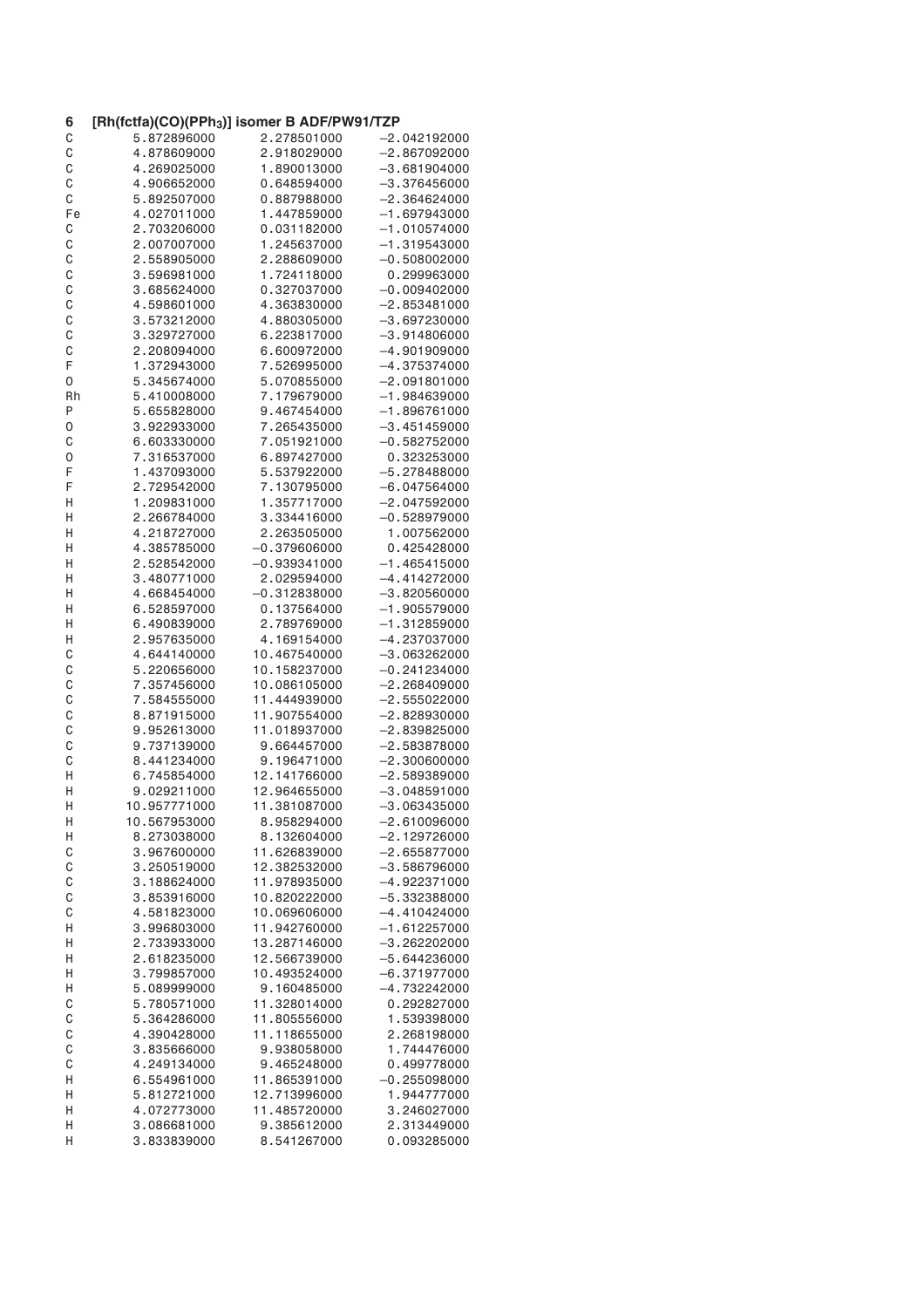**6 [Rh(fctfa)(CO)(PPh$_3$)] isomer B ADF/PW91/TZP**

```
C        5.872896000     2.278501000    -2.042192000
C        4.878609000     2.918029000    -2.867092000
C        4.269025000     1.890013000    -3.681904000
C        4.906652000     0.648594000    -3.376456000
C        5.892507000     0.887988000    -2.364624000
Fe       4.027011000     1.447859000    -1.697943000
C        2.703206000     0.031182000    -1.010574000
C        2.007007000     1.245637000    -1.319543000
C        2.558905000     2.288609000    -0.508002000
C        3.596981000     1.724118000     0.299963000
C        3.685624000     0.327037000    -0.009402000
C        4.598601000     4.363830000    -2.853481000
C        3.573212000     4.880305000    -3.697230000
C        3.329727000     6.223817000    -3.914806000
C        2.208094000     6.600972000    -4.901909000
F        1.372943000     7.526995000    -4.375374000
O        5.345674000     5.070855000    -2.091801000
Rh       5.410008000     7.179679000    -1.984639000
P        5.655828000     9.467454000    -1.896761000
O        3.922933000     7.265435000    -3.451459000
C        6.603330000     7.051921000    -0.582752000
O        7.316537000     6.897427000     0.323253000
F        1.437093000     5.537922000    -5.278488000
F        2.729542000     7.130795000    -6.047564000
H        1.209831000     1.357717000    -2.047592000
H        2.266784000     3.334416000    -0.528979000
H        4.218727000     2.263505000     1.007562000
H        4.385785000    -0.379606000     0.425428000
H        2.528542000    -0.939341000    -1.465415000
H        3.480771000     2.029594000    -4.414272000
H        4.668454000    -0.312838000    -3.820560000
H        6.528597000     0.137564000    -1.905579000
H        6.490839000     2.789769000    -1.312859000
H        2.957635000     4.169154000    -4.237037000
C        4.644140000    10.467540000    -3.063262000
C        5.220656000    10.158237000    -0.241234000
C        7.357456000    10.086105000    -2.268409000
C        7.584555000    11.444939000    -2.555022000
C        8.871915000    11.907554000    -2.828930000
C        9.952613000    11.018937000    -2.839825000
C        9.737139000     9.664457000    -2.583878000
C        8.441234000     9.196471000    -2.300600000
H        6.745854000    12.141766000    -2.589389000
H        9.029211000    12.964655000    -3.048591000
H       10.957771000    11.381087000    -3.063435000
H       10.567953000     8.958294000    -2.610096000
H        8.273038000     8.132604000    -2.129726000
C        3.967600000    11.626839000    -2.655877000
C        3.250519000    12.382532000    -3.586796000
C        3.188624000    11.978935000    -4.922371000
C        3.853916000    10.820222000    -5.332388000
C        4.581823000    10.069606000    -4.410424000
H        3.996803000    11.942760000    -1.612257000
H        2.733933000    13.287146000    -3.262202000
H        2.618235000    12.566739000    -5.644236000
H        3.799857000    10.493524000    -6.371977000
H        5.089999000     9.160485000    -4.732242000
C        5.780571000    11.328014000     0.292827000
C        5.364286000    11.805556000     1.539398000
C        4.390428000    11.118655000     2.268198000
C        3.835666000     9.938058000     1.744476000
C        4.249134000     9.465248000     0.499778000
H        6.554961000    11.865391000    -0.255098000
H        5.812721000    12.713996000     1.944777000
H        4.072773000    11.485720000     3.246027000
H        3.086681000     9.385612000     2.313449000
H        3.833839000     8.541267000     0.093285000
```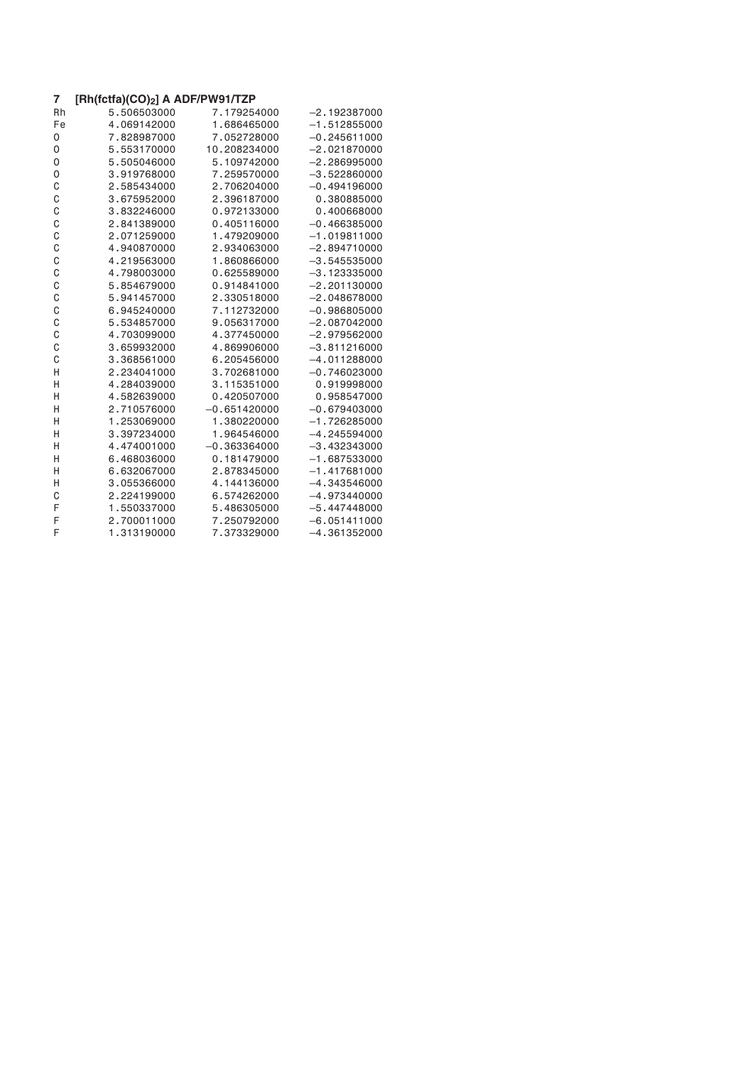**7 $[Rh(fctfa)(CO)_2]$ A ADF/PW91/TZP**

| | | | |
|---|---|---|---|
| Rh | 5.506503000 | 7.179254000 | −2.192387000 |
| Fe | 4.069142000 | 1.686465000 | −1.512855000 |
| O | 7.828987000 | 7.052728000 | −0.245611000 |
| O | 5.553170000 | 10.208234000 | −2.021870000 |
| O | 5.505046000 | 5.109742000 | −2.286995000 |
| O | 3.919768000 | 7.259570000 | −3.522860000 |
| C | 2.585434000 | 2.706204000 | −0.494196000 |
| C | 3.675952000 | 2.396187000 | 0.380885000 |
| C | 3.832246000 | 0.972133000 | 0.400668000 |
| C | 2.841389000 | 0.405116000 | −0.466385000 |
| C | 2.071259000 | 1.479209000 | −1.019811000 |
| C | 4.940870000 | 2.934063000 | −2.894710000 |
| C | 4.219563000 | 1.860866000 | −3.545535000 |
| C | 4.798003000 | 0.625589000 | −3.123335000 |
| C | 5.854679000 | 0.914841000 | −2.201130000 |
| C | 5.941457000 | 2.330518000 | −2.048678000 |
| C | 6.945240000 | 7.112732000 | −0.986805000 |
| C | 5.534857000 | 9.056317000 | −2.087042000 |
| C | 4.703099000 | 4.377450000 | −2.979562000 |
| C | 3.659932000 | 4.869906000 | −3.811216000 |
| C | 3.368561000 | 6.205456000 | −4.011288000 |
| H | 2.234041000 | 3.702681000 | −0.746023000 |
| H | 4.284039000 | 3.115351000 | 0.919998000 |
| H | 4.582639000 | 0.420507000 | 0.958547000 |
| H | 2.710576000 | −0.651420000 | −0.679403000 |
| H | 1.253069000 | 1.380220000 | −1.726285000 |
| H | 3.397234000 | 1.964546000 | −4.245594000 |
| H | 4.474001000 | −0.363364000 | −3.432343000 |
| H | 6.468036000 | 0.181479000 | −1.687533000 |
| H | 6.632067000 | 2.878345000 | −1.417681000 |
| H | 3.055366000 | 4.144136000 | −4.343546000 |
| C | 2.224199000 | 6.574262000 | −4.973440000 |
| F | 1.550337000 | 5.486305000 | −5.447448000 |
| F | 2.700011000 | 7.250792000 | −6.051411000 |
| F | 1.313190000 | 7.373329000 | −4.361352000 |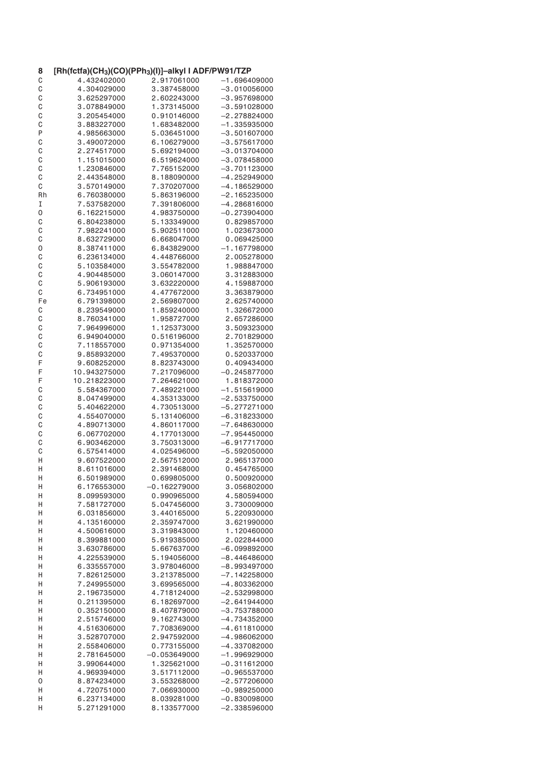**8 [Rh(fctfa)($CH_3$)(CO)($PPh_3$)(I)]–alkyl I ADF/PW91/TZP**

| | | | |
|---|---|---|---|
| C | 4.432402000 | 2.917061000 | −1.696409000 |
| C | 4.304029000 | 3.387458000 | −3.010056000 |
| C | 3.625297000 | 2.602243000 | −3.957698000 |
| C | 3.078849000 | 1.373145000 | −3.591028000 |
| C | 3.205454000 | 0.910146000 | −2.278824000 |
| C | 3.883227000 | 1.683482000 | −1.335935000 |
| P | 4.985663000 | 5.036451000 | −3.501607000 |
| C | 3.490072000 | 6.106279000 | −3.575617000 |
| C | 2.274517000 | 5.692194000 | −3.013704000 |
| C | 1.151015000 | 6.519624000 | −3.078458000 |
| C | 1.230846000 | 7.765152000 | −3.701123000 |
| C | 2.443548000 | 8.188090000 | −4.252949000 |
| C | 3.570149000 | 7.370207000 | −4.186529000 |
| Rh | 6.760380000 | 5.863196000 | −2.165235000 |
| I | 7.537582000 | 7.391806000 | −4.286816000 |
| O | 6.162215000 | 4.983750000 | −0.273904000 |
| C | 6.804238000 | 5.133349000 | 0.829857000 |
| C | 7.982241000 | 5.902511000 | 1.023673000 |
| C | 8.632729000 | 6.668047000 | 0.069425000 |
| O | 8.387411000 | 6.843829000 | −1.167798000 |
| C | 6.236134000 | 4.448766000 | 2.005278000 |
| C | 5.103584000 | 3.554782000 | 1.988847000 |
| C | 4.904485000 | 3.060147000 | 3.312883000 |
| C | 5.906193000 | 3.632220000 | 4.159887000 |
| C | 6.734951000 | 4.477672000 | 3.363879000 |
| Fe | 6.791398000 | 2.569807000 | 2.625740000 |
| C | 8.239549000 | 1.859240000 | 1.326672000 |
| C | 8.760341000 | 1.958727000 | 2.657286000 |
| C | 7.964996000 | 1.125373000 | 3.509323000 |
| C | 6.949040000 | 0.516196000 | 2.701829000 |
| C | 7.118557000 | 0.971354000 | 1.352570000 |
| C | 9.858932000 | 7.495370000 | 0.520337000 |
| F | 9.608252000 | 8.823743000 | 0.409434000 |
| F | 10.943275000 | 7.217096000 | −0.245877000 |
| F | 10.218223000 | 7.264621000 | 1.818372000 |
| C | 5.584367000 | 7.489221000 | −1.515619000 |
| C | 8.047499000 | 4.353133000 | −2.533750000 |
| C | 5.404622000 | 4.730513000 | −5.277271000 |
| C | 4.554070000 | 5.131406000 | −6.318233000 |
| C | 4.890713000 | 4.860117000 | −7.648630000 |
| C | 6.067702000 | 4.177013000 | −7.954450000 |
| C | 6.903462000 | 3.750313000 | −6.917717000 |
| C | 6.575414000 | 4.025496000 | −5.592050000 |
| H | 9.607522000 | 2.567512000 | 2.965137000 |
| H | 8.611016000 | 2.391468000 | 0.454765000 |
| H | 6.501989000 | 0.699805000 | 0.500920000 |
| H | 6.176553000 | −0.162279000 | 3.056802000 |
| H | 8.099593000 | 0.990965000 | 4.580594000 |
| H | 7.581727000 | 5.047456000 | 3.730009000 |
| H | 6.031856000 | 3.440165000 | 5.220930000 |
| H | 4.135160000 | 2.359747000 | 3.621990000 |
| H | 4.500616000 | 3.319843000 | 1.120460000 |
| H | 8.399881000 | 5.919385000 | 2.022844000 |
| H | 3.630786000 | 5.667637000 | −6.099892000 |
| H | 4.225539000 | 5.194056000 | −8.446486000 |
| H | 6.335557000 | 3.978046000 | −8.993497000 |
| H | 7.826125000 | 3.213785000 | −7.142258000 |
| H | 7.249955000 | 3.699565000 | −4.803362000 |
| H | 2.196735000 | 4.718124000 | −2.532998000 |
| H | 0.211395000 | 6.182697000 | −2.641944000 |
| H | 0.352150000 | 8.407879000 | −3.753788000 |
| H | 2.515746000 | 9.162743000 | −4.734352000 |
| H | 4.516306000 | 7.708369000 | −4.611810000 |
| H | 3.528707000 | 2.947592000 | −4.986062000 |
| H | 2.558406000 | 0.773155000 | −4.337082000 |
| H | 2.781645000 | −0.053649000 | −1.996929000 |
| H | 3.990644000 | 1.325621000 | −0.311612000 |
| H | 4.969394000 | 3.517112000 | −0.965537000 |
| O | 8.874234000 | 3.553268000 | −2.577206000 |
| H | 4.720751000 | 7.066930000 | −0.989250000 |
| H | 6.237134000 | 8.039281000 | −0.830098000 |
| H | 5.271291000 | 8.133577000 | −2.338596000 |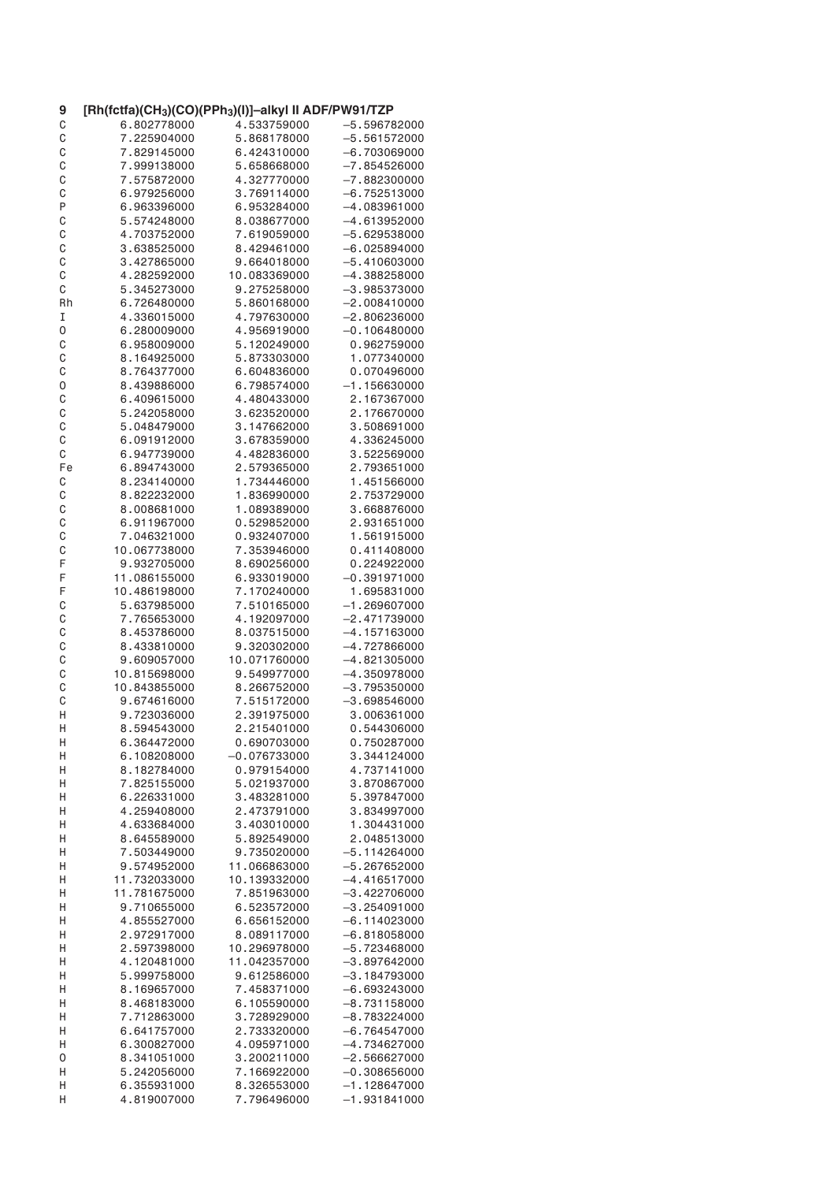**9 [Rh(fctfa)($CH_3$)(CO)($PPh_3$)(I)]–alkyl II ADF/PW91/TZP**

| | | | |
|---|---|---|---|
| C | 6.802778000 | 4.533759000 | −5.596782000 |
| C | 7.225904000 | 5.868178000 | −5.561572000 |
| C | 7.829145000 | 6.424310000 | −6.703069000 |
| C | 7.999138000 | 5.658668000 | −7.854526000 |
| C | 7.575872000 | 4.327770000 | −7.882300000 |
| C | 6.979256000 | 3.769114000 | −6.752513000 |
| P | 6.963396000 | 6.953284000 | −4.083961000 |
| C | 5.574248000 | 8.038677000 | −4.613952000 |
| C | 4.703752000 | 7.619059000 | −5.629538000 |
| C | 3.638525000 | 8.429461000 | −6.025894000 |
| C | 3.427865000 | 9.664018000 | −5.410603000 |
| C | 4.282592000 | 10.083369000 | −4.388258000 |
| C | 5.345273000 | 9.275258000 | −3.985373000 |
| Rh | 6.726480000 | 5.860168000 | −2.008410000 |
| I | 4.336015000 | 4.797630000 | −2.806236000 |
| O | 6.280009000 | 4.956919000 | −0.106480000 |
| C | 6.958009000 | 5.120249000 | 0.962759000 |
| C | 8.164925000 | 5.873303000 | 1.077340000 |
| C | 8.764377000 | 6.604836000 | 0.070496000 |
| O | 8.439886000 | 6.798574000 | −1.156630000 |
| C | 6.409615000 | 4.480433000 | 2.167367000 |
| C | 5.242058000 | 3.623520000 | 2.176670000 |
| C | 5.048479000 | 3.147662000 | 3.508691000 |
| C | 6.091912000 | 3.678359000 | 4.336245000 |
| C | 6.947739000 | 4.482836000 | 3.522569000 |
| Fe | 6.894743000 | 2.579365000 | 2.793651000 |
| C | 8.234140000 | 1.734446000 | 1.451566000 |
| C | 8.822232000 | 1.836990000 | 2.753729000 |
| C | 8.008681000 | 1.089389000 | 3.668876000 |
| C | 6.911967000 | 0.529852000 | 2.931651000 |
| C | 7.046321000 | 0.932407000 | 1.561915000 |
| C | 10.067738000 | 7.353946000 | 0.411408000 |
| F | 9.932705000 | 8.690256000 | 0.224922000 |
| F | 11.086155000 | 6.933019000 | −0.391971000 |
| F | 10.486198000 | 7.170240000 | 1.695831000 |
| C | 5.637985000 | 7.510165000 | −1.269607000 |
| C | 7.765653000 | 4.192097000 | −2.471739000 |
| C | 8.453786000 | 8.037515000 | −4.157163000 |
| C | 8.433810000 | 9.320302000 | −4.727866000 |
| C | 9.609057000 | 10.071760000 | −4.821305000 |
| C | 10.815698000 | 9.549977000 | −4.350978000 |
| C | 10.843855000 | 8.266752000 | −3.795350000 |
| C | 9.674616000 | 7.515172000 | −3.698546000 |
| H | 9.723036000 | 2.391975000 | 3.006361000 |
| H | 8.594543000 | 2.215401000 | 0.544306000 |
| H | 6.364472000 | 0.690703000 | 0.750287000 |
| H | 6.108208000 | −0.076733000 | 3.344124000 |
| H | 8.182784000 | 0.979154000 | 4.737141000 |
| H | 7.825155000 | 5.021937000 | 3.870867000 |
| H | 6.226331000 | 3.483281000 | 5.397847000 |
| H | 4.259408000 | 2.473791000 | 3.834997000 |
| H | 4.633684000 | 3.403010000 | 1.304431000 |
| H | 8.645589000 | 5.892549000 | 2.048513000 |
| H | 7.503449000 | 9.735020000 | −5.114264000 |
| H | 9.574952000 | 11.066863000 | −5.267652000 |
| H | 11.732033000 | 10.139332000 | −4.416517000 |
| H | 11.781675000 | 7.851963000 | −3.422706000 |
| H | 9.710655000 | 6.523572000 | −3.254091000 |
| H | 4.855527000 | 6.656152000 | −6.114023000 |
| H | 2.972917000 | 8.089117000 | −6.818058000 |
| H | 2.597398000 | 10.296978000 | −5.723468000 |
| H | 4.120481000 | 11.042357000 | −3.897642000 |
| H | 5.999758000 | 9.612586000 | −3.184793000 |
| H | 8.169657000 | 7.458371000 | −6.693243000 |
| H | 8.468183000 | 6.105590000 | −8.731158000 |
| H | 7.712863000 | 3.728929000 | −8.783224000 |
| H | 6.641757000 | 2.733320000 | −6.764547000 |
| H | 6.300827000 | 4.095971000 | −4.734627000 |
| O | 8.341051000 | 3.200211000 | −2.566627000 |
| H | 5.242056000 | 7.166922000 | −0.308656000 |
| H | 6.355931000 | 8.326553000 | −1.128647000 |
| H | 4.819007000 | 7.796496000 | −1.931841000 |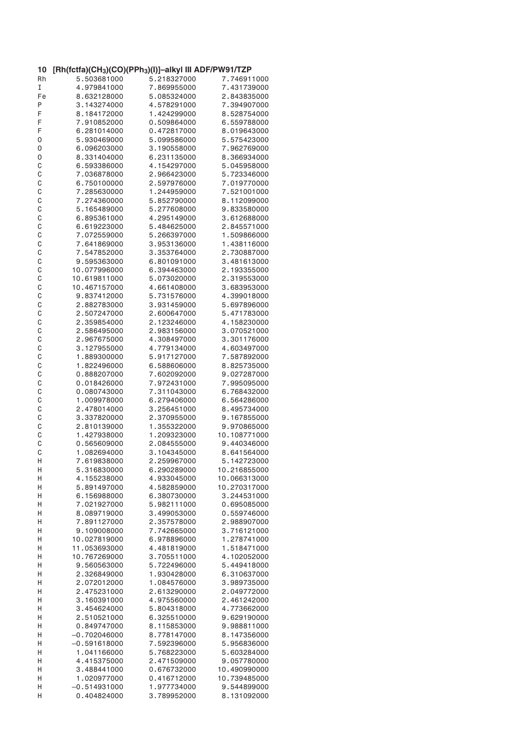**10 [Rh(fctfa)($CH_3$)(CO)($PPh_3$)(I)]–alkyl III ADF/PW91/TZP**

```
Rh     5.503681000    5.218327000    7.746911000
I      4.979841000    7.869955000    7.431739000
Fe     8.632128000    5.085324000    2.843835000
P      3.143274000    4.578291000    7.394907000
F      8.184172000    1.424299000    8.528754000
F      7.910852000    0.509864000    6.559788000
F      6.281014000    0.472817000    8.019643000
O      5.930469000    5.099586000    5.575423000
O      6.096203000    3.190558000    7.962769000
O      8.331404000    6.231135000    8.366934000
C      6.593386000    4.154297000    5.045958000
C      7.036878000    2.966423000    5.723346000
C      6.750100000    2.597976000    7.019770000
C      7.285630000    1.244959000    7.521001000
C      7.274360000    5.852790000    8.112099000
C      5.165489000    5.277608000    9.833580000
C      6.895361000    4.295149000    3.612688000
C      6.619223000    5.484625000    2.845571000
C      7.072559000    5.266397000    1.509866000
C      7.641869000    3.953136000    1.438116000
C      7.547852000    3.353764000    2.730887000
C      9.595363000    6.801091000    3.481613000
C     10.077996000    6.394463000    2.193355000
C     10.619811000    5.073020000    2.319553000
C     10.467157000    4.661408000    3.683953000
C      9.837412000    5.731576000    4.399018000
C      2.882783000    3.931459000    5.697896000
C      2.507247000    2.600647000    5.471783000
C      2.359854000    2.123246000    4.158230000
C      2.586495000    2.983156000    3.070521000
C      2.967675000    4.308497000    3.301176000
C      3.127955000    4.779134000    4.603497000
C      1.889300000    5.917127000    7.587892000
C      1.822496000    6.588606000    8.825735000
C      0.888207000    7.602092000    9.027287000
C      0.018426000    7.972431000    7.995095000
C      0.080743000    7.311043000    6.768432000
C      1.009978000    6.279406000    6.564286000
C      2.478014000    3.256451000    8.495734000
C      3.337820000    2.370955000    9.167855000
C      2.810139000    1.355322000    9.970865000
C      1.427938000    1.209323000   10.108771000
C      0.565609000    2.084555000    9.440346000
C      1.082694000    3.104345000    8.641564000
H      7.619838000    2.259967000    5.142723000
H      5.316830000    6.290289000   10.216855000
H      4.155238000    4.933045000   10.066313000
H      5.891497000    4.582859000   10.270317000
H      6.156988000    6.380730000    3.244531000
H      7.021927000    5.982111000    0.695085000
H      8.089719000    3.499053000    0.559746000
H      7.891127000    2.357578000    2.988907000
H      9.109008000    7.742665000    3.716121000
H     10.027819000    6.978896000    1.278741000
H     11.053693000    4.481819000    1.518471000
H     10.767269000    3.705511000    4.102052000
H      9.560563000    5.722496000    5.449418000
H      2.326849000    1.930428000    6.310637000
H      2.072012000    1.084576000    3.989735000
H      2.475231000    2.613290000    2.049772000
H      3.160391000    4.975560000    2.461242000
H      3.454624000    5.804318000    4.773662000
H      2.510521000    6.325510000    9.629190000
H      0.849747000    8.115853000    9.988811000
H     -0.702046000    8.778147000    8.147356000
H     -0.591618000    7.592396000    5.956836000
H      1.041166000    5.768223000    5.603284000
H      4.415375000    2.471509000    9.057780000
H      3.488441000    0.676732000   10.490990000
H      1.020977000    0.416712000   10.739485000
H     -0.514931000    1.977734000    9.544899000
H      0.404824000    3.789952000    8.131092000
```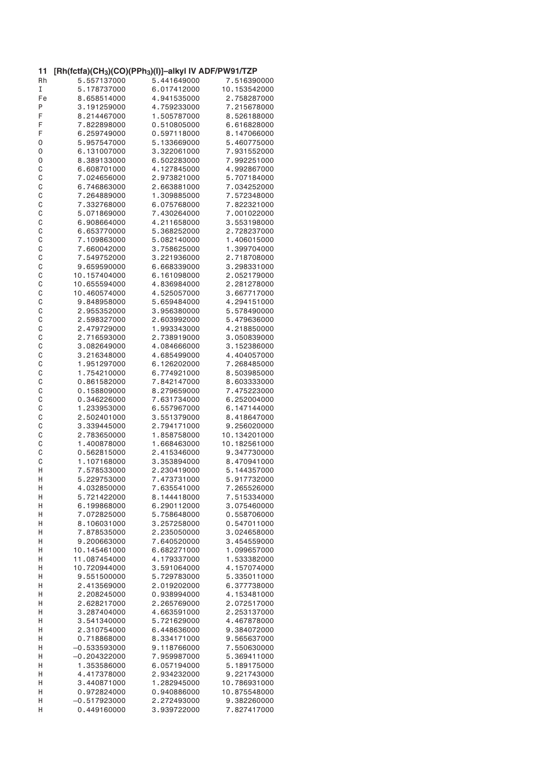**11 [Rh(fctfa)($CH_3$)(CO)($PPh_3$)(I)]–alkyl IV ADF/PW91/TZP**

```
Rh      5.557137000     5.441649000     7.516390000
I       5.178737000     6.017412000    10.153542000
Fe      8.658514000     4.941535000     2.758287000
P       3.191259000     4.759233000     7.215678000
F       8.214467000     1.505787000     8.526188000
F       7.822898000     0.510805000     6.616828000
F       6.259749000     0.597118000     8.147066000
O       5.957547000     5.133669000     5.460775000
O       6.131007000     3.322061000     7.931552000
O       8.389133000     6.502283000     7.992251000
C       6.608701000     4.127845000     4.992867000
C       7.024656000     2.973821000     5.707184000
C       6.746863000     2.663881000     7.034252000
C       7.264889000     1.309885000     7.572348000
C       7.332768000     6.075768000     7.822321000
C       5.071869000     7.430264000     7.001022000
C       6.908664000     4.211658000     3.553198000
C       6.653770000     5.368252000     2.728237000
C       7.109863000     5.082140000     1.406015000
C       7.660042000     3.758625000     1.399704000
C       7.549752000     3.221936000     2.718708000
C       9.659590000     6.668339000     3.298331000
C      10.157404000     6.161098000     2.052179000
C      10.655594000     4.836984000     2.281278000
C      10.460574000     4.525057000     3.667717000
C       9.848958000     5.659484000     4.294151000
C       2.955352000     3.956380000     5.578490000
C       2.598327000     2.603992000     5.479636000
C       2.479729000     1.993343000     4.218850000
C       2.716593000     2.738919000     3.050839000
C       3.082649000     4.084666000     3.152386000
C       3.216348000     4.685499000     4.404057000
C       1.951297000     6.126202000     7.268485000
C       1.754210000     6.774921000     8.503985000
C       0.861582000     7.842147000     8.603333000
C       0.158809000     8.279659000     7.475223000
C       0.346226000     7.631734000     6.252004000
C       1.233953000     6.557967000     6.147144000
C       2.502401000     3.551379000     8.418647000
C       3.339445000     2.794171000     9.256020000
C       2.783650000     1.858758000    10.134201000
C       1.400878000     1.668463000    10.182561000
C       0.562815000     2.415346000     9.347730000
C       1.107168000     3.353894000     8.470941000
H       7.578533000     2.230419000     5.144357000
H       5.229753000     7.473731000     5.917732000
H       4.032850000     7.635541000     7.265526000
H       5.721422000     8.144418000     7.515334000
H       6.199868000     6.290112000     3.075460000
H       7.072825000     5.758648000     0.558706000
H       8.106031000     3.257258000     0.547011000
H       7.878535000     2.235050000     3.024658000
H       9.200663000     7.640520000     3.454559000
H      10.145461000     6.682271000     1.099657000
H      11.087454000     4.179337000     1.533382000
H      10.720944000     3.591064000     4.157074000
H       9.551500000     5.729783000     5.335011000
H       2.413569000     2.019202000     6.377738000
H       2.208245000     0.938994000     4.153481000
H       2.628217000     2.265769000     2.072517000
H       3.287404000     4.663591000     2.253137000
H       3.541340000     5.721629000     4.467878000
H       2.310754000     6.448636000     9.384072000
H       0.718868000     8.334171000     9.565637000
H      -0.533593000     9.118766000     7.550630000
H      -0.204322000     7.959987000     5.369411000
H       1.353586000     6.057194000     5.189175000
H       4.417378000     2.934232000     9.221743000
H       3.440871000     1.282945000    10.786931000
H       0.972824000     0.940886000    10.875548000
H      -0.517923000     2.272493000     9.382260000
H       0.449160000     3.939722000     7.827417000
```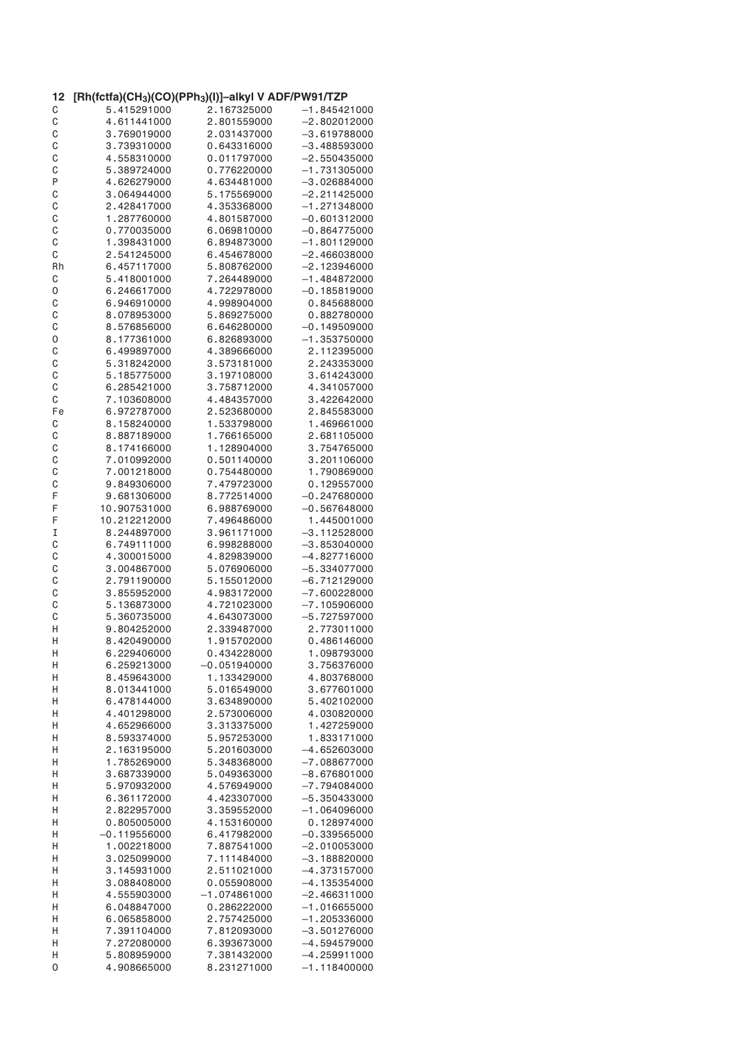**12 [Rh(fctfa)($CH_3$)(CO)($PPh_3$)(I)]–alkyl V ADF/PW91/TZP**

| | | | |
|---|---|---|---|
| C | 5.415291000 | 2.167325000 | −1.845421000 |
| C | 4.611441000 | 2.801559000 | −2.802012000 |
| C | 3.769019000 | 2.031437000 | −3.619788000 |
| C | 3.739310000 | 0.643316000 | −3.488593000 |
| C | 4.558310000 | 0.011797000 | −2.550435000 |
| C | 5.389724000 | 0.776220000 | −1.731305000 |
| P | 4.626279000 | 4.634481000 | −3.026884000 |
| C | 3.064944000 | 5.175569000 | −2.211425000 |
| C | 2.428417000 | 4.353368000 | −1.271348000 |
| C | 1.287760000 | 4.801587000 | −0.601312000 |
| C | 0.770035000 | 6.069810000 | −0.864775000 |
| C | 1.398431000 | 6.894873000 | −1.801129000 |
| C | 2.541245000 | 6.454678000 | −2.466038000 |
| Rh | 6.457117000 | 5.808762000 | −2.123946000 |
| C | 5.418001000 | 7.264489000 | −1.484872000 |
| O | 6.246617000 | 4.722978000 | −0.185819000 |
| C | 6.946910000 | 4.998904000 | 0.845688000 |
| C | 8.078953000 | 5.869275000 | 0.882780000 |
| C | 8.576856000 | 6.646280000 | −0.149509000 |
| O | 8.177361000 | 6.826893000 | −1.353750000 |
| C | 6.499897000 | 4.389666000 | 2.112395000 |
| C | 5.318242000 | 3.573181000 | 2.243353000 |
| C | 5.185775000 | 3.197108000 | 3.614243000 |
| C | 6.285421000 | 3.758712000 | 4.341057000 |
| C | 7.103608000 | 4.484357000 | 3.422642000 |
| Fe | 6.972787000 | 2.523680000 | 2.845583000 |
| C | 8.158240000 | 1.533798000 | 1.469661000 |
| C | 8.887189000 | 1.766165000 | 2.681105000 |
| C | 8.174166000 | 1.128904000 | 3.754765000 |
| C | 7.010992000 | 0.501140000 | 3.201106000 |
| C | 7.001218000 | 0.754480000 | 1.790869000 |
| C | 9.849306000 | 7.479723000 | 0.129557000 |
| F | 9.681306000 | 8.772514000 | −0.247680000 |
| F | 10.907531000 | 6.988769000 | −0.567648000 |
| F | 10.212212000 | 7.496486000 | 1.445001000 |
| I | 8.244897000 | 3.961171000 | −3.112528000 |
| C | 6.749111000 | 6.998288000 | −3.853040000 |
| C | 4.300015000 | 4.829839000 | −4.827716000 |
| C | 3.004867000 | 5.076906000 | −5.334077000 |
| C | 2.791190000 | 5.155012000 | −6.712129000 |
| C | 3.855952000 | 4.983172000 | −7.600228000 |
| C | 5.136873000 | 4.721023000 | −7.105906000 |
| C | 5.360735000 | 4.643073000 | −5.727597000 |
| H | 9.804252000 | 2.339487000 | 2.773011000 |
| H | 8.420490000 | 1.915702000 | 0.486146000 |
| H | 6.229406000 | 0.434228000 | 1.098793000 |
| H | 6.259213000 | −0.051940000 | 3.756376000 |
| H | 8.459643000 | 1.133429000 | 4.803768000 |
| H | 8.013441000 | 5.016549000 | 3.677601000 |
| H | 6.478144000 | 3.634890000 | 5.402102000 |
| H | 4.401298000 | 2.573006000 | 4.030820000 |
| H | 4.652966000 | 3.313375000 | 1.427259000 |
| H | 8.593374000 | 5.957253000 | 1.833171000 |
| H | 2.163195000 | 5.201603000 | −4.652603000 |
| H | 1.785269000 | 5.348368000 | −7.088677000 |
| H | 3.687339000 | 5.049363000 | −8.676801000 |
| H | 5.970932000 | 4.576949000 | −7.794084000 |
| H | 6.361172000 | 4.423307000 | −5.350433000 |
| H | 2.822957000 | 3.359552000 | −1.064096000 |
| H | 0.805005000 | 4.153160000 | 0.128974000 |
| H | −0.119556000 | 6.417982000 | −0.339565000 |
| H | 1.002218000 | 7.887541000 | −2.010053000 |
| H | 3.025099000 | 7.111484000 | −3.188820000 |
| H | 3.145931000 | 2.511021000 | −4.373157000 |
| H | 3.088408000 | 0.055908000 | −4.135354000 |
| H | 4.555903000 | −1.074861000 | −2.466311000 |
| H | 6.048847000 | 0.286222000 | −1.016655000 |
| H | 6.065858000 | 2.757425000 | −1.205336000 |
| H | 7.391104000 | 7.812093000 | −3.501276000 |
| H | 7.272080000 | 6.393673000 | −4.594579000 |
| H | 5.808959000 | 7.381432000 | −4.259911000 |
| O | 4.908665000 | 8.231271000 | −1.118400000 |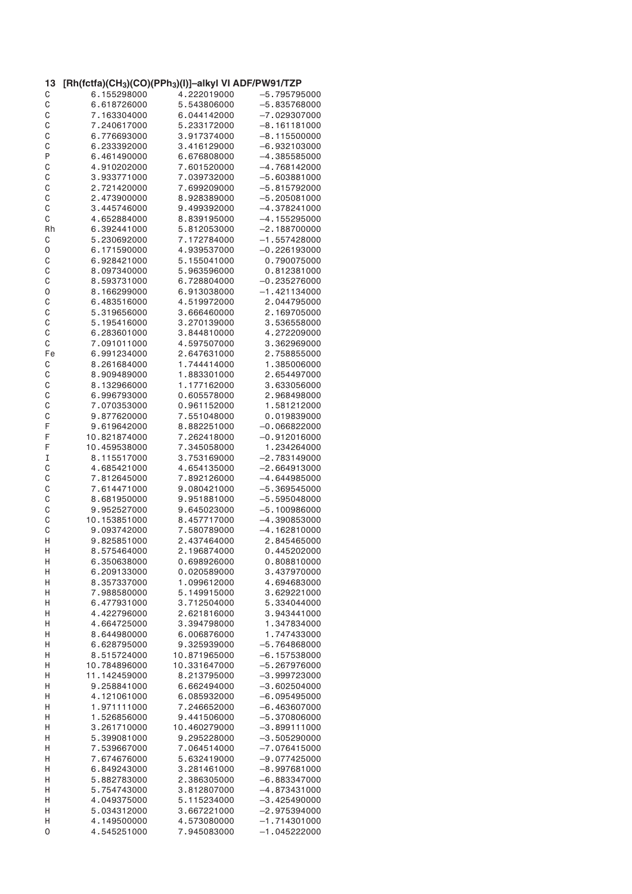**13 [Rh(fctfa)($CH_3$)(CO)($PPh_3$)(I)]–alkyl VI ADF/PW91/TZP**

```
C     6.155298000    4.222019000   -5.795795000
C     6.618726000    5.543806000   -5.835768000
C     7.163304000    6.044142000   -7.029307000
C     7.240617000    5.233172000   -8.161181000
C     6.776693000    3.917374000   -8.115500000
C     6.233392000    3.416129000   -6.932103000
P     6.461490000    6.676808000   -4.385585000
C     4.910202000    7.601520000   -4.768142000
C     3.933771000    7.039732000   -5.603881000
C     2.721420000    7.699209000   -5.815792000
C     2.473900000    8.928389000   -5.205081000
C     3.445746000    9.499392000   -4.378241000
C     4.652884000    8.839195000   -4.155295000
Rh    6.392441000    5.812053000   -2.188700000
C     5.230692000    7.172784000   -1.557428000
O     6.171590000    4.939537000   -0.226193000
C     6.928421000    5.155041000    0.790075000
C     8.097340000    5.963596000    0.812381000
C     8.593731000    6.728804000   -0.235276000
O     8.166299000    6.913038000   -1.421134000
C     6.483516000    4.519972000    2.044795000
C     5.319656000    3.666460000    2.169705000
C     5.195416000    3.270139000    3.536558000
C     6.283601000    3.844810000    4.272209000
C     7.091011000    4.597507000    3.362969000
Fe    6.991234000    2.647631000    2.758855000
C     8.261684000    1.744414000    1.385006000
C     8.909489000    1.883301000    2.654497000
C     8.132966000    1.177162000    3.633056000
C     6.996793000    0.605578000    2.968498000
C     7.070353000    0.961152000    1.581212000
C     9.877620000    7.551048000    0.019839000
F     9.619642000    8.882251000   -0.066822000
F    10.821874000    7.262418000   -0.912016000
F    10.459538000    7.345058000    1.234264000
I     8.115517000    3.753169000   -2.783149000
C     4.685421000    4.654135000   -2.664913000
C     7.812645000    7.892126000   -4.644985000
C     7.614471000    9.080421000   -5.369545000
C     8.681950000    9.951881000   -5.595048000
C     9.952527000    9.645023000   -5.100986000
C    10.153851000    8.457717000   -4.390853000
C     9.093742000    7.580789000   -4.162810000
H     9.825851000    2.437464000    2.845465000
H     8.575464000    2.196874000    0.445202000
H     6.350638000    0.698926000    0.808810000
H     6.209133000    0.020589000    3.437970000
H     8.357337000    1.099612000    4.694683000
H     7.988580000    5.149915000    3.629221000
H     6.477931000    3.712504000    5.334044000
H     4.422796000    2.621816000    3.943441000
H     4.664725000    3.394798000    1.347834000
H     8.644980000    6.006876000    1.747433000
H     6.628795000    9.325939000   -5.764868000
H     8.515724000   10.871965000   -6.157538000
H    10.784896000   10.331647000   -5.267976000
H    11.142459000    8.213795000   -3.999723000
H     9.258841000    6.662494000   -3.602504000
H     4.121061000    6.085932000   -6.095495000
H     1.971111000    7.246652000   -6.463607000
H     1.526856000    9.441506000   -5.370806000
H     3.261710000   10.460279000   -3.899111000
H     5.399081000    9.295228000   -3.505290000
H     7.539667000    7.064514000   -7.076415000
H     7.674676000    5.632419000   -9.077425000
H     6.849243000    3.281461000   -8.997681000
H     5.882783000    2.386305000   -6.883347000
H     5.754743000    3.812807000   -4.873431000
H     4.049375000    5.115234000   -3.425490000
H     5.034312000    3.667221000   -2.975394000
H     4.149500000    4.573080000   -1.714301000
O     4.545251000    7.945083000   -1.045222000
```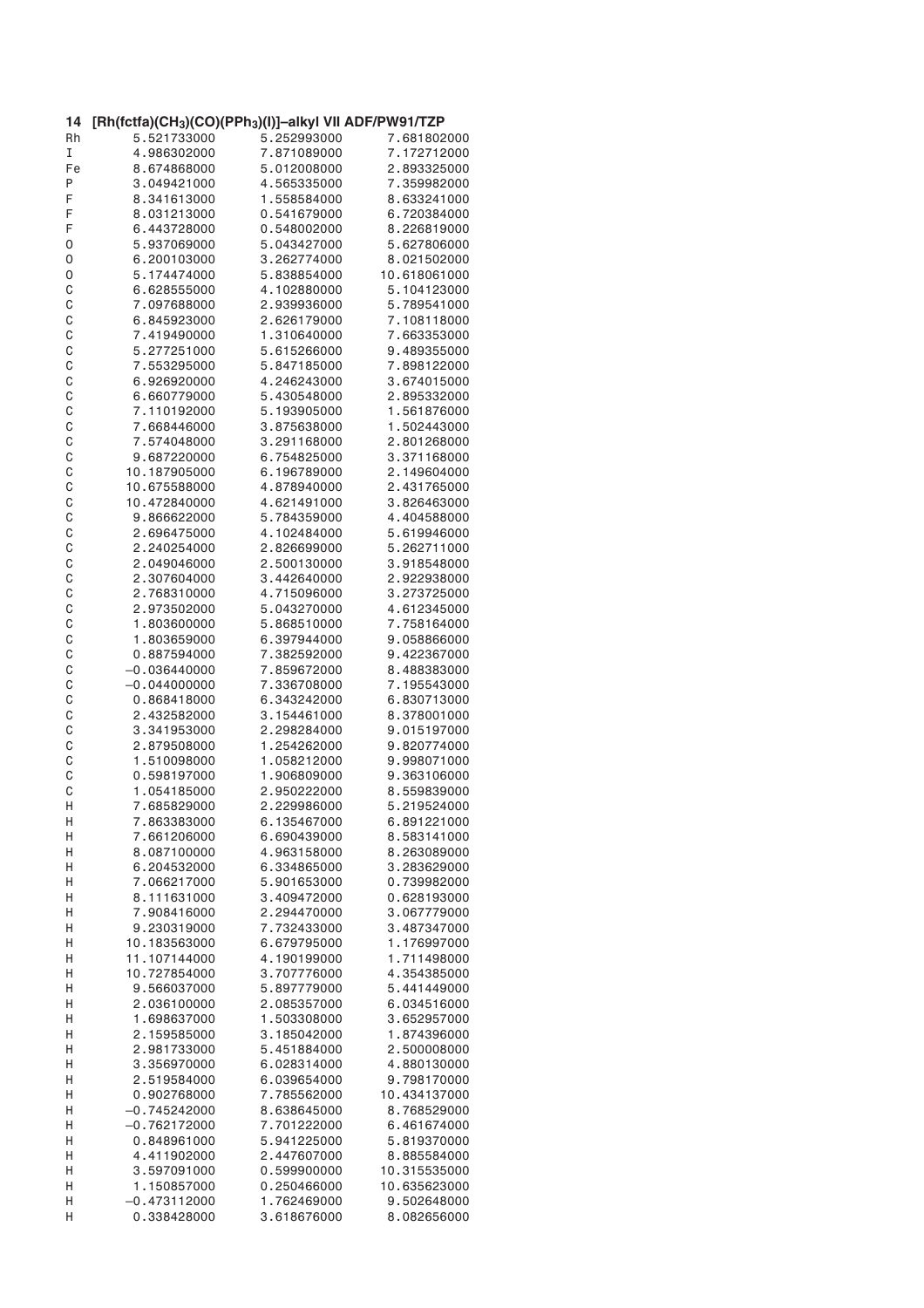**14 [Rh(fctfa)($CH_3$)(CO)($PPh_3$)(I)]–alkyl VII ADF/PW91/TZP**

| | | | |
|---|---|---|---|
| Rh | 5.521733000 | 5.252993000 | 7.681802000 |
| I | 4.986302000 | 7.871089000 | 7.172712000 |
| Fe | 8.674868000 | 5.012008000 | 2.893325000 |
| P | 3.049421000 | 4.565335000 | 7.359982000 |
| F | 8.341613000 | 1.558584000 | 8.633241000 |
| F | 8.031213000 | 0.541679000 | 6.720384000 |
| F | 6.443728000 | 0.548002000 | 8.226819000 |
| O | 5.937069000 | 5.043427000 | 5.627806000 |
| O | 6.200103000 | 3.262774000 | 8.021502000 |
| O | 5.174474000 | 5.838854000 | 10.618061000 |
| C | 6.628555000 | 4.102880000 | 5.104123000 |
| C | 7.097688000 | 2.939936000 | 5.789541000 |
| C | 6.845923000 | 2.626179000 | 7.108118000 |
| C | 7.419490000 | 1.310640000 | 7.663353000 |
| C | 5.277251000 | 5.615266000 | 9.489355000 |
| C | 7.553295000 | 5.847185000 | 7.898122000 |
| C | 6.926920000 | 4.246243000 | 3.674015000 |
| C | 6.660779000 | 5.430548000 | 2.895332000 |
| C | 7.110192000 | 5.193905000 | 1.561876000 |
| C | 7.668446000 | 3.875638000 | 1.502443000 |
| C | 7.574048000 | 3.291168000 | 2.801268000 |
| C | 9.687220000 | 6.754825000 | 3.371168000 |
| C | 10.187905000 | 6.196789000 | 2.149604000 |
| C | 10.675588000 | 4.878940000 | 2.431765000 |
| C | 10.472840000 | 4.621491000 | 3.826463000 |
| C | 9.866622000 | 5.784359000 | 4.404588000 |
| C | 2.696475000 | 4.102484000 | 5.619946000 |
| C | 2.240254000 | 2.826699000 | 5.262711000 |
| C | 2.049046000 | 2.500130000 | 3.918548000 |
| C | 2.307604000 | 3.442640000 | 2.922938000 |
| C | 2.768310000 | 4.715096000 | 3.273725000 |
| C | 2.973502000 | 5.043270000 | 4.612345000 |
| C | 1.803600000 | 5.868510000 | 7.758164000 |
| C | 1.803659000 | 6.397944000 | 9.058866000 |
| C | 0.887594000 | 7.382592000 | 9.422367000 |
| C | −0.036440000 | 7.859672000 | 8.488383000 |
| C | −0.044000000 | 7.336708000 | 7.195543000 |
| C | 0.868418000 | 6.343242000 | 6.830713000 |
| C | 2.432582000 | 3.154461000 | 8.378001000 |
| C | 3.341953000 | 2.298284000 | 9.015197000 |
| C | 2.879508000 | 1.254262000 | 9.820774000 |
| C | 1.510098000 | 1.058212000 | 9.998071000 |
| C | 0.598197000 | 1.906809000 | 9.363106000 |
| C | 1.054185000 | 2.950222000 | 8.559839000 |
| H | 7.685829000 | 2.229986000 | 5.219524000 |
| H | 7.863383000 | 6.135467000 | 6.891221000 |
| H | 7.661206000 | 6.690439000 | 8.583141000 |
| H | 8.087100000 | 4.963158000 | 8.263089000 |
| H | 6.204532000 | 6.334865000 | 3.283629000 |
| H | 7.066217000 | 5.901653000 | 0.739982000 |
| H | 8.111631000 | 3.409472000 | 0.628193000 |
| H | 7.908416000 | 2.294470000 | 3.067779000 |
| H | 9.230319000 | 7.732433000 | 3.487347000 |
| H | 10.183563000 | 6.679795000 | 1.176997000 |
| H | 11.107144000 | 4.190199000 | 1.711498000 |
| H | 10.727854000 | 3.707776000 | 4.354385000 |
| H | 9.566037000 | 5.897779000 | 5.441449000 |
| H | 2.036100000 | 2.085357000 | 6.034516000 |
| H | 1.698637000 | 1.503308000 | 3.652957000 |
| H | 2.159585000 | 3.185042000 | 1.874396000 |
| H | 2.981733000 | 5.451884000 | 2.500008000 |
| H | 3.356970000 | 6.028314000 | 4.880130000 |
| H | 2.519584000 | 6.039654000 | 9.798170000 |
| H | 0.902768000 | 7.785562000 | 10.434137000 |
| H | −0.745242000 | 8.638645000 | 8.768529000 |
| H | −0.762172000 | 7.701222000 | 6.461674000 |
| H | 0.848961000 | 5.941225000 | 5.819370000 |
| H | 4.411902000 | 2.447607000 | 8.885584000 |
| H | 3.597091000 | 0.599900000 | 10.315535000 |
| H | 1.150857000 | 0.250466000 | 10.635623000 |
| H | −0.473112000 | 1.762469000 | 9.502648000 |
| H | 0.338428000 | 3.618676000 | 8.082656000 |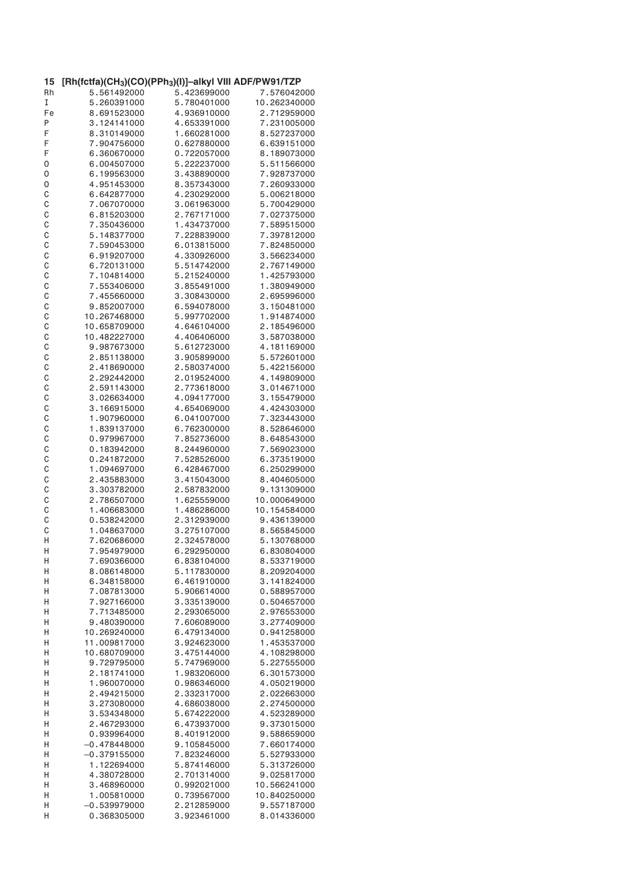**15 [Rh(fctfa)($CH_3$)(CO)($PPh_3$)(I)]–alkyl VIII ADF/PW91/TZP**

| | | | |
|---|---|---|---|
| Rh | 5.561492000 | 5.423699000 | 7.576042000 |
| I | 5.260391000 | 5.780401000 | 10.262340000 |
| Fe | 8.691523000 | 4.936910000 | 2.712959000 |
| P | 3.124141000 | 4.653391000 | 7.231005000 |
| F | 8.310149000 | 1.660281000 | 8.527237000 |
| F | 7.904756000 | 0.627880000 | 6.639151000 |
| F | 6.360670000 | 0.722057000 | 8.189073000 |
| O | 6.004507000 | 5.222237000 | 5.511566000 |
| O | 6.199563000 | 3.438890000 | 7.928737000 |
| O | 4.951453000 | 8.357343000 | 7.260933000 |
| C | 6.642877000 | 4.230292000 | 5.006218000 |
| C | 7.067070000 | 3.061963000 | 5.700429000 |
| C | 6.815203000 | 2.767171000 | 7.027375000 |
| C | 7.350436000 | 1.434737000 | 7.589515000 |
| C | 5.148377000 | 7.228839000 | 7.397812000 |
| C | 7.590453000 | 6.013815000 | 7.824850000 |
| C | 6.919207000 | 4.330926000 | 3.566234000 |
| C | 6.720131000 | 5.514742000 | 2.767149000 |
| C | 7.104814000 | 5.215240000 | 1.425793000 |
| C | 7.553406000 | 3.855491000 | 1.380949000 |
| C | 7.455660000 | 3.308430000 | 2.695996000 |
| C | 9.852007000 | 6.594078000 | 3.150481000 |
| C | 10.267468000 | 5.997702000 | 1.914874000 |
| C | 10.658709000 | 4.646104000 | 2.185496000 |
| C | 10.482227000 | 4.406406000 | 3.587038000 |
| C | 9.987673000 | 5.612723000 | 4.181169000 |
| C | 2.851138000 | 3.905899000 | 5.572601000 |
| C | 2.418690000 | 2.580374000 | 5.422156000 |
| C | 2.292442000 | 2.019524000 | 4.149809000 |
| C | 2.591143000 | 2.773618000 | 3.014671000 |
| C | 3.026634000 | 4.094177000 | 3.155479000 |
| C | 3.166915000 | 4.654069000 | 4.424303000 |
| C | 1.907960000 | 6.041007000 | 7.323443000 |
| C | 1.839137000 | 6.762300000 | 8.528646000 |
| C | 0.979967000 | 7.852736000 | 8.648543000 |
| C | 0.183942000 | 8.244960000 | 7.569023000 |
| C | 0.241872000 | 7.528526000 | 6.373519000 |
| C | 1.094697000 | 6.428467000 | 6.250299000 |
| C | 2.435883000 | 3.415043000 | 8.404605000 |
| C | 3.303782000 | 2.587832000 | 9.131309000 |
| C | 2.786507000 | 1.625559000 | 10.000649000 |
| C | 1.406683000 | 1.486286000 | 10.154584000 |
| C | 0.538242000 | 2.312939000 | 9.436139000 |
| C | 1.048637000 | 3.275107000 | 8.565845000 |
| H | 7.620686000 | 2.324578000 | 5.130768000 |
| H | 7.954979000 | 6.292950000 | 6.830804000 |
| H | 7.690366000 | 6.838104000 | 8.533719000 |
| H | 8.086148000 | 5.117830000 | 8.209204000 |
| H | 6.348158000 | 6.461910000 | 3.141824000 |
| H | 7.087813000 | 5.906614000 | 0.588957000 |
| H | 7.927166000 | 3.335139000 | 0.504657000 |
| H | 7.713485000 | 2.293065000 | 2.976553000 |
| H | 9.480390000 | 7.606089000 | 3.277409000 |
| H | 10.269240000 | 6.479134000 | 0.941258000 |
| H | 11.009817000 | 3.924623000 | 1.453537000 |
| H | 10.680709000 | 3.475144000 | 4.108298000 |
| H | 9.729795000 | 5.747969000 | 5.227555000 |
| H | 2.181741000 | 1.983206000 | 6.301573000 |
| H | 1.960070000 | 0.986346000 | 4.050219000 |
| H | 2.494215000 | 2.332317000 | 2.022663000 |
| H | 3.273080000 | 4.686038000 | 2.274500000 |
| H | 3.534348000 | 5.674222000 | 4.523289000 |
| H | 2.467293000 | 6.473937000 | 9.373015000 |
| H | 0.939964000 | 8.401912000 | 9.588659000 |
| H | −0.478448000 | 9.105845000 | 7.660174000 |
| H | −0.379155000 | 7.823246000 | 5.527933000 |
| H | 1.122694000 | 5.874146000 | 5.313726000 |
| H | 4.380728000 | 2.701314000 | 9.025817000 |
| H | 3.468960000 | 0.992021000 | 10.566241000 |
| H | 1.005810000 | 0.739567000 | 10.840250000 |
| H | −0.539979000 | 2.212859000 | 9.557187000 |
| H | 0.368305000 | 3.923461000 | 8.014336000 |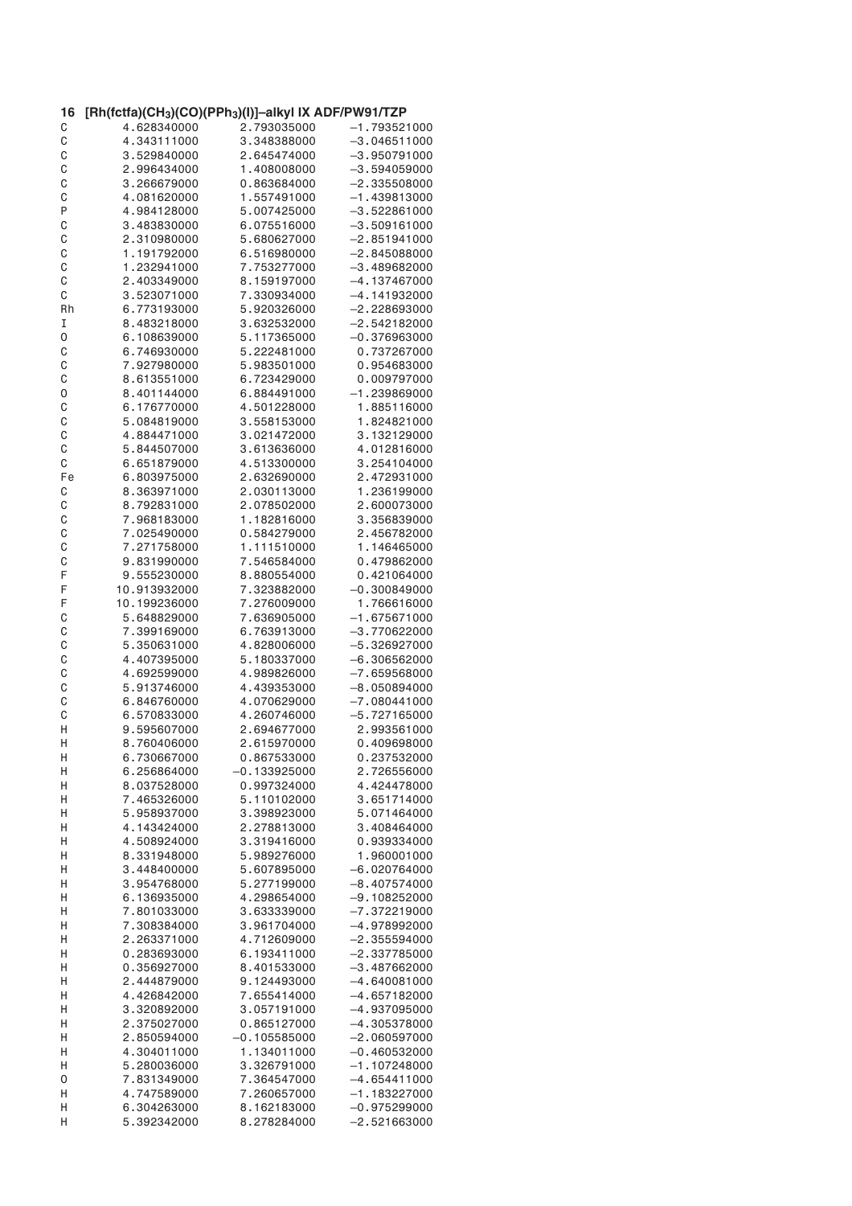**16 [Rh(fctfa)($CH_3$)(CO)($PPh_3$)(I)]–alkyl IX ADF/PW91/TZP**

```
C        4.628340000     2.793035000    -1.793521000
C        4.343111000     3.348388000    -3.046511000
C        3.529840000     2.645474000    -3.950791000
C        2.996434000     1.408008000    -3.594059000
C        3.266679000     0.863684000    -2.335508000
C        4.081620000     1.557491000    -1.439813000
P        4.984128000     5.007425000    -3.522861000
C        3.483830000     6.075516000    -3.509161000
C        2.310980000     5.680627000    -2.851941000
C        1.191792000     6.516980000    -2.845088000
C        1.232941000     7.753277000    -3.489682000
C        2.403349000     8.159197000    -4.137467000
C        3.523071000     7.330934000    -4.141932000
Rh       6.773193000     5.920326000    -2.228693000
I        8.483218000     3.632532000    -2.542182000
O        6.108639000     5.117365000    -0.376963000
C        6.746930000     5.222481000     0.737267000
C        7.927980000     5.983501000     0.954683000
C        8.613551000     6.723429000     0.009797000
O        8.401144000     6.884491000    -1.239869000
C        6.176770000     4.501228000     1.885116000
C        5.084819000     3.558153000     1.824821000
C        4.884471000     3.021472000     3.132129000
C        5.844507000     3.613636000     4.012816000
C        6.651879000     4.513300000     3.254104000
Fe       6.803975000     2.632690000     2.472931000
C        8.363971000     2.030113000     1.236199000
C        8.792831000     2.078502000     2.600073000
C        7.968183000     1.182816000     3.356839000
C        7.025490000     0.584279000     2.456782000
C        7.271758000     1.111510000     1.146465000
C        9.831990000     7.546584000     0.479862000
F        9.555230000     8.880554000     0.421064000
F       10.913932000     7.323882000    -0.300849000
F       10.199236000     7.276009000     1.766616000
C        5.648829000     7.636905000    -1.675671000
C        7.399169000     6.763913000    -3.770622000
C        5.350631000     4.828006000    -5.326927000
C        4.407395000     5.180337000    -6.306562000
C        4.692599000     4.989826000    -7.659568000
C        5.913746000     4.439353000    -8.050894000
C        6.846760000     4.070629000    -7.080441000
C        6.570833000     4.260746000    -5.727165000
H        9.595607000     2.694677000     2.993561000
H        8.760406000     2.615970000     0.409698000
H        6.730667000     0.867533000     0.237532000
H        6.256864000    -0.133925000     2.726556000
H        8.037528000     0.997324000     4.424478000
H        7.465326000     5.110102000     3.651714000
H        5.958937000     3.398923000     5.071464000
H        4.143424000     2.278813000     3.408464000
H        4.508924000     3.319416000     0.939334000
H        8.331948000     5.989276000     1.960001000
H        3.448400000     5.607895000    -6.020764000
H        3.954768000     5.277199000    -8.407574000
H        6.136935000     4.298654000    -9.108252000
H        7.801033000     3.633339000    -7.372219000
H        7.308384000     3.961704000    -4.978992000
H        2.263371000     4.712609000    -2.355594000
H        0.283693000     6.193411000    -2.337785000
H        0.356927000     8.401533000    -3.487662000
H        2.444879000     9.124493000    -4.640081000
H        4.426842000     7.655414000    -4.657182000
H        3.320892000     3.057191000    -4.937095000
H        2.375027000     0.865127000    -4.305378000
H        2.850594000    -0.105585000    -2.060597000
H        4.304011000     1.134011000    -0.460532000
H        5.280036000     3.326791000    -1.107248000
O        7.831349000     7.364547000    -4.654411000
H        4.747589000     7.260657000    -1.183227000
H        6.304263000     8.162183000    -0.975299000
H        5.392342000     8.278284000    -2.521663000
```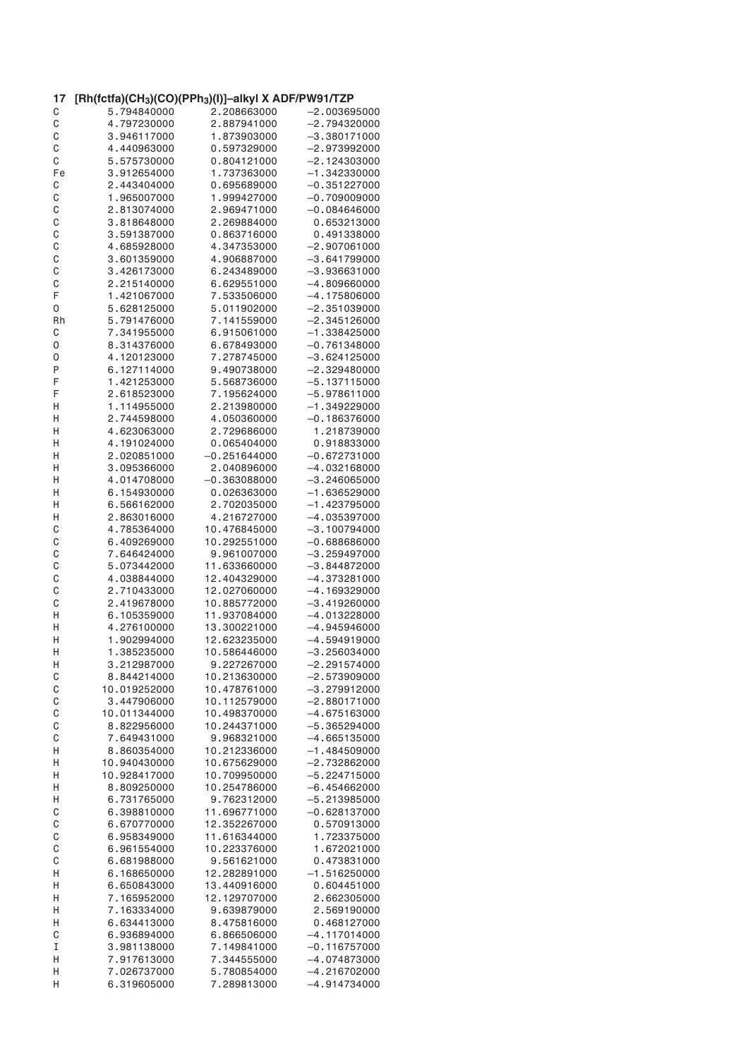**17 $[Rh(fctfa)(CH_3)(CO)(PPh_3)(I)]$–alkyl X ADF/PW91/TZP**

```
C     5.794840000     2.208663000    -2.003695000
C     4.797230000     2.887941000    -2.794320000
C     3.946117000     1.873903000    -3.380171000
C     4.440963000     0.597329000    -2.973992000
C     5.575730000     0.804121000    -2.124303000
Fe    3.912654000     1.737363000    -1.342330000
C     2.443404000     0.695689000    -0.351227000
C     1.965007000     1.999427000    -0.709009000
C     2.813074000     2.969471000    -0.084646000
C     3.818648000     2.269884000     0.653213000
C     3.591387000     0.863716000     0.491338000
C     4.685928000     4.347353000    -2.907061000
C     3.601359000     4.906887000    -3.641799000
C     3.426173000     6.243489000    -3.936631000
C     2.215140000     6.629551000    -4.809660000
F     1.421067000     7.533506000    -4.175806000
O     5.628125000     5.011902000    -2.351039000
Rh    5.791476000     7.141559000    -2.345126000
C     7.341955000     6.915061000    -1.338425000
O     8.314376000     6.678493000    -0.761348000
O     4.120123000     7.278745000    -3.624125000
P     6.127114000     9.490738000    -2.329480000
F     1.421253000     5.568736000    -5.137115000
F     2.618523000     7.195624000    -5.978611000
H     1.114955000     2.213980000    -1.349229000
H     2.744598000     4.050360000    -0.186376000
H     4.623063000     2.729686000     1.218739000
H     4.191024000     0.065404000     0.918833000
H     2.020851000    -0.251644000    -0.672731000
H     3.095366000     2.040896000    -4.032168000
H     4.014708000    -0.363088000    -3.246065000
H     6.154930000     0.026363000    -1.636529000
H     6.566162000     2.702035000    -1.423795000
H     2.863016000     4.216727000    -4.035397000
C     4.785364000    10.476845000    -3.100794000
C     6.409269000    10.292551000    -0.688686000
C     7.646424000     9.961007000    -3.259497000
C     5.073442000    11.633660000    -3.844872000
C     4.038844000    12.404329000    -4.373281000
C     2.710433000    12.027060000    -4.169329000
C     2.419678000    10.885772000    -3.419260000
H     6.105359000    11.937084000    -4.013228000
H     4.276100000    13.300221000    -4.945946000
H     1.902994000    12.623235000    -4.594919000
H     1.385235000    10.586446000    -3.256034000
H     3.212987000     9.227267000    -2.291574000
C     8.844214000    10.213630000    -2.573909000
C    10.019252000    10.478761000    -3.279912000
C     3.447906000    10.112579000    -2.880171000
C    10.011344000    10.498370000    -4.675163000
C     8.822956000    10.244371000    -5.365294000
C     7.649431000     9.968321000    -4.665135000
H     8.860354000    10.212336000    -1.484509000
H    10.940430000    10.675629000    -2.732862000
H    10.928417000    10.709950000    -5.224715000
H     8.809250000    10.254786000    -6.454662000
H     6.731765000     9.762312000    -5.213985000
C     6.398810000    11.696771000    -0.628137000
C     6.670770000    12.352267000     0.570913000
C     6.958349000    11.616344000     1.723375000
C     6.961554000    10.223376000     1.672021000
C     6.681988000     9.561621000     0.473831000
H     6.168650000    12.282891000    -1.516250000
H     6.650843000    13.440916000     0.604451000
H     7.165952000    12.129707000     2.662305000
H     7.163334000     9.639879000     2.569190000
H     6.634413000     8.475816000     0.468127000
C     6.936894000     6.866506000    -4.117014000
I     3.981138000     7.149841000    -0.116757000
H     7.917613000     7.344555000    -4.074873000
H     7.026737000     5.780854000    -4.216702000
H     6.319605000     7.289813000    -4.914734000
```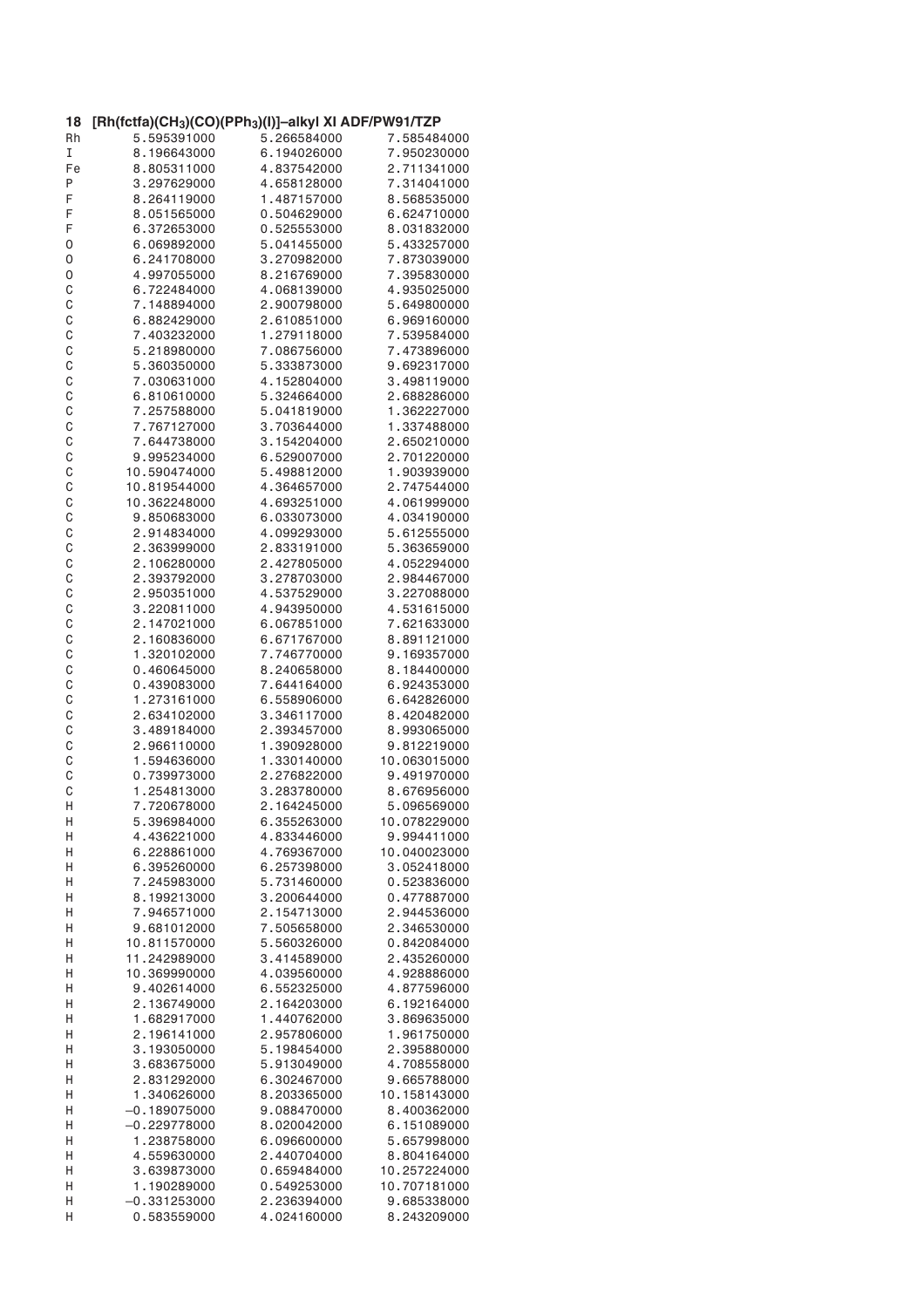**18 [Rh(fctfa)($CH_3$)(CO)($PPh_3$)(I)]–alkyl XI ADF/PW91/TZP**

```
Rh     5.595391000    5.266584000    7.585484000
I      8.196643000    6.194026000    7.950230000
Fe     8.805311000    4.837542000    2.711341000
P      3.297629000    4.658128000    7.314041000
F      8.264119000    1.487157000    8.568535000
F      8.051565000    0.504629000    6.624710000
F      6.372653000    0.525553000    8.031832000
O      6.069892000    5.041455000    5.433257000
O      6.241708000    3.270982000    7.873039000
O      4.997055000    8.216769000    7.395830000
C      6.722484000    4.068139000    4.935025000
C      7.148894000    2.900798000    5.649800000
C      6.882429000    2.610851000    6.969160000
C      7.403232000    1.279118000    7.539584000
C      5.218980000    7.086756000    7.473896000
C      5.360350000    5.333873000    9.692317000
C      7.030631000    4.152804000    3.498119000
C      6.810610000    5.324664000    2.688286000
C      7.257588000    5.041819000    1.362227000
C      7.767127000    3.703644000    1.337488000
C      7.644738000    3.154204000    2.650210000
C      9.995234000    6.529007000    2.701220000
C     10.590474000    5.498812000    1.903939000
C     10.819544000    4.364657000    2.747544000
C     10.362248000    4.693251000    4.061999000
C      9.850683000    6.033073000    4.034190000
C      2.914834000    4.099293000    5.612555000
C      2.363999000    2.833191000    5.363659000
C      2.106280000    2.427805000    4.052294000
C      2.393792000    3.278703000    2.984467000
C      2.950351000    4.537529000    3.227088000
C      3.220811000    4.943950000    4.531615000
C      2.147021000    6.067851000    7.621633000
C      2.160836000    6.671767000    8.891121000
C      1.320102000    7.746770000    9.169357000
C      0.460645000    8.240658000    8.184400000
C      0.439083000    7.644164000    6.924353000
C      1.273161000    6.558906000    6.642826000
C      2.634102000    3.346117000    8.420482000
C      3.489184000    2.393457000    8.993065000
C      2.966110000    1.390928000    9.812219000
C      1.594636000    1.330140000   10.063015000
C      0.739973000    2.276822000    9.491970000
C      1.254813000    3.283780000    8.676956000
H      7.720678000    2.164245000    5.096569000
H      5.396984000    6.355263000   10.078229000
H      4.436221000    4.833446000    9.994411000
H      6.228861000    4.769367000   10.040023000
H      6.395260000    6.257398000    3.052418000
H      7.245983000    5.731460000    0.523836000
H      8.199213000    3.200644000    0.477887000
H      7.946571000    2.154713000    2.944536000
H      9.681012000    7.505658000    2.346530000
H     10.811570000    5.560326000    0.842084000
H     11.242989000    3.414589000    2.435260000
H     10.369990000    4.039560000    4.928886000
H      9.402614000    6.552325000    4.877596000
H      2.136749000    2.164203000    6.192164000
H      1.682917000    1.440762000    3.869635000
H      2.196141000    2.957806000    1.961750000
H      3.193050000    5.198454000    2.395880000
H      3.683675000    5.913049000    4.708558000
H      2.831292000    6.302467000    9.665788000
H      1.340626000    8.203365000   10.158143000
H     -0.189075000    9.088470000    8.400362000
H     -0.229778000    8.020042000    6.151089000
H      1.238758000    6.096600000    5.657998000
H      4.559630000    2.440704000    8.804164000
H      3.639873000    0.659484000   10.257224000
H      1.190289000    0.549253000   10.707181000
H     -0.331253000    2.236394000    9.685338000
H      0.583559000    4.024160000    8.243209000
```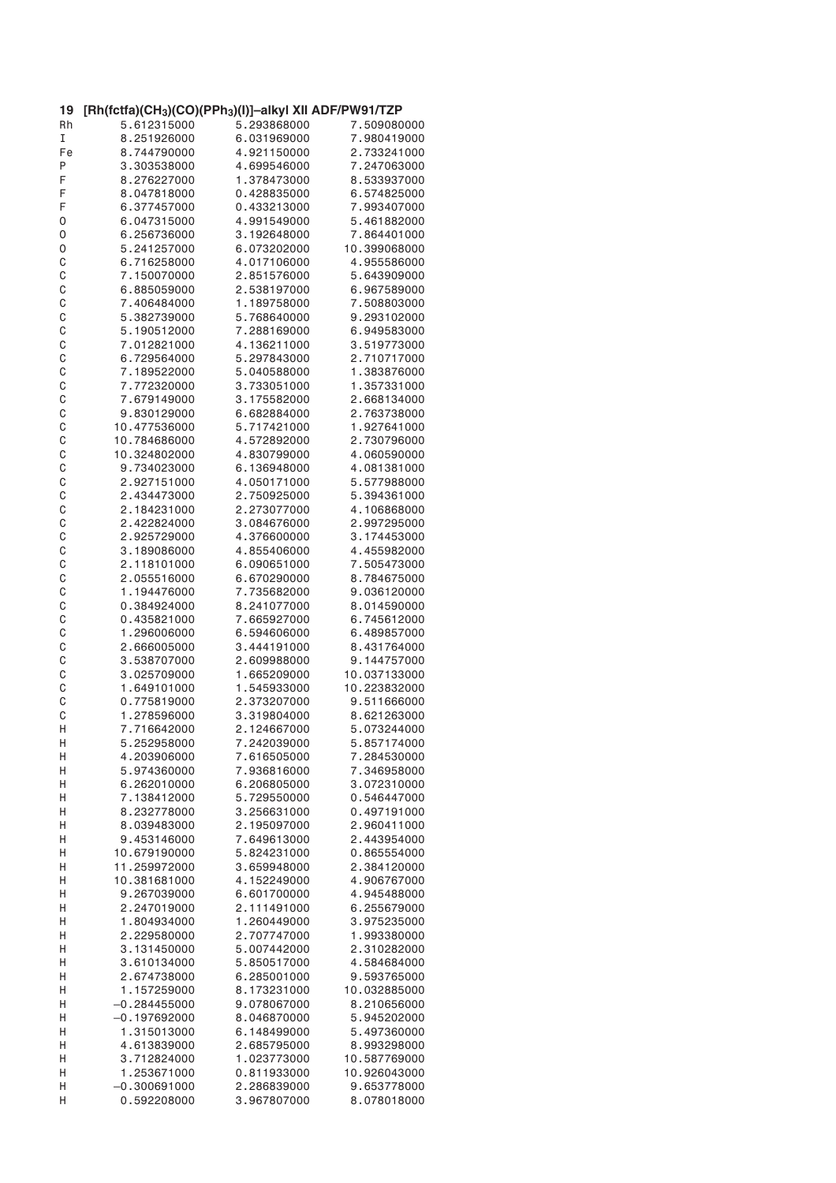**19 [Rh(fctfa)($CH_3$)(CO)($PPh_3$)(I)]–alkyl XII ADF/PW91/TZP**

| | | | |
|---|---|---|---|
| Rh | 5.612315000 | 5.293868000 | 7.509080000 |
| I | 8.251926000 | 6.031969000 | 7.980419000 |
| Fe | 8.744790000 | 4.921150000 | 2.733241000 |
| P | 3.303538000 | 4.699546000 | 7.247063000 |
| F | 8.276227000 | 1.378473000 | 8.533937000 |
| F | 8.047818000 | 0.428835000 | 6.574825000 |
| F | 6.377457000 | 0.433213000 | 7.993407000 |
| O | 6.047315000 | 4.991549000 | 5.461882000 |
| O | 6.256736000 | 3.192648000 | 7.864401000 |
| O | 5.241257000 | 6.073202000 | 10.399068000 |
| C | 6.716258000 | 4.017106000 | 4.955586000 |
| C | 7.150070000 | 2.851576000 | 5.643909000 |
| C | 6.885059000 | 2.538197000 | 6.967589000 |
| C | 7.406484000 | 1.189758000 | 7.508803000 |
| C | 5.382739000 | 5.768640000 | 9.293102000 |
| C | 5.190512000 | 7.288169000 | 6.949583000 |
| C | 7.012821000 | 4.136211000 | 3.519773000 |
| C | 6.729564000 | 5.297843000 | 2.710717000 |
| C | 7.189522000 | 5.040588000 | 1.383876000 |
| C | 7.772320000 | 3.733051000 | 1.357331000 |
| C | 7.679149000 | 3.175582000 | 2.668134000 |
| C | 9.830129000 | 6.682884000 | 2.763738000 |
| C | 10.477536000 | 5.717421000 | 1.927641000 |
| C | 10.784686000 | 4.572892000 | 2.730796000 |
| C | 10.324802000 | 4.830799000 | 4.060590000 |
| C | 9.734023000 | 6.136948000 | 4.081381000 |
| C | 2.927151000 | 4.050171000 | 5.577988000 |
| C | 2.434473000 | 2.750925000 | 5.394361000 |
| C | 2.184231000 | 2.273077000 | 4.106868000 |
| C | 2.422824000 | 3.084676000 | 2.997295000 |
| C | 2.925729000 | 4.376600000 | 3.174453000 |
| C | 3.189086000 | 4.855406000 | 4.455982000 |
| C | 2.118101000 | 6.090651000 | 7.505473000 |
| C | 2.055516000 | 6.670290000 | 8.784675000 |
| C | 1.194476000 | 7.735682000 | 9.036120000 |
| C | 0.384924000 | 8.241077000 | 8.014590000 |
| C | 0.435821000 | 7.665927000 | 6.745612000 |
| C | 1.296006000 | 6.594606000 | 6.489857000 |
| C | 2.666005000 | 3.444191000 | 8.431764000 |
| C | 3.538707000 | 2.609988000 | 9.144757000 |
| C | 3.025709000 | 1.665209000 | 10.037133000 |
| C | 1.649101000 | 1.545933000 | 10.223832000 |
| C | 0.775819000 | 2.373207000 | 9.511666000 |
| C | 1.278596000 | 3.319804000 | 8.621263000 |
| H | 7.716642000 | 2.124667000 | 5.073244000 |
| H | 5.252958000 | 7.242039000 | 5.857174000 |
| H | 4.203906000 | 7.616505000 | 7.284530000 |
| H | 5.974360000 | 7.936816000 | 7.346958000 |
| H | 6.262010000 | 6.206805000 | 3.072310000 |
| H | 7.138412000 | 5.729550000 | 0.546447000 |
| H | 8.232778000 | 3.256631000 | 0.497191000 |
| H | 8.039483000 | 2.195097000 | 2.960411000 |
| H | 9.453146000 | 7.649613000 | 2.443954000 |
| H | 10.679190000 | 5.824231000 | 0.865554000 |
| H | 11.259972000 | 3.659948000 | 2.384120000 |
| H | 10.381681000 | 4.152249000 | 4.906767000 |
| H | 9.267039000 | 6.601700000 | 4.945488000 |
| H | 2.247019000 | 2.111491000 | 6.255679000 |
| H | 1.804934000 | 1.260449000 | 3.975235000 |
| H | 2.229580000 | 2.707747000 | 1.993380000 |
| H | 3.131450000 | 5.007442000 | 2.310282000 |
| H | 3.610134000 | 5.850517000 | 4.584684000 |
| H | 2.674738000 | 6.285001000 | 9.593765000 |
| H | 1.157259000 | 8.173231000 | 10.032885000 |
| H | −0.284455000 | 9.078067000 | 8.210656000 |
| H | −0.197692000 | 8.046870000 | 5.945202000 |
| H | 1.315013000 | 6.148499000 | 5.497360000 |
| H | 4.613839000 | 2.685795000 | 8.993298000 |
| H | 3.712824000 | 1.023773000 | 10.587769000 |
| H | 1.253671000 | 0.811933000 | 10.926043000 |
| H | −0.300691000 | 2.286839000 | 9.653778000 |
| H | 0.592208000 | 3.967807000 | 8.078018000 |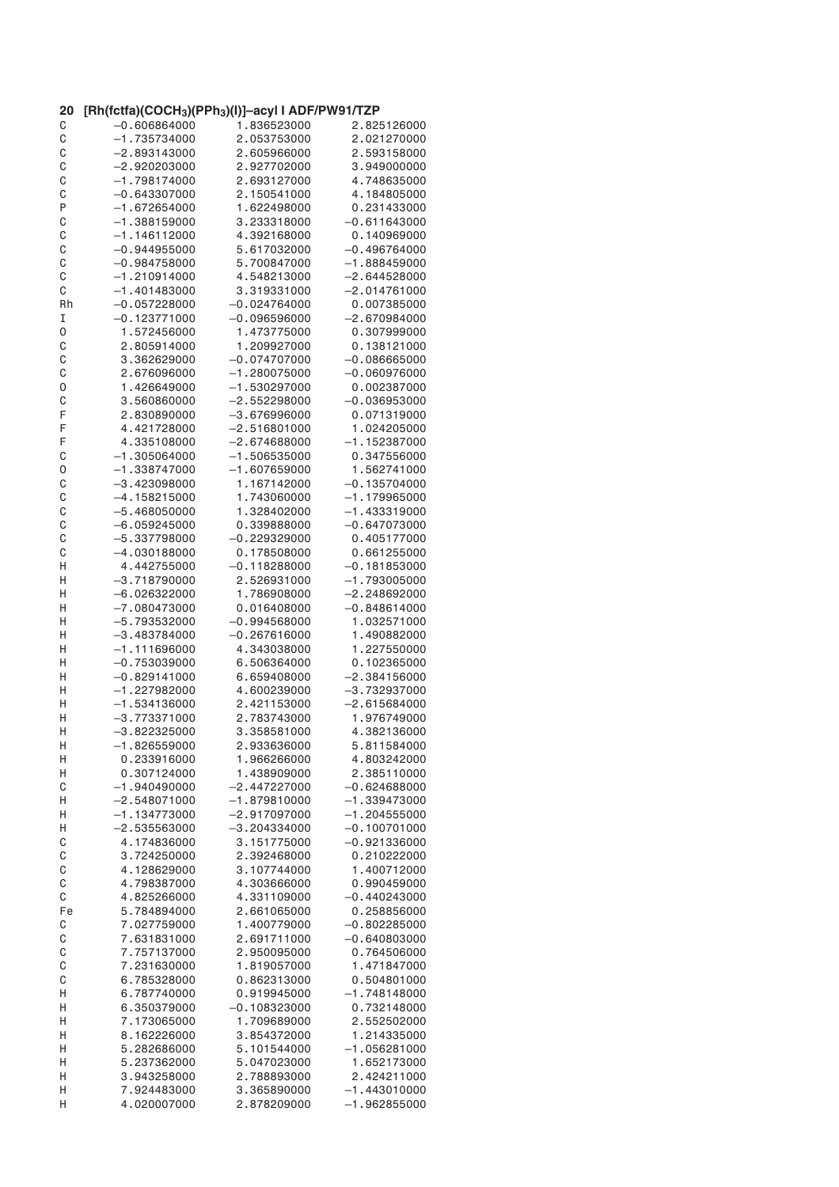**20 [Rh(fctfa)($COCH_3$)($PPh_3$)(I)]–acyl I ADF/PW91/TZP**

```
C   -0.606864000   1.836523000   2.825126000
C   -1.735734000   2.053753000   2.021270000
C   -2.893143000   2.605966000   2.593158000
C   -2.920203000   2.927702000   3.949000000
C   -1.798174000   2.693127000   4.748635000
C   -0.643307000   2.150541000   4.184805000
P   -1.672654000   1.622498000   0.231433000
C   -1.388159000   3.233318000  -0.611643000
C   -1.146112000   4.392168000   0.140969000
C   -0.944955000   5.617032000  -0.496764000
C   -0.984758000   5.700847000  -1.888459000
C   -1.210914000   4.548213000  -2.644528000
C   -1.401483000   3.319331000  -2.014761000
Rh  -0.057228000  -0.024764000   0.007385000
I   -0.123771000  -0.096596000  -2.670984000
O    1.572456000   1.473775000   0.307999000
C    2.805914000   1.209927000   0.138121000
C    3.362629000  -0.074707000  -0.086665000
C    2.676096000  -1.280075000  -0.060976000
O    1.426649000  -1.530297000   0.002387000
C    3.560860000  -2.552298000  -0.036953000
F    2.830890000  -3.676996000   0.071319000
F    4.421728000  -2.516801000   1.024205000
F    4.335108000  -2.674688000  -1.152387000
C   -1.305064000  -1.506535000   0.347556000
O   -1.338747000  -1.607659000   1.562741000
C   -3.423098000   1.167142000  -0.135704000
C   -4.158215000   1.743060000  -1.179965000
C   -5.468050000   1.328402000  -1.433319000
C   -6.059245000   0.339888000  -0.647073000
C   -5.337798000  -0.229329000   0.405177000
C   -4.030188000   0.178508000   0.661255000
H    4.442755000  -0.118288000  -0.181853000
H   -3.718790000   2.526931000  -1.793005000
H   -6.026322000   1.786908000  -2.248692000
H   -7.080473000   0.016408000  -0.848614000
H   -5.793532000  -0.994568000   1.032571000
H   -3.483784000  -0.267616000   1.490882000
H   -1.111696000   4.343038000   1.227550000
H   -0.753039000   6.506364000   0.102365000
H   -0.829141000   6.659408000  -2.384156000
H   -1.227982000   4.600239000  -3.732937000
H   -1.534136000   2.421153000  -2.615684000
H   -3.773371000   2.783743000   1.976749000
H   -3.822325000   3.358581000   4.382136000
H   -1.826559000   2.933636000   5.811584000
H    0.233916000   1.966266000   4.803242000
H    0.307124000   1.438909000   2.385110000
C   -1.940490000  -2.447227000  -0.624688000
H   -2.548071000  -1.879810000  -1.339473000
H   -1.134773000  -2.917097000  -1.204555000
H   -2.535563000  -3.204334000  -0.100701000
C    4.174836000   3.151775000  -0.921336000
C    3.724250000   2.392468000   0.210222000
C    4.128629000   3.107744000   1.400712000
C    4.798387000   4.303666000   0.990459000
C    4.825266000   4.331109000  -0.440243000
Fe   5.784894000   2.661065000   0.258856000
C    7.027759000   1.400779000  -0.802285000
C    7.631831000   2.691711000  -0.640803000
C    7.757137000   2.950095000   0.764506000
C    7.231630000   1.819057000   1.471847000
C    6.785328000   0.862313000   0.504801000
H    6.787740000   0.919945000  -1.748148000
H    6.350379000  -0.108323000   0.732148000
H    7.173065000   1.709689000   2.552502000
H    8.162226000   3.854372000   1.214335000
H    5.282686000   5.101544000  -1.056281000
H    5.237362000   5.047023000   1.652173000
H    3.943258000   2.788893000   2.424211000
H    7.924483000   3.365890000  -1.443010000
H    4.020007000   2.878209000  -1.962855000
```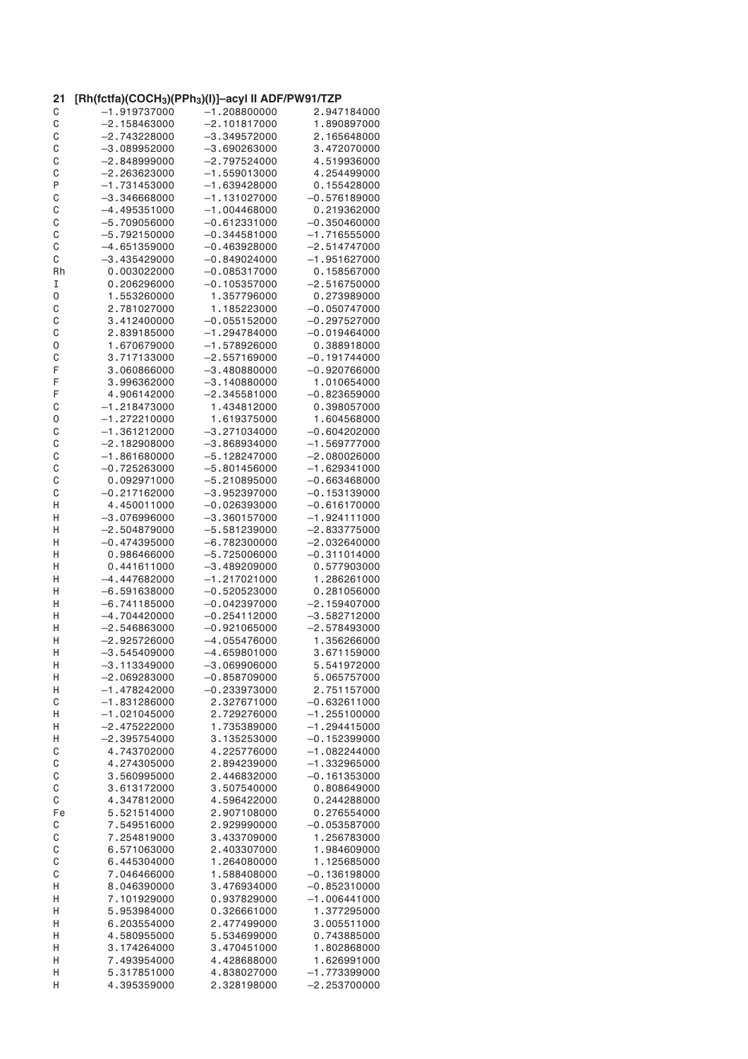**21 [Rh(fctfa)(COCH$_3$)(PPh$_3$)(I)]–acyl II ADF/PW91/TZP**

```
C     -1.919737000    -1.208800000     2.947184000
C     -2.158463000    -2.101817000     1.890897000
C     -2.743228000    -3.349572000     2.165648000
C     -3.089952000    -3.690263000     3.472070000
C     -2.848999000    -2.797524000     4.519936000
C     -2.263623000    -1.559013000     4.254499000
P     -1.731453000    -1.639428000     0.155428000
C     -3.346668000    -1.131027000    -0.576189000
C     -4.495351000    -1.004468000     0.219362000
C     -5.709056000    -0.612331000    -0.350460000
C     -5.792150000    -0.344581000    -1.716555000
C     -4.651359000    -0.463928000    -2.514747000
C     -3.435429000    -0.849024000    -1.951627000
Rh     0.003022000    -0.085317000     0.158567000
I      0.206296000    -0.105357000    -2.516750000
O      1.553260000     1.357796000     0.273989000
C      2.781027000     1.185223000    -0.050747000
C      3.412400000    -0.055152000    -0.297527000
C      2.839185000    -1.294784000    -0.019464000
O      1.670679000    -1.578926000     0.388918000
C      3.717133000    -2.557169000    -0.191744000
F      3.060866000    -3.480880000    -0.920766000
F      3.996362000    -3.140880000     1.010654000
F      4.906142000    -2.345581000    -0.823659000
C     -1.218473000     1.434812000     0.398057000
O     -1.272210000     1.619375000     1.604568000
C     -1.361212000    -3.271034000    -0.604202000
C     -2.182908000    -3.868934000    -1.569777000
C     -1.861680000    -5.128247000    -2.080026000
C     -0.725263000    -5.801456000    -1.629341000
C      0.092971000    -5.210895000    -0.663468000
C     -0.217162000    -3.952397000    -0.153139000
H      4.450011000    -0.026393000    -0.616170000
H     -3.076996000    -3.360157000    -1.924111000
H     -2.504879000    -5.581239000    -2.833775000
H     -0.474395000    -6.782300000    -2.032640000
H      0.986466000    -5.725006000    -0.311014000
H      0.441611000    -3.489209000     0.577903000
H     -4.447682000    -1.217021000     1.286261000
H     -6.591638000    -0.520523000     0.281056000
H     -6.741185000    -0.042397000    -2.159407000
H     -4.704420000    -0.254112000    -3.582712000
H     -2.546863000    -0.921065000    -2.578493000
H     -2.925726000    -4.055476000     1.356266000
H     -3.545409000    -4.659801000     3.671159000
H     -3.113349000    -3.069906000     5.541972000
H     -2.069283000    -0.858709000     5.065757000
H     -1.478242000    -0.233973000     2.751157000
C     -1.831286000     2.327671000    -0.632611000
H     -1.021045000     2.729276000    -1.255100000
H     -2.475222000     1.735389000    -1.294415000
H     -2.395754000     3.135253000    -0.152399000
C      4.743702000     4.225776000    -1.082244000
C      4.274305000     2.894239000    -1.332965000
C      3.560995000     2.446832000    -0.161353000
C      3.613172000     3.507540000     0.808649000
C      4.347812000     4.596422000     0.244288000
Fe     5.521514000     2.907108000     0.276554000
C      7.549516000     2.929990000    -0.053587000
C      7.254819000     3.433709000     1.256783000
C      6.571063000     2.403307000     1.984609000
C      6.445304000     1.264080000     1.125685000
C      7.046466000     1.588408000    -0.136198000
H      8.046390000     3.476934000    -0.852310000
H      7.101929000     0.937829000    -1.006441000
H      5.953984000     0.326661000     1.377295000
H      6.203554000     2.477499000     3.005511000
H      4.580955000     5.534699000     0.743885000
H      3.174264000     3.470451000     1.802868000
H      7.493954000     4.428688000     1.626991000
H      5.317851000     4.838027000    -1.773399000
H      4.395359000     2.328198000    -2.253700000
```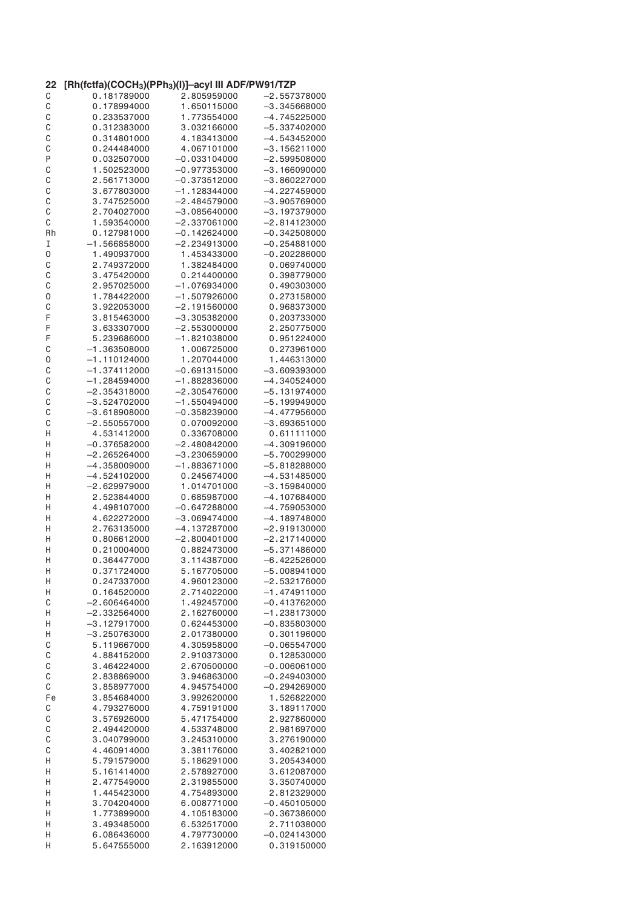**22 [Rh(fctfa)(COCH$_3$)(PPh$_3$)(I)]–acyl III ADF/PW91/TZP**

```
C     0.181789000    2.805959000   -2.557378000
C     0.178994000    1.650115000   -3.345668000
C     0.233537000    1.773554000   -4.745225000
C     0.312383000    3.032166000   -5.337402000
C     0.314801000    4.183413000   -4.543452000
C     0.244484000    4.067101000   -3.156211000
P     0.032507000   -0.033104000   -2.599508000
C     1.502523000   -0.977353000   -3.166090000
C     2.561713000   -0.373512000   -3.860227000
C     3.677803000   -1.128344000   -4.227459000
C     3.747525000   -2.484579000   -3.905769000
C     2.704027000   -3.085640000   -3.197379000
C     1.593540000   -2.337061000   -2.814123000
Rh    0.127981000   -0.142624000   -0.342508000
I    -1.566858000   -2.234913000   -0.254881000
O     1.490937000    1.453433000   -0.202286000
C     2.749372000    1.382484000    0.069740000
C     3.475420000    0.214400000    0.398779000
C     2.957025000   -1.076934000    0.490303000
O     1.784422000   -1.507926000    0.273158000
C     3.922053000   -2.191560000    0.968373000
F     3.815463000   -3.305382000    0.203733000
F     3.633307000   -2.553000000    2.250775000
F     5.239686000   -1.821038000    0.951224000
C    -1.363508000    1.006725000    0.273961000
O    -1.110124000    1.207044000    1.446313000
C    -1.374112000   -0.691315000   -3.609393000
C    -1.284594000   -1.882836000   -4.340524000
C    -2.354318000   -2.305476000   -5.131974000
C    -3.524702000   -1.550494000   -5.199949000
C    -3.618908000   -0.358239000   -4.477956000
C    -2.550557000    0.070092000   -3.693651000
H     4.531412000    0.336708000    0.611111000
H    -0.376582000   -2.480842000   -4.309196000
H    -2.265264000   -3.230659000   -5.700299000
H    -4.358009000   -1.883671000   -5.818288000
H    -4.524102000    0.245674000   -4.531485000
H    -2.629979000    1.014701000   -3.159840000
H     2.523844000    0.685987000   -4.107684000
H     4.498107000   -0.647288000   -4.759053000
H     4.622272000   -3.069474000   -4.189748000
H     2.763135000   -4.137287000   -2.919130000
H     0.806612000   -2.800401000   -2.217140000
H     0.210004000    0.882473000   -5.371486000
H     0.364477000    3.114387000   -6.422526000
H     0.371724000    5.167705000   -5.008941000
H     0.247337000    4.960123000   -2.532176000
H     0.164520000    2.714022000   -1.474911000
C    -2.606464000    1.492457000   -0.413762000
H    -2.332564000    2.162760000   -1.238173000
H    -3.127917000    0.624453000   -0.835803000
H    -3.250763000    2.017380000    0.301196000
C     5.119667000    4.305958000   -0.065547000
C     4.884152000    2.910373000    0.128530000
C     3.464224000    2.670500000   -0.006061000
C     2.838869000    3.946863000   -0.249403000
C     3.858977000    4.945754000   -0.294269000
Fe    3.854684000    3.992620000    1.526822000
C     4.793276000    4.759191000    3.189117000
C     3.576926000    5.471754000    2.927860000
C     2.494420000    4.533748000    2.981697000
C     3.040799000    3.245310000    3.276190000
C     4.460914000    3.381176000    3.402821000
H     5.791579000    5.186291000    3.205434000
H     5.161414000    2.578927000    3.612087000
H     2.477549000    2.319855000    3.350740000
H     1.445423000    4.754893000    2.812329000
H     3.704204000    6.008771000   -0.450105000
H     1.773899000    4.105183000   -0.367386000
H     3.493485000    6.532517000    2.711038000
H     6.086436000    4.797730000   -0.024143000
H     5.647555000    2.163912000    0.319150000
```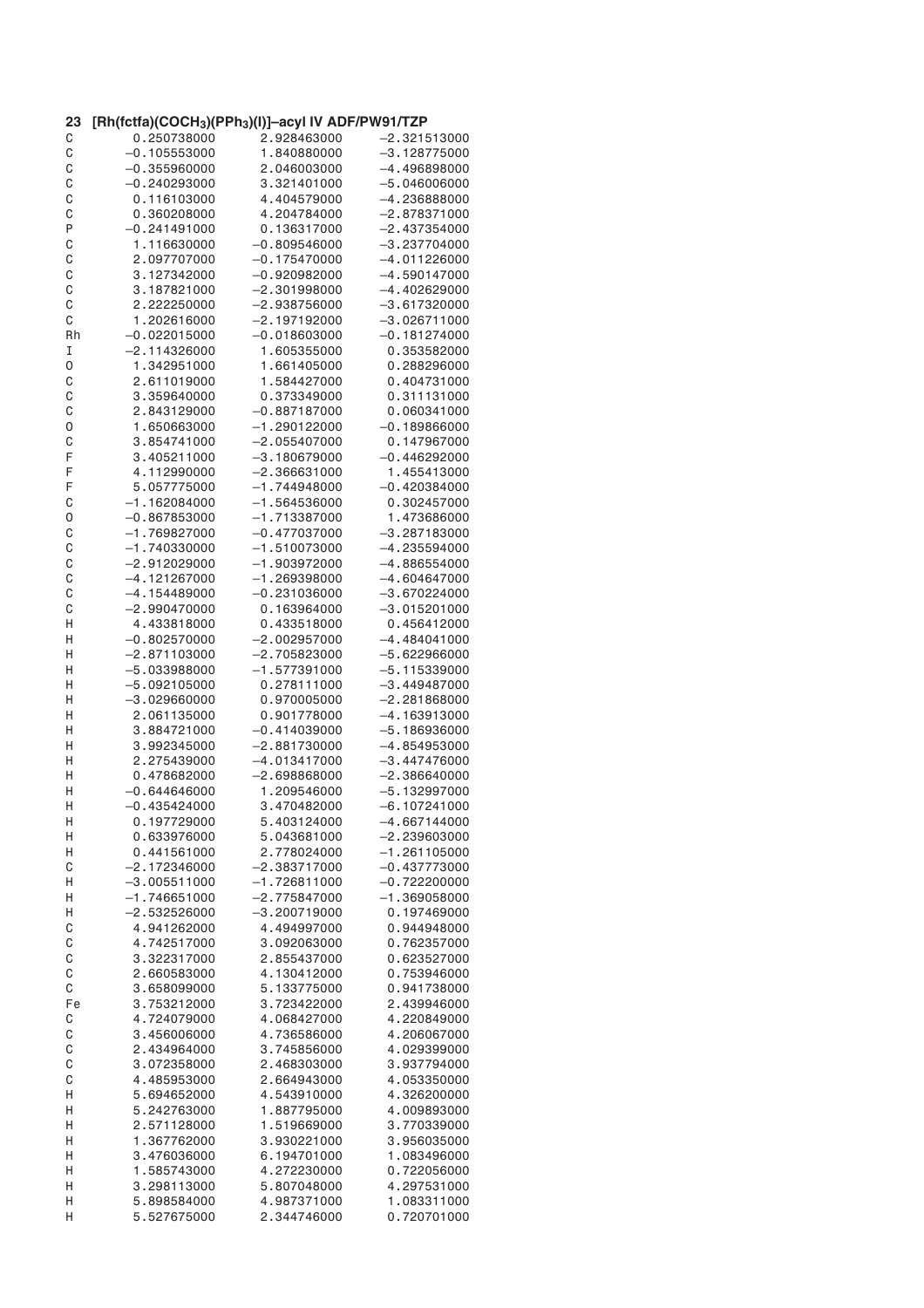**23 [Rh(fctfa)(COCH$_3$)(PPh$_3$)(I)]–acyl IV ADF/PW91/TZP**

```
C     0.250738000    2.928463000   -2.321513000
C    -0.105553000    1.840880000   -3.128775000
C    -0.355960000    2.046003000   -4.496898000
C    -0.240293000    3.321401000   -5.046006000
C     0.116103000    4.404579000   -4.236888000
C     0.360208000    4.204784000   -2.878371000
P    -0.241491000    0.136317000   -2.437354000
C     1.116630000   -0.809546000   -3.237704000
C     2.097707000   -0.175470000   -4.011226000
C     3.127342000   -0.920982000   -4.590147000
C     3.187821000   -2.301998000   -4.402629000
C     2.222250000   -2.938756000   -3.617320000
C     1.202616000   -2.197192000   -3.026711000
Rh   -0.022015000   -0.018603000   -0.181274000
I    -2.114326000    1.605355000    0.353582000
O     1.342951000    1.661405000    0.288296000
C     2.611019000    1.584427000    0.404731000
C     3.359640000    0.373349000    0.311131000
C     2.843129000   -0.887187000    0.060341000
O     1.650663000   -1.290122000   -0.189866000
C     3.854741000   -2.055407000    0.147967000
F     3.405211000   -3.180679000   -0.446292000
F     4.112990000   -2.366631000    1.455413000
F     5.057775000   -1.744948000   -0.420384000
C    -1.162084000   -1.564536000    0.302457000
O    -0.867853000   -1.713387000    1.473686000
C    -1.769827000   -0.477037000   -3.287183000
C    -1.740330000   -1.510073000   -4.235594000
C    -2.912029000   -1.903972000   -4.886554000
C    -4.121267000   -1.269398000   -4.604647000
C    -4.154489000   -0.231036000   -3.670224000
C    -2.990470000    0.163964000   -3.015201000
H     4.433818000    0.433518000    0.456412000
H    -0.802570000   -2.002957000   -4.484041000
H    -2.871103000   -2.705823000   -5.622966000
H    -5.033988000   -1.577391000   -5.115339000
H    -5.092105000    0.278111000   -3.449487000
H    -3.029660000    0.970005000   -2.281868000
H     2.061135000    0.901778000   -4.163913000
H     3.884721000   -0.414039000   -5.186936000
H     3.992345000   -2.881730000   -4.854953000
H     2.275439000   -4.013417000   -3.447476000
H     0.478682000   -2.698868000   -2.386640000
H    -0.644646000    1.209546000   -5.132997000
H    -0.435424000    3.470482000   -6.107241000
H     0.197729000    5.403124000   -4.667144000
H     0.633976000    5.043681000   -2.239603000
H     0.441561000    2.778024000   -1.261105000
C    -2.172346000   -2.383717000   -0.437773000
H    -3.005511000   -1.726811000   -0.722200000
H    -1.746651000   -2.775847000   -1.369058000
H    -2.532526000   -3.200719000    0.197469000
C     4.941262000    4.494997000    0.944948000
C     4.742517000    3.092063000    0.762357000
C     3.322317000    2.855437000    0.623527000
C     2.660583000    4.130412000    0.753946000
C     3.658099000    5.133775000    0.941738000
Fe    3.753212000    3.723422000    2.439946000
C     4.724079000    4.068427000    4.220849000
C     3.456006000    4.736586000    4.206067000
C     2.434964000    3.745856000    4.029399000
C     3.072358000    2.468303000    3.937794000
C     4.485953000    2.664943000    4.053350000
H     5.694652000    4.543910000    4.326200000
H     5.242763000    1.887795000    4.009893000
H     2.571128000    1.519669000    3.770339000
H     1.367762000    3.930221000    3.956035000
H     3.476036000    6.194701000    1.083496000
H     1.585743000    4.272230000    0.722056000
H     3.298113000    5.807048000    4.297531000
H     5.898584000    4.987371000    1.083311000
H     5.527675000    2.344746000    0.720701000
```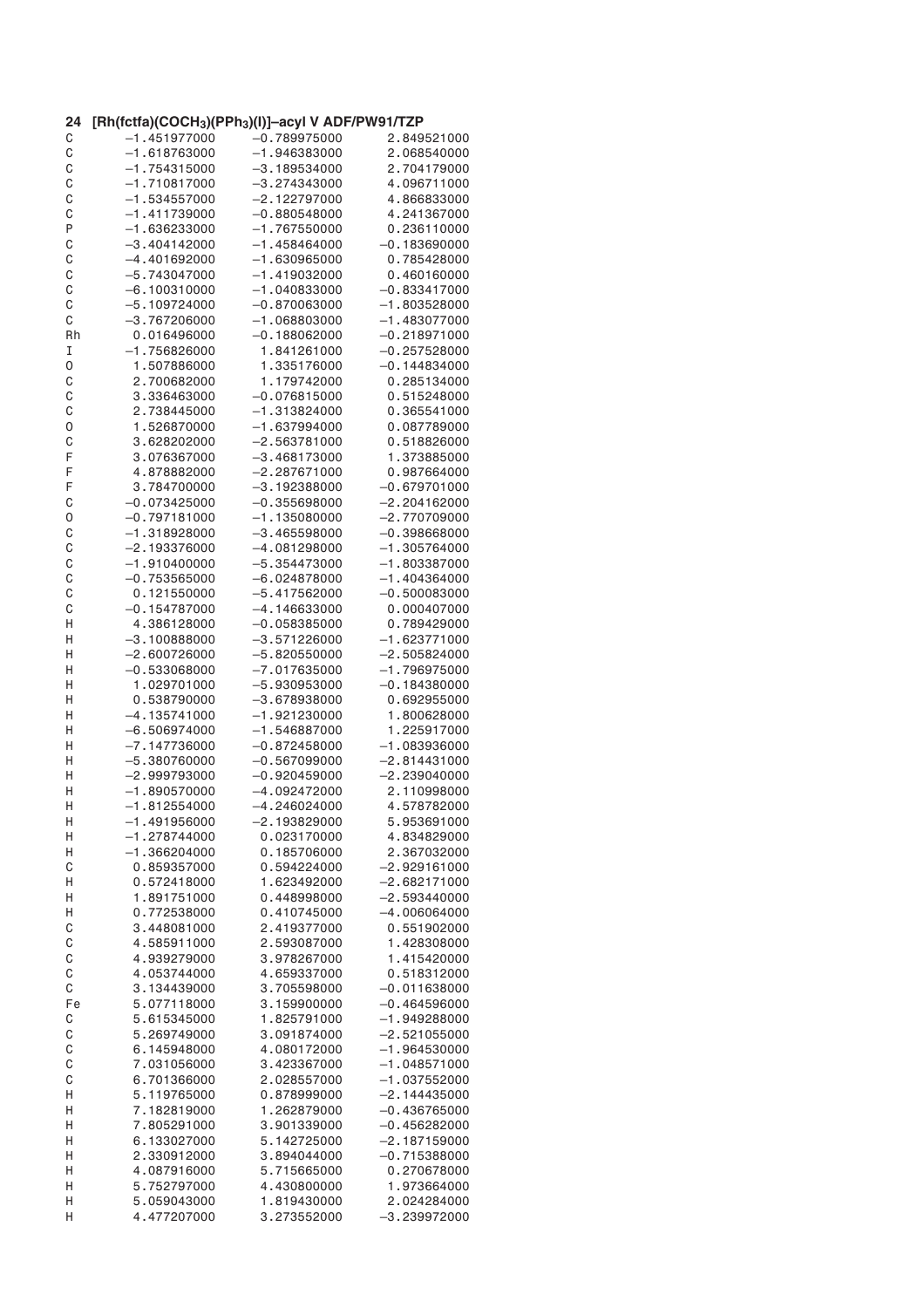**24 [Rh(fctfa)(COCH$_3$)(PPh$_3$)(I)]–acyl V ADF/PW91/TZP**

```
C    -1.451977000   -0.789975000    2.849521000
C    -1.618763000   -1.946383000    2.068540000
C    -1.754315000   -3.189534000    2.704179000
C    -1.710817000   -3.274343000    4.096711000
C    -1.534557000   -2.122797000    4.866833000
C    -1.411739000   -0.880548000    4.241367000
P    -1.636233000   -1.767550000    0.236110000
C    -3.404142000   -1.458464000   -0.183690000
C    -4.401692000   -1.630965000    0.785428000
C    -5.743047000   -1.419032000    0.460160000
C    -6.100310000   -1.040833000   -0.833417000
C    -5.109724000   -0.870063000   -1.803528000
C    -3.767206000   -1.068803000   -1.483077000
Rh    0.016496000   -0.188062000   -0.218971000
I    -1.756826000    1.841261000   -0.257528000
O     1.507886000    1.335176000   -0.144834000
C     2.700682000    1.179742000    0.285134000
C     3.336463000   -0.076815000    0.515248000
C     2.738445000   -1.313824000    0.365541000
O     1.526870000   -1.637994000    0.087789000
C     3.628202000   -2.563781000    0.518826000
F     3.076367000   -3.468173000    1.373885000
F     4.878882000   -2.287671000    0.987664000
F     3.784700000   -3.192388000   -0.679701000
C    -0.073425000   -0.355698000   -2.204162000
O    -0.797181000   -1.135080000   -2.770709000
C    -1.318928000   -3.465598000   -0.398668000
C    -2.193376000   -4.081298000   -1.305764000
C    -1.910400000   -5.354473000   -1.803387000
C    -0.753565000   -6.024878000   -1.404364000
C     0.121550000   -5.417562000   -0.500083000
C    -0.154787000   -4.146633000    0.000407000
H     4.386128000   -0.058385000    0.789429000
H    -3.100888000   -3.571226000   -1.623771000
H    -2.600726000   -5.820550000   -2.505824000
H    -0.533068000   -7.017635000   -1.796975000
H     1.029701000   -5.930953000   -0.184380000
H     0.538790000   -3.678938000    0.692955000
H    -4.135741000   -1.921230000    1.800628000
H    -6.506974000   -1.546887000    1.225917000
H    -7.147736000   -0.872458000   -1.083936000
H    -5.380760000   -0.567099000   -2.814431000
H    -2.999793000   -0.920459000   -2.239040000
H    -1.890570000   -4.092472000    2.110998000
H    -1.812554000   -4.246024000    4.578782000
H    -1.491956000   -2.193829000    5.953691000
H    -1.278744000    0.023170000    4.834829000
H    -1.366204000    0.185706000    2.367032000
C     0.859357000    0.594224000   -2.929161000
H     0.572418000    1.623492000   -2.682171000
H     1.891751000    0.448998000   -2.593440000
H     0.772538000    0.410745000   -4.006064000
C     3.448081000    2.419377000    0.551902000
C     4.585911000    2.593087000    1.428308000
C     4.939279000    3.978267000    1.415420000
C     4.053744000    4.659337000    0.518312000
C     3.134439000    3.705598000   -0.011638000
Fe    5.077118000    3.159900000   -0.464596000
C     5.615345000    1.825791000   -1.949288000
C     5.269749000    3.091874000   -2.521055000
C     6.145948000    4.080172000   -1.964530000
C     7.031056000    3.423367000   -1.048571000
C     6.701366000    2.028557000   -1.037552000
H     5.119765000    0.878999000   -2.144435000
H     7.182819000    1.262879000   -0.436765000
H     7.805291000    3.901339000   -0.456282000
H     6.133027000    5.142725000   -2.187159000
H     2.330912000    3.894044000   -0.715388000
H     4.087916000    5.715665000    0.270678000
H     5.752797000    4.430800000    1.973664000
H     5.059043000    1.819430000    2.024284000
H     4.477207000    3.273552000   -3.239972000
```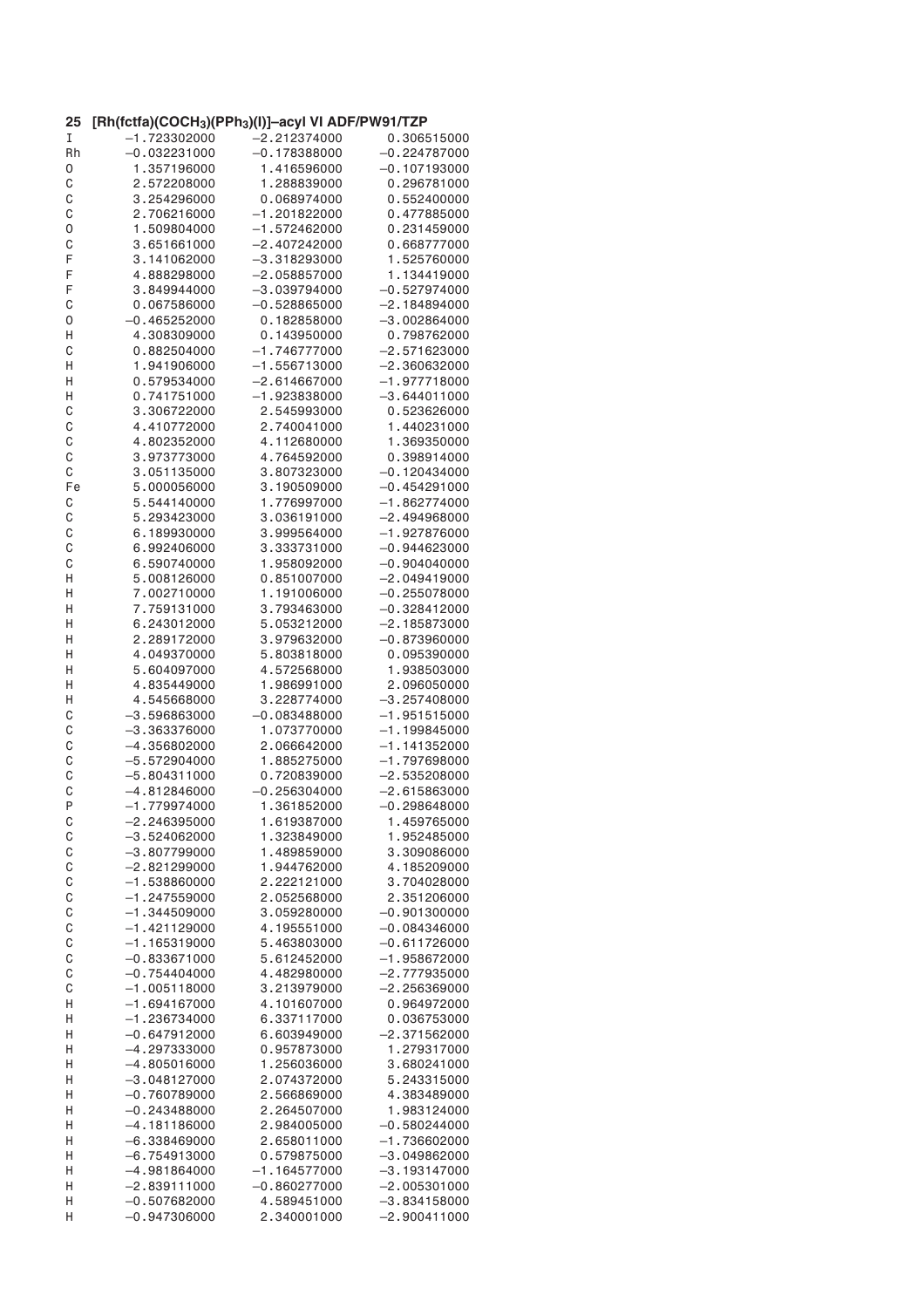**25 [Rh(fctfa)(COCH$_3$)(PPh$_3$)(I)]–acyl VI ADF/PW91/TZP**

| | | | |
|---|---|---|---|
| I | −1.723302000 | −2.212374000 | 0.306515000 |
| Rh | −0.032231000 | −0.178388000 | −0.224787000 |
| O | 1.357196000 | 1.416596000 | −0.107193000 |
| C | 2.572208000 | 1.288839000 | 0.296781000 |
| C | 3.254296000 | 0.068974000 | 0.552400000 |
| C | 2.706216000 | −1.201822000 | 0.477885000 |
| O | 1.509804000 | −1.572462000 | 0.231459000 |
| C | 3.651661000 | −2.407242000 | 0.668777000 |
| F | 3.141062000 | −3.318293000 | 1.525760000 |
| F | 4.888298000 | −2.058857000 | 1.134419000 |
| F | 3.849944000 | −3.039794000 | −0.527974000 |
| C | 0.067586000 | −0.528865000 | −2.184894000 |
| O | −0.465252000 | 0.182858000 | −3.002864000 |
| H | 4.308309000 | 0.143950000 | 0.798762000 |
| C | 0.882504000 | −1.746777000 | −2.571623000 |
| H | 1.941906000 | −1.556713000 | −2.360632000 |
| H | 0.579534000 | −2.614667000 | −1.977718000 |
| H | 0.741751000 | −1.923838000 | −3.644011000 |
| C | 3.306722000 | 2.545993000 | 0.523626000 |
| C | 4.410772000 | 2.740041000 | 1.440231000 |
| C | 4.802352000 | 4.112680000 | 1.369350000 |
| C | 3.973773000 | 4.764592000 | 0.398914000 |
| C | 3.051135000 | 3.807323000 | −0.120434000 |
| Fe | 5.000056000 | 3.190509000 | −0.454291000 |
| C | 5.544140000 | 1.776997000 | −1.862774000 |
| C | 5.293423000 | 3.036191000 | −2.494968000 |
| C | 6.189930000 | 3.999564000 | −1.927876000 |
| C | 6.992406000 | 3.333731000 | −0.944623000 |
| C | 6.590740000 | 1.958092000 | −0.904040000 |
| H | 5.008126000 | 0.851007000 | −2.049419000 |
| H | 7.002710000 | 1.191006000 | −0.255078000 |
| H | 7.759131000 | 3.793463000 | −0.328412000 |
| H | 6.243012000 | 5.053212000 | −2.185873000 |
| H | 2.289172000 | 3.979632000 | −0.873960000 |
| H | 4.049370000 | 5.803818000 | 0.095390000 |
| H | 5.604097000 | 4.572568000 | 1.938503000 |
| H | 4.835449000 | 1.986991000 | 2.096050000 |
| H | 4.545668000 | 3.228774000 | −3.257408000 |
| C | −3.596863000 | −0.083488000 | −1.951515000 |
| C | −3.363376000 | 1.073770000 | −1.199845000 |
| C | −4.356802000 | 2.066642000 | −1.141352000 |
| C | −5.572904000 | 1.885275000 | −1.797698000 |
| C | −5.804311000 | 0.720839000 | −2.535208000 |
| C | −4.812846000 | −0.256304000 | −2.615863000 |
| P | −1.779974000 | 1.361852000 | −0.298648000 |
| C | −2.246395000 | 1.619387000 | 1.459765000 |
| C | −3.524062000 | 1.323849000 | 1.952485000 |
| C | −3.807799000 | 1.489859000 | 3.309086000 |
| C | −2.821299000 | 1.944762000 | 4.185209000 |
| C | −1.538860000 | 2.222121000 | 3.704028000 |
| C | −1.247559000 | 2.052568000 | 2.351206000 |
| C | −1.344509000 | 3.059280000 | −0.901300000 |
| C | −1.421129000 | 4.195551000 | −0.084346000 |
| C | −1.165319000 | 5.463803000 | −0.611726000 |
| C | −0.833671000 | 5.612452000 | −1.958672000 |
| C | −0.754404000 | 4.482980000 | −2.777935000 |
| C | −1.005118000 | 3.213979000 | −2.256369000 |
| H | −1.694167000 | 4.101607000 | 0.964972000 |
| H | −1.236734000 | 6.337117000 | 0.036753000 |
| H | −0.647912000 | 6.603949000 | −2.371562000 |
| H | −4.297333000 | 0.957873000 | 1.279317000 |
| H | −4.805016000 | 1.256036000 | 3.680241000 |
| H | −3.048127000 | 2.074372000 | 5.243315000 |
| H | −0.760789000 | 2.566869000 | 4.383489000 |
| H | −0.243488000 | 2.264507000 | 1.983124000 |
| H | −4.181186000 | 2.984005000 | −0.580244000 |
| H | −6.338469000 | 2.658011000 | −1.736602000 |
| H | −6.754913000 | 0.579875000 | −3.049862000 |
| H | −4.981864000 | −1.164577000 | −3.193147000 |
| H | −2.839111000 | −0.860277000 | −2.005301000 |
| H | −0.507682000 | 4.589451000 | −3.834158000 |
| H | −0.947306000 | 2.340001000 | −2.900411000 |